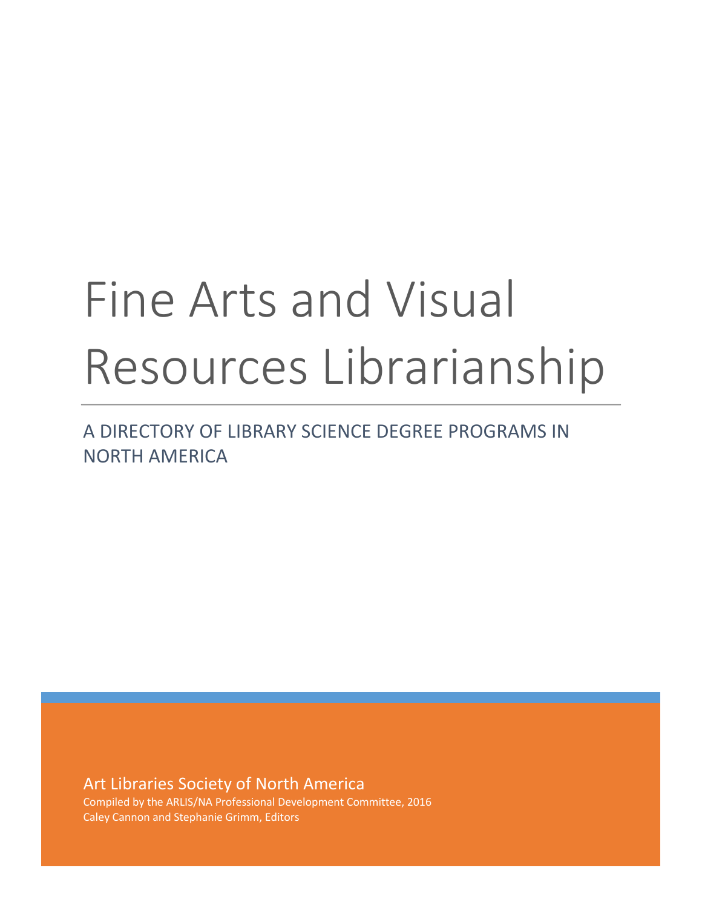# Fine Arts and Visual Resources Librarianship

## A DIRECTORY OF LIBRARY SCIENCE DEGREE PROGRAMS IN NORTH AMERICA

Art Libraries Society of North America

Compiled by the ARLIS/NA Professional Development Committee, 2016

Caley Cannon and Stephanie Grimm, Editors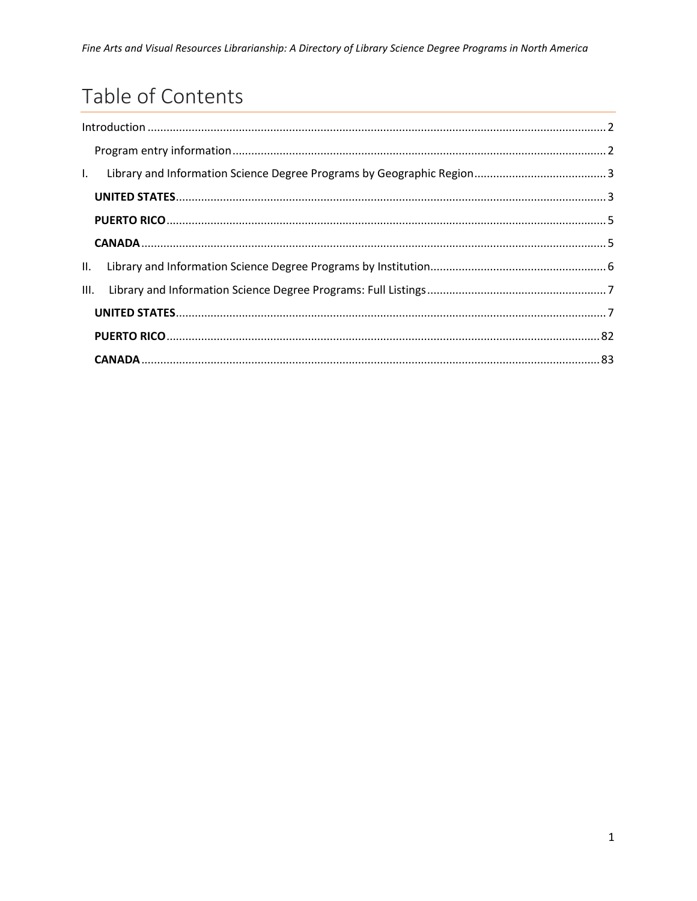# Table of Contents

Introduction .... 2

- Program entry information .... 2

I. Library and Information Science Degree Programs by Geographic Region .... 3

- **UNITED STATES** .... 3
- **PUERTO RICO** .... 5
- **CANADA** .... 5

II. Library and Information Science Degree Programs by Institution .... 6

III. Library and Information Science Degree Programs: Full Listings .... 7

- **UNITED STATES** .... 7
- **PUERTO RICO** .... 82
- **CANADA** .... 83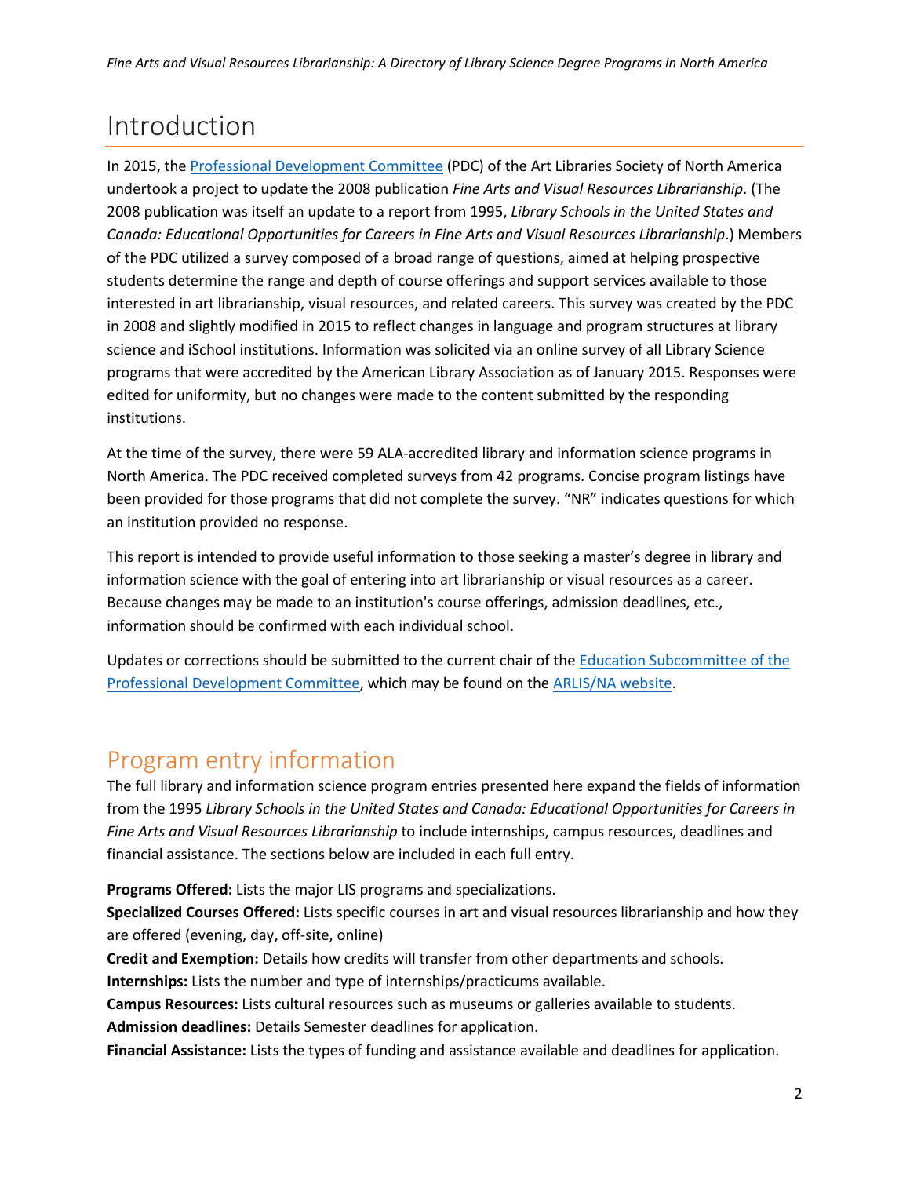# Introduction

In 2015, the [Professional Development Committee](#) (PDC) of the Art Libraries Society of North America undertook a project to update the 2008 publication *Fine Arts and Visual Resources Librarianship*. (The 2008 publication was itself an update to a report from 1995, *Library Schools in the United States and Canada: Educational Opportunities for Careers in Fine Arts and Visual Resources Librarianship*.) Members of the PDC utilized a survey composed of a broad range of questions, aimed at helping prospective students determine the range and depth of course offerings and support services available to those interested in art librarianship, visual resources, and related careers. This survey was created by the PDC in 2008 and slightly modified in 2015 to reflect changes in language and program structures at library science and iSchool institutions. Information was solicited via an online survey of all Library Science programs that were accredited by the American Library Association as of January 2015. Responses were edited for uniformity, but no changes were made to the content submitted by the responding institutions.

At the time of the survey, there were 59 ALA-accredited library and information science programs in North America. The PDC received completed surveys from 42 programs. Concise program listings have been provided for those programs that did not complete the survey. "NR" indicates questions for which an institution provided no response.

This report is intended to provide useful information to those seeking a master's degree in library and information science with the goal of entering into art librarianship or visual resources as a career. Because changes may be made to an institution's course offerings, admission deadlines, etc., information should be confirmed with each individual school.

Updates or corrections should be submitted to the current chair of the [Education Subcommittee of the Professional Development Committee](#), which may be found on the [ARLIS/NA website](#).

## Program entry information

The full library and information science program entries presented here expand the fields of information from the 1995 *Library Schools in the United States and Canada: Educational Opportunities for Careers in Fine Arts and Visual Resources Librarianship* to include internships, campus resources, deadlines and financial assistance. The sections below are included in each full entry.

**Programs Offered:** Lists the major LIS programs and specializations.
**Specialized Courses Offered:** Lists specific courses in art and visual resources librarianship and how they are offered (evening, day, off-site, online)
**Credit and Exemption:** Details how credits will transfer from other departments and schools.
**Internships:** Lists the number and type of internships/practicums available.
**Campus Resources:** Lists cultural resources such as museums or galleries available to students.
**Admission deadlines:** Details Semester deadlines for application.
**Financial Assistance:** Lists the types of funding and assistance available and deadlines for application.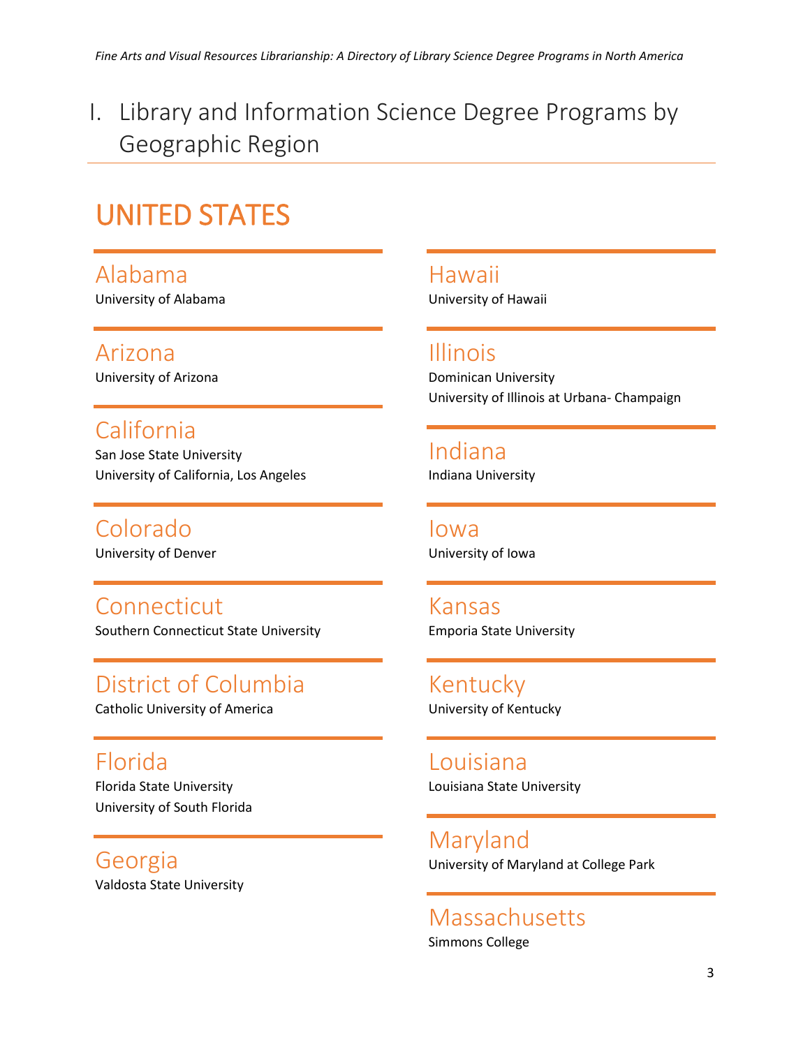# I. Library and Information Science Degree Programs by Geographic Region

## UNITED STATES

### Alabama
University of Alabama

### Arizona
University of Arizona

### California
San Jose State University
University of California, Los Angeles

### Colorado
University of Denver

### Connecticut
Southern Connecticut State University

### District of Columbia
Catholic University of America

### Florida
Florida State University
University of South Florida

### Georgia
Valdosta State University

### Hawaii
University of Hawaii

### Illinois
Dominican University
University of Illinois at Urbana- Champaign

### Indiana
Indiana University

### Iowa
University of Iowa

### Kansas
Emporia State University

### Kentucky
University of Kentucky

### Louisiana
Louisiana State University

### Maryland
University of Maryland at College Park

### Massachusetts
Simmons College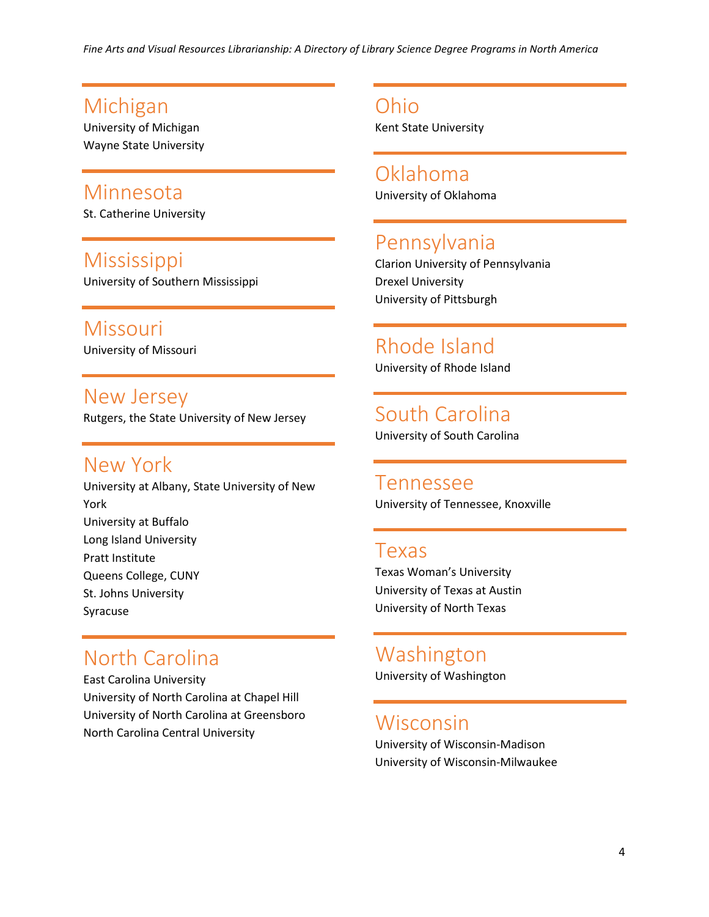## Michigan

University of Michigan
Wayne State University

## Minnesota

St. Catherine University

## Mississippi

University of Southern Mississippi

## Missouri

University of Missouri

## New Jersey

Rutgers, the State University of New Jersey

## New York

University at Albany, State University of New York
University at Buffalo
Long Island University
Pratt Institute
Queens College, CUNY
St. Johns University
Syracuse

## North Carolina

East Carolina University
University of North Carolina at Chapel Hill
University of North Carolina at Greensboro
North Carolina Central University

## Ohio

Kent State University

## Oklahoma

University of Oklahoma

## Pennsylvania

Clarion University of Pennsylvania
Drexel University
University of Pittsburgh

## Rhode Island

University of Rhode Island

## South Carolina

University of South Carolina

## Tennessee

University of Tennessee, Knoxville

## Texas

Texas Woman's University
University of Texas at Austin
University of North Texas

## Washington

University of Washington

## Wisconsin

University of Wisconsin-Madison
University of Wisconsin-Milwaukee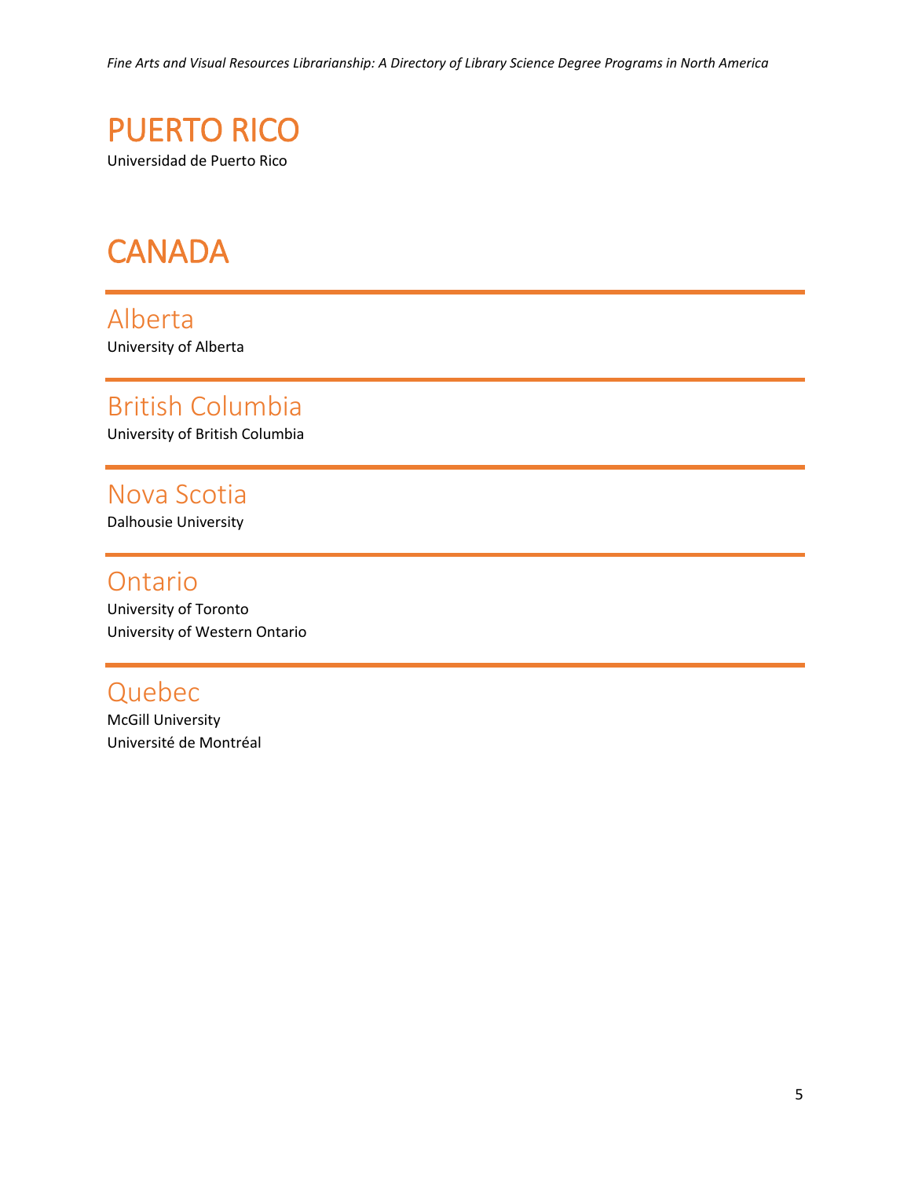# PUERTO RICO

Universidad de Puerto Rico

# CANADA

## Alberta

University of Alberta

## British Columbia

University of British Columbia

## Nova Scotia

Dalhousie University

## Ontario

University of Toronto
University of Western Ontario

## Quebec

McGill University
Université de Montréal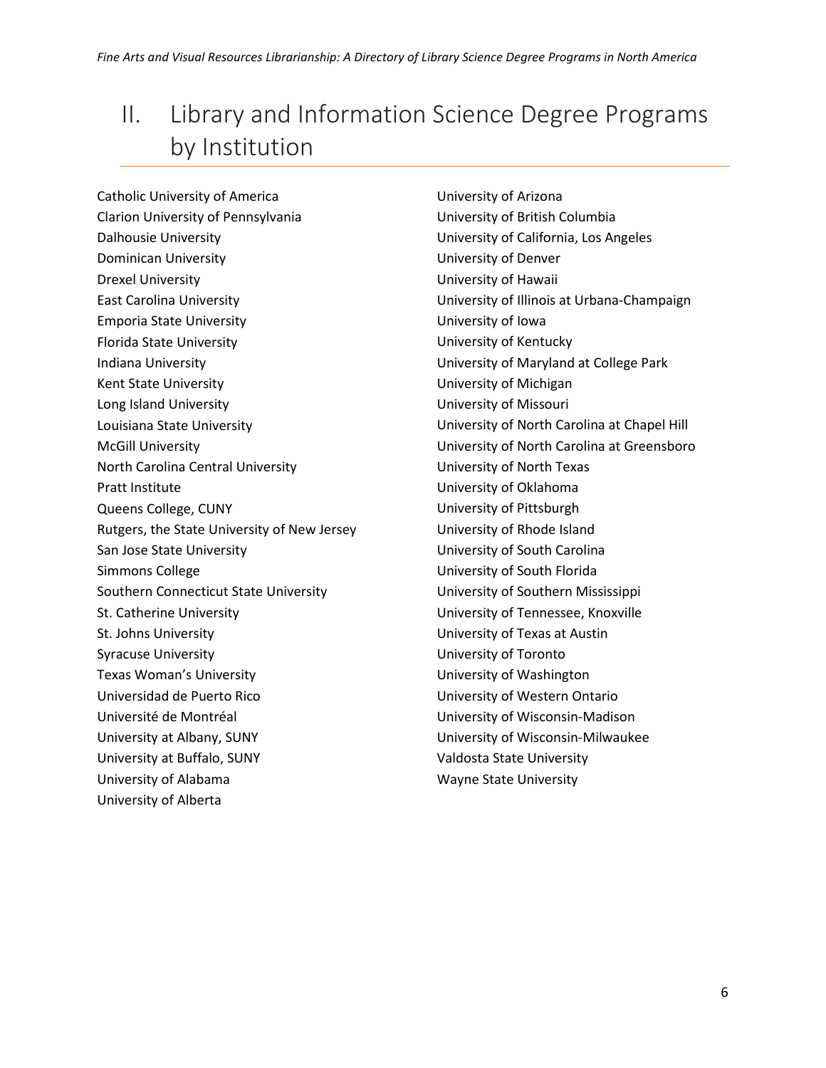# II. Library and Information Science Degree Programs by Institution

Catholic University of America
Clarion University of Pennsylvania
Dalhousie University
Dominican University
Drexel University
East Carolina University
Emporia State University
Florida State University
Indiana University
Kent State University
Long Island University
Louisiana State University
McGill University
North Carolina Central University
Pratt Institute
Queens College, CUNY
Rutgers, the State University of New Jersey
San Jose State University
Simmons College
Southern Connecticut State University
St. Catherine University
St. Johns University
Syracuse University
Texas Woman's University
Universidad de Puerto Rico
Université de Montréal
University at Albany, SUNY
University at Buffalo, SUNY
University of Alabama
University of Alberta
University of Arizona
University of British Columbia
University of California, Los Angeles
University of Denver
University of Hawaii
University of Illinois at Urbana-Champaign
University of Iowa
University of Kentucky
University of Maryland at College Park
University of Michigan
University of Missouri
University of North Carolina at Chapel Hill
University of North Carolina at Greensboro
University of North Texas
University of Oklahoma
University of Pittsburgh
University of Rhode Island
University of South Carolina
University of South Florida
University of Southern Mississippi
University of Tennessee, Knoxville
University of Texas at Austin
University of Toronto
University of Washington
University of Western Ontario
University of Wisconsin-Madison
University of Wisconsin-Milwaukee
Valdosta State University
Wayne State University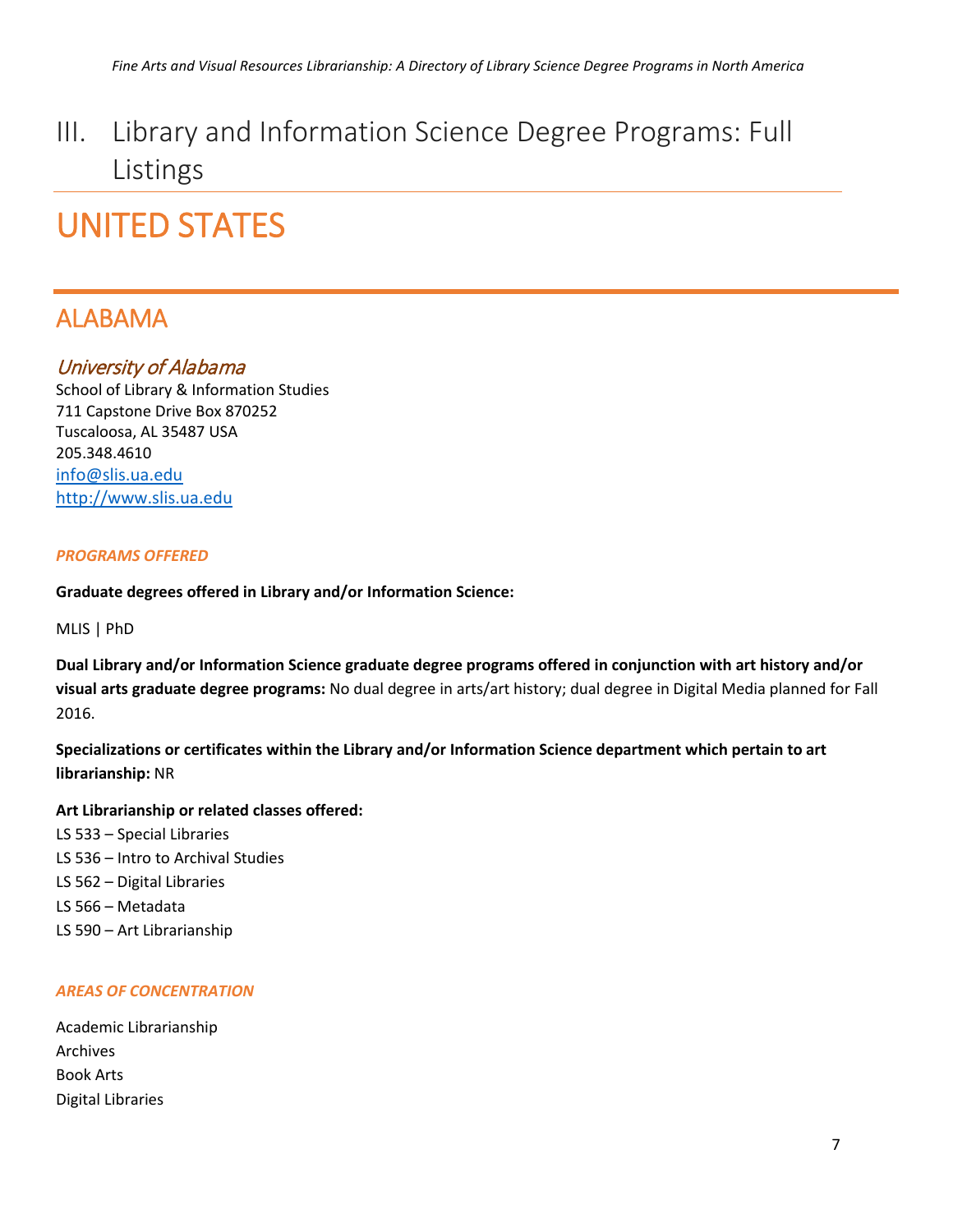# III. Library and Information Science Degree Programs: Full Listings

# UNITED STATES

## ALABAMA

### *University of Alabama*

School of Library & Information Studies
711 Capstone Drive Box 870252
Tuscaloosa, AL 35487 USA
205.348.4610
info@slis.ua.edu
http://www.slis.ua.edu

#### *PROGRAMS OFFERED*

**Graduate degrees offered in Library and/or Information Science:**

MLIS | PhD

**Dual Library and/or Information Science graduate degree programs offered in conjunction with art history and/or visual arts graduate degree programs:** No dual degree in arts/art history; dual degree in Digital Media planned for Fall 2016.

**Specializations or certificates within the Library and/or Information Science department which pertain to art librarianship:** NR

**Art Librarianship or related classes offered:**

LS 533 – Special Libraries
LS 536 – Intro to Archival Studies
LS 562 – Digital Libraries
LS 566 – Metadata
LS 590 – Art Librarianship

#### *AREAS OF CONCENTRATION*

Academic Librarianship
Archives
Book Arts
Digital Libraries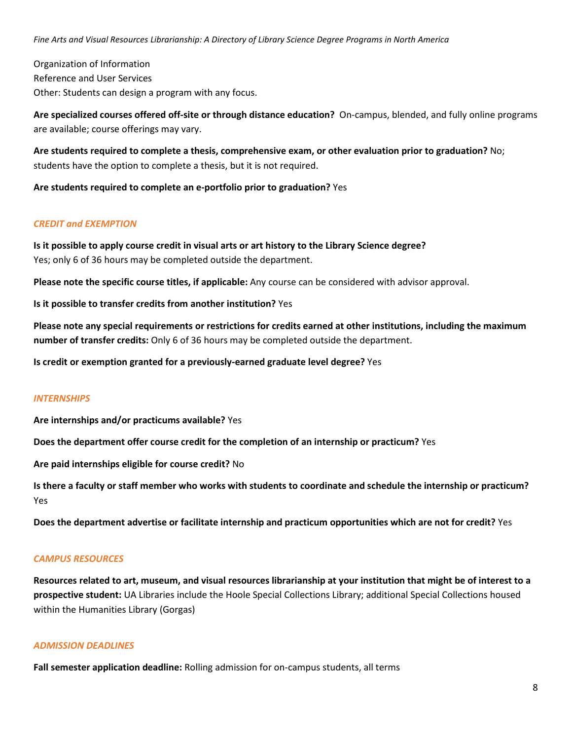Organization of Information
Reference and User Services
Other: Students can design a program with any focus.

**Are specialized courses offered off-site or through distance education?** On-campus, blended, and fully online programs are available; course offerings may vary.

**Are students required to complete a thesis, comprehensive exam, or other evaluation prior to graduation?** No; students have the option to complete a thesis, but it is not required.

**Are students required to complete an e-portfolio prior to graduation?** Yes

### *CREDIT and EXEMPTION*

**Is it possible to apply course credit in visual arts or art history to the Library Science degree?**
Yes; only 6 of 36 hours may be completed outside the department.

**Please note the specific course titles, if applicable:** Any course can be considered with advisor approval.

**Is it possible to transfer credits from another institution?** Yes

**Please note any special requirements or restrictions for credits earned at other institutions, including the maximum number of transfer credits:** Only 6 of 36 hours may be completed outside the department.

**Is credit or exemption granted for a previously-earned graduate level degree?** Yes

### *INTERNSHIPS*

**Are internships and/or practicums available?** Yes

**Does the department offer course credit for the completion of an internship or practicum?** Yes

**Are paid internships eligible for course credit?** No

**Is there a faculty or staff member who works with students to coordinate and schedule the internship or practicum?** Yes

**Does the department advertise or facilitate internship and practicum opportunities which are not for credit?** Yes

### *CAMPUS RESOURCES*

**Resources related to art, museum, and visual resources librarianship at your institution that might be of interest to a prospective student:** UA Libraries include the Hoole Special Collections Library; additional Special Collections housed within the Humanities Library (Gorgas)

### *ADMISSION DEADLINES*

**Fall semester application deadline:** Rolling admission for on-campus students, all terms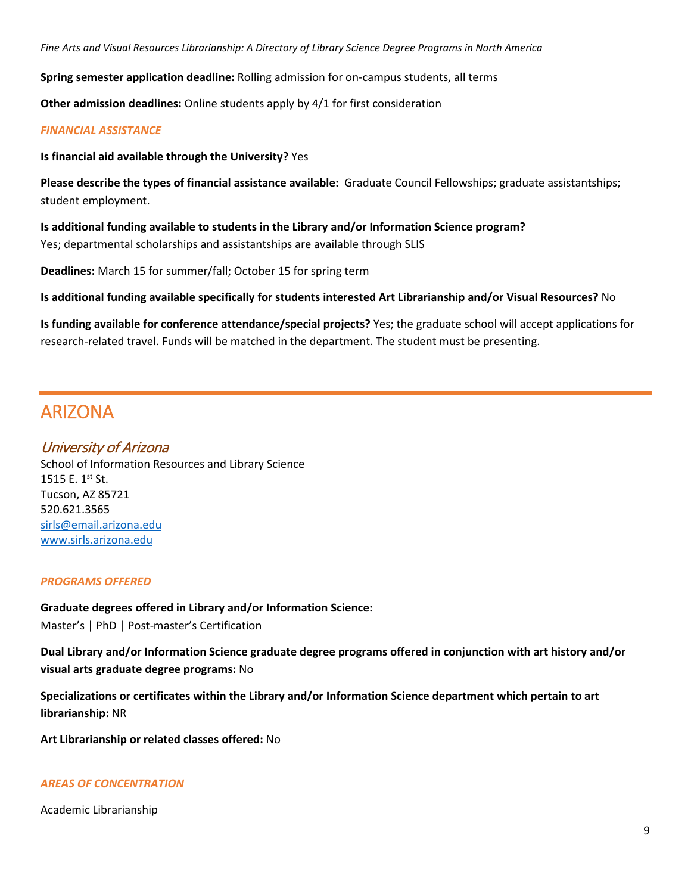**Spring semester application deadline:** Rolling admission for on-campus students, all terms

**Other admission deadlines:** Online students apply by 4/1 for first consideration

### *FINANCIAL ASSISTANCE*

**Is financial aid available through the University?** Yes

**Please describe the types of financial assistance available:** Graduate Council Fellowships; graduate assistantships; student employment.

**Is additional funding available to students in the Library and/or Information Science program?**
Yes; departmental scholarships and assistantships are available through SLIS

**Deadlines:** March 15 for summer/fall; October 15 for spring term

**Is additional funding available specifically for students interested Art Librarianship and/or Visual Resources?** No

**Is funding available for conference attendance/special projects?** Yes; the graduate school will accept applications for research-related travel. Funds will be matched in the department. The student must be presenting.

---

# ARIZONA

## *University of Arizona*

School of Information Resources and Library Science
1515 E. 1st St.
Tucson, AZ 85721
520.621.3565
sirls@email.arizona.edu
www.sirls.arizona.edu

### *PROGRAMS OFFERED*

**Graduate degrees offered in Library and/or Information Science:**
Master's | PhD | Post-master's Certification

**Dual Library and/or Information Science graduate degree programs offered in conjunction with art history and/or visual arts graduate degree programs:** No

**Specializations or certificates within the Library and/or Information Science department which pertain to art librarianship:** NR

**Art Librarianship or related classes offered:** No

### *AREAS OF CONCENTRATION*

Academic Librarianship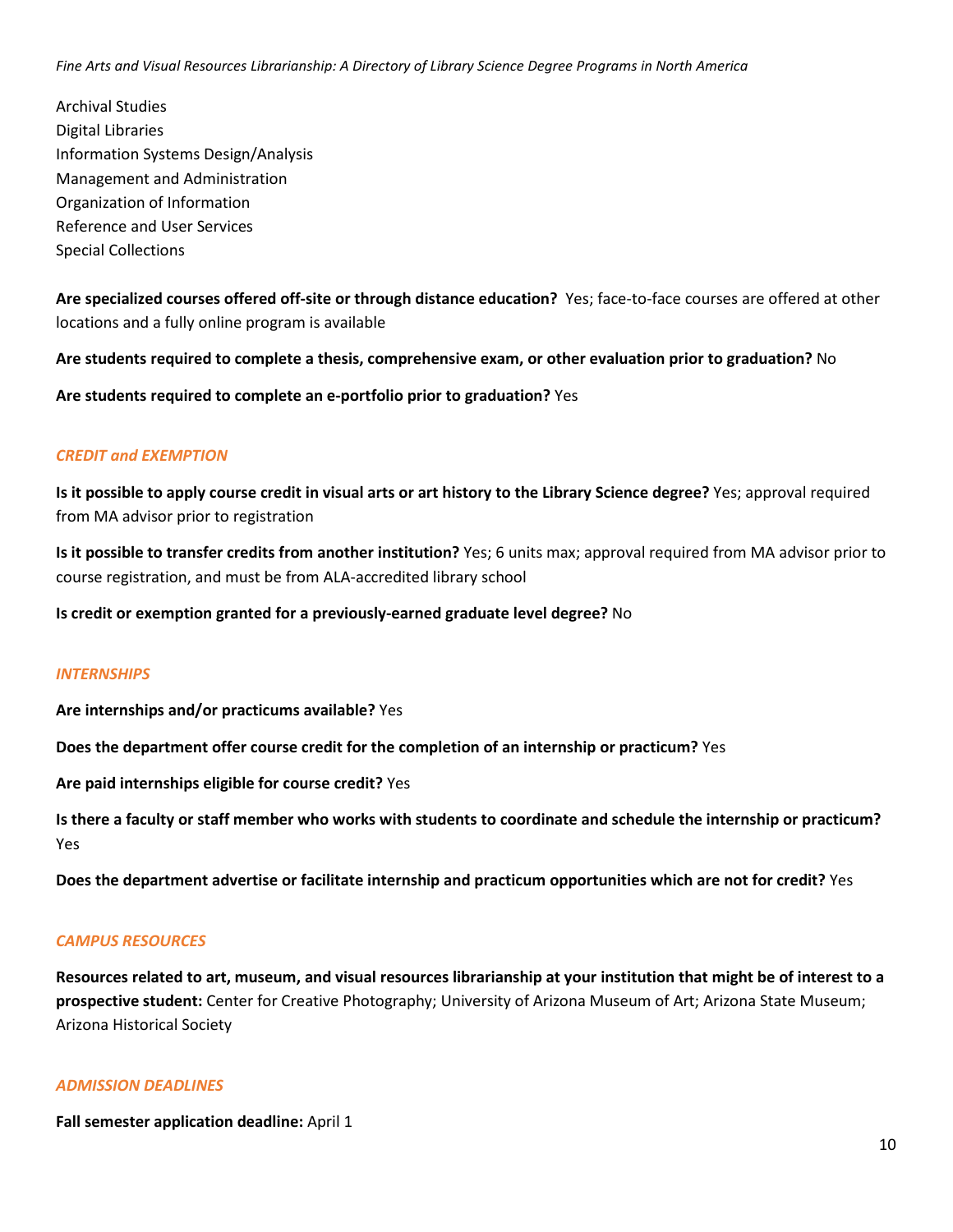Archival Studies
Digital Libraries
Information Systems Design/Analysis
Management and Administration
Organization of Information
Reference and User Services
Special Collections

**Are specialized courses offered off-site or through distance education?** Yes; face-to-face courses are offered at other locations and a fully online program is available

**Are students required to complete a thesis, comprehensive exam, or other evaluation prior to graduation?** No

**Are students required to complete an e-portfolio prior to graduation?** Yes

### *CREDIT and EXEMPTION*

**Is it possible to apply course credit in visual arts or art history to the Library Science degree?** Yes; approval required from MA advisor prior to registration

**Is it possible to transfer credits from another institution?** Yes; 6 units max; approval required from MA advisor prior to course registration, and must be from ALA-accredited library school

**Is credit or exemption granted for a previously-earned graduate level degree?** No

### *INTERNSHIPS*

**Are internships and/or practicums available?** Yes

**Does the department offer course credit for the completion of an internship or practicum?** Yes

**Are paid internships eligible for course credit?** Yes

**Is there a faculty or staff member who works with students to coordinate and schedule the internship or practicum?** Yes

**Does the department advertise or facilitate internship and practicum opportunities which are not for credit?** Yes

### *CAMPUS RESOURCES*

**Resources related to art, museum, and visual resources librarianship at your institution that might be of interest to a prospective student:** Center for Creative Photography; University of Arizona Museum of Art; Arizona State Museum; Arizona Historical Society

### *ADMISSION DEADLINES*

**Fall semester application deadline:** April 1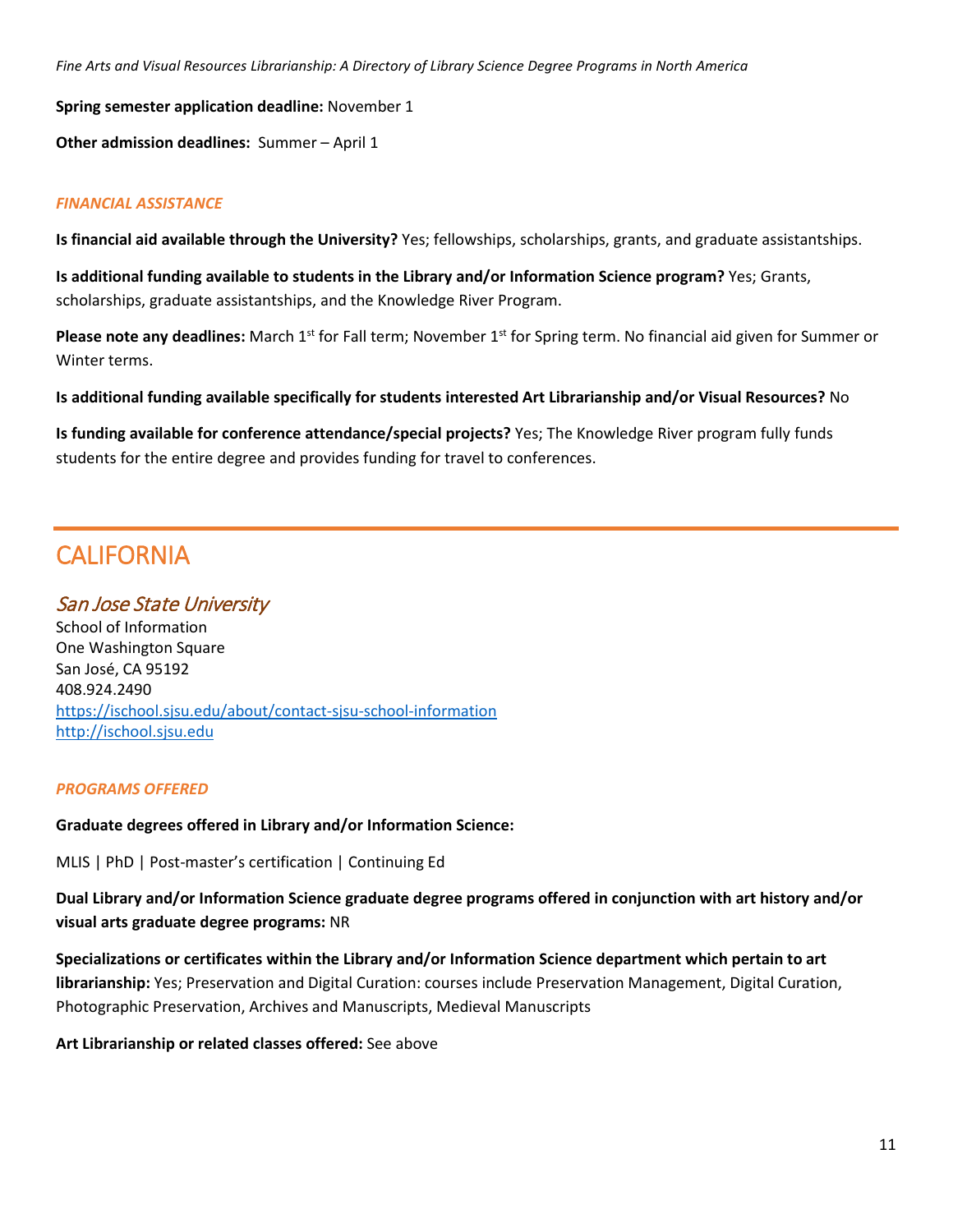**Spring semester application deadline:** November 1

**Other admission deadlines:** Summer – April 1

### *FINANCIAL ASSISTANCE*

**Is financial aid available through the University?** Yes; fellowships, scholarships, grants, and graduate assistantships.

**Is additional funding available to students in the Library and/or Information Science program?** Yes; Grants, scholarships, graduate assistantships, and the Knowledge River Program.

**Please note any deadlines:** March 1st for Fall term; November 1st for Spring term. No financial aid given for Summer or Winter terms.

**Is additional funding available specifically for students interested Art Librarianship and/or Visual Resources?** No

**Is funding available for conference attendance/special projects?** Yes; The Knowledge River program fully funds students for the entire degree and provides funding for travel to conferences.

# CALIFORNIA

## *San Jose State University*

School of Information
One Washington Square
San José, CA 95192
408.924.2490
https://ischool.sjsu.edu/about/contact-sjsu-school-information
http://ischool.sjsu.edu

### *PROGRAMS OFFERED*

**Graduate degrees offered in Library and/or Information Science:**

MLIS | PhD | Post-master's certification | Continuing Ed

**Dual Library and/or Information Science graduate degree programs offered in conjunction with art history and/or visual arts graduate degree programs:** NR

**Specializations or certificates within the Library and/or Information Science department which pertain to art librarianship:** Yes; Preservation and Digital Curation: courses include Preservation Management, Digital Curation, Photographic Preservation, Archives and Manuscripts, Medieval Manuscripts

**Art Librarianship or related classes offered:** See above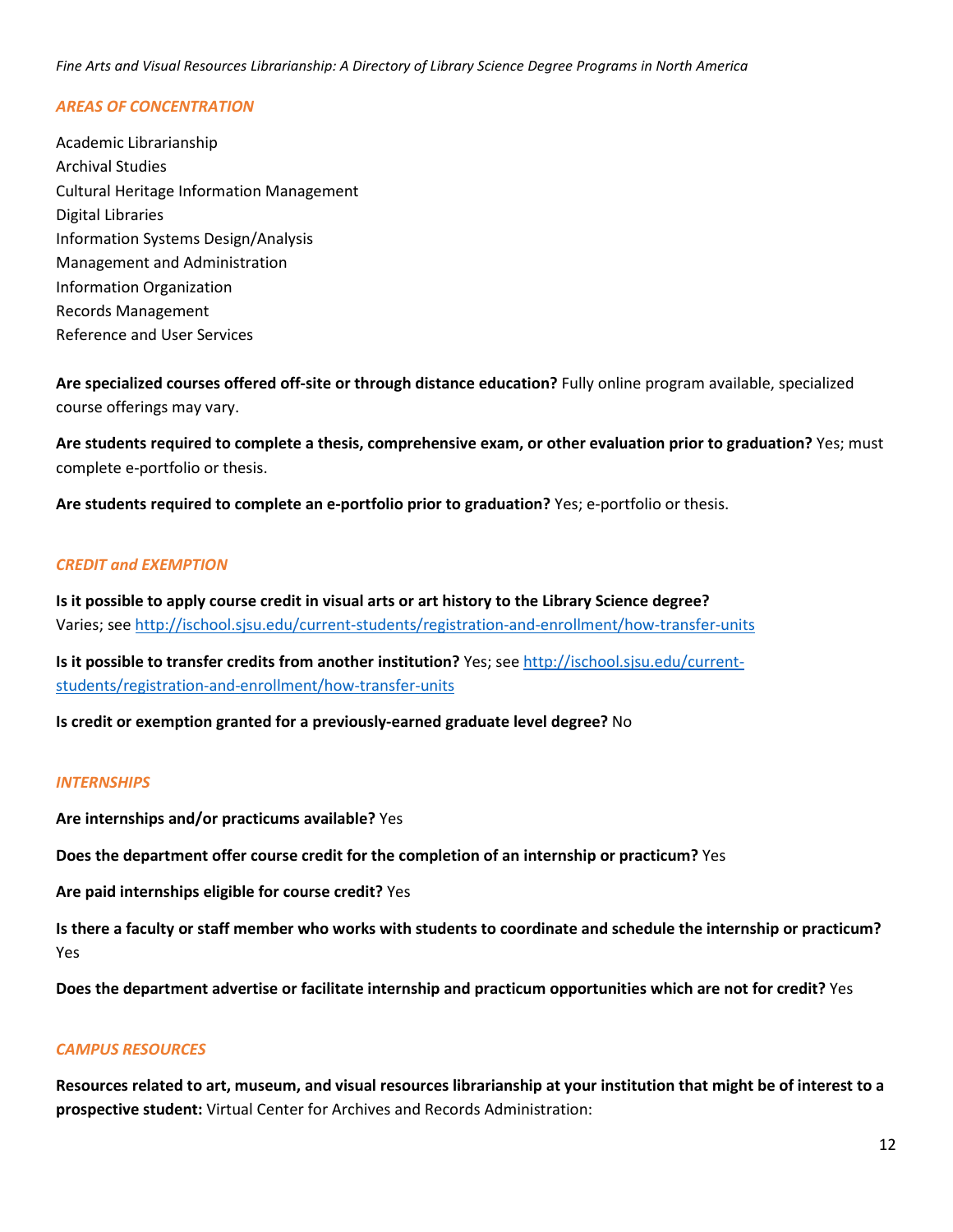### *AREAS OF CONCENTRATION*

Academic Librarianship
Archival Studies
Cultural Heritage Information Management
Digital Libraries
Information Systems Design/Analysis
Management and Administration
Information Organization
Records Management
Reference and User Services

**Are specialized courses offered off-site or through distance education?** Fully online program available, specialized course offerings may vary.

**Are students required to complete a thesis, comprehensive exam, or other evaluation prior to graduation?** Yes; must complete e-portfolio or thesis.

**Are students required to complete an e-portfolio prior to graduation?** Yes; e-portfolio or thesis.

### *CREDIT and EXEMPTION*

**Is it possible to apply course credit in visual arts or art history to the Library Science degree?**
Varies; see http://ischool.sjsu.edu/current-students/registration-and-enrollment/how-transfer-units

**Is it possible to transfer credits from another institution?** Yes; see http://ischool.sjsu.edu/current-students/registration-and-enrollment/how-transfer-units

**Is credit or exemption granted for a previously-earned graduate level degree?** No

### *INTERNSHIPS*

**Are internships and/or practicums available?** Yes

**Does the department offer course credit for the completion of an internship or practicum?** Yes

**Are paid internships eligible for course credit?** Yes

**Is there a faculty or staff member who works with students to coordinate and schedule the internship or practicum?** Yes

**Does the department advertise or facilitate internship and practicum opportunities which are not for credit?** Yes

### *CAMPUS RESOURCES*

**Resources related to art, museum, and visual resources librarianship at your institution that might be of interest to a prospective student:** Virtual Center for Archives and Records Administration: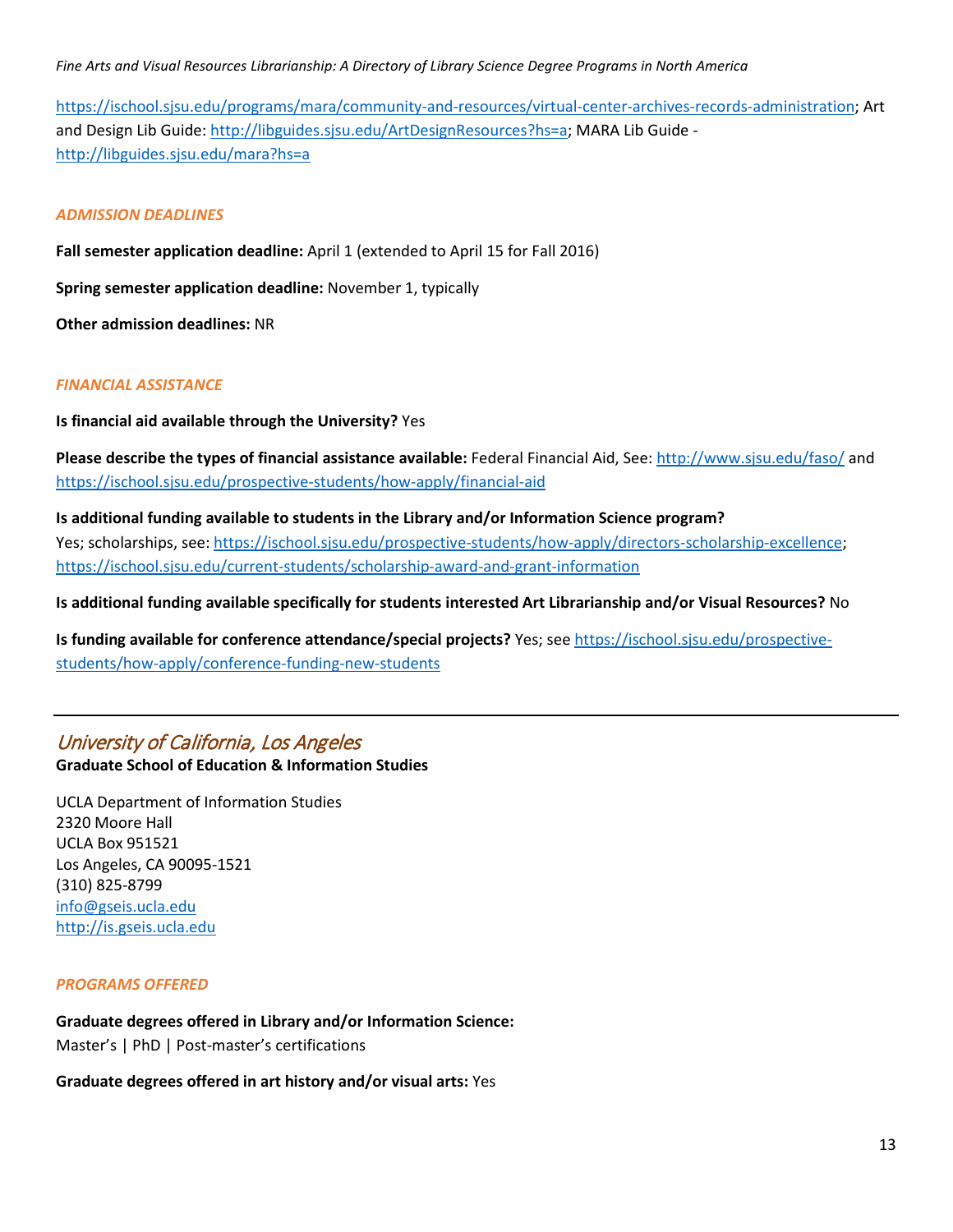https://ischool.sjsu.edu/programs/mara/community-and-resources/virtual-center-archives-records-administration; Art and Design Lib Guide: http://libguides.sjsu.edu/ArtDesignResources?hs=a; MARA Lib Guide - http://libguides.sjsu.edu/mara?hs=a

### *ADMISSION DEADLINES*

**Fall semester application deadline:** April 1 (extended to April 15 for Fall 2016)

**Spring semester application deadline:** November 1, typically

**Other admission deadlines:** NR

### *FINANCIAL ASSISTANCE*

**Is financial aid available through the University?** Yes

**Please describe the types of financial assistance available:** Federal Financial Aid, See: http://www.sjsu.edu/faso/ and https://ischool.sjsu.edu/prospective-students/how-apply/financial-aid

**Is additional funding available to students in the Library and/or Information Science program?**
Yes; scholarships, see: https://ischool.sjsu.edu/prospective-students/how-apply/directors-scholarship-excellence; https://ischool.sjsu.edu/current-students/scholarship-award-and-grant-information

**Is additional funding available specifically for students interested Art Librarianship and/or Visual Resources?** No

**Is funding available for conference attendance/special projects?** Yes; see https://ischool.sjsu.edu/prospective-students/how-apply/conference-funding-new-students

---

## *University of California, Los Angeles*

**Graduate School of Education & Information Studies**

UCLA Department of Information Studies
2320 Moore Hall
UCLA Box 951521
Los Angeles, CA 90095-1521
(310) 825-8799
info@gseis.ucla.edu
http://is.gseis.ucla.edu

### *PROGRAMS OFFERED*

**Graduate degrees offered in Library and/or Information Science:**
Master's | PhD | Post-master's certifications

**Graduate degrees offered in art history and/or visual arts:** Yes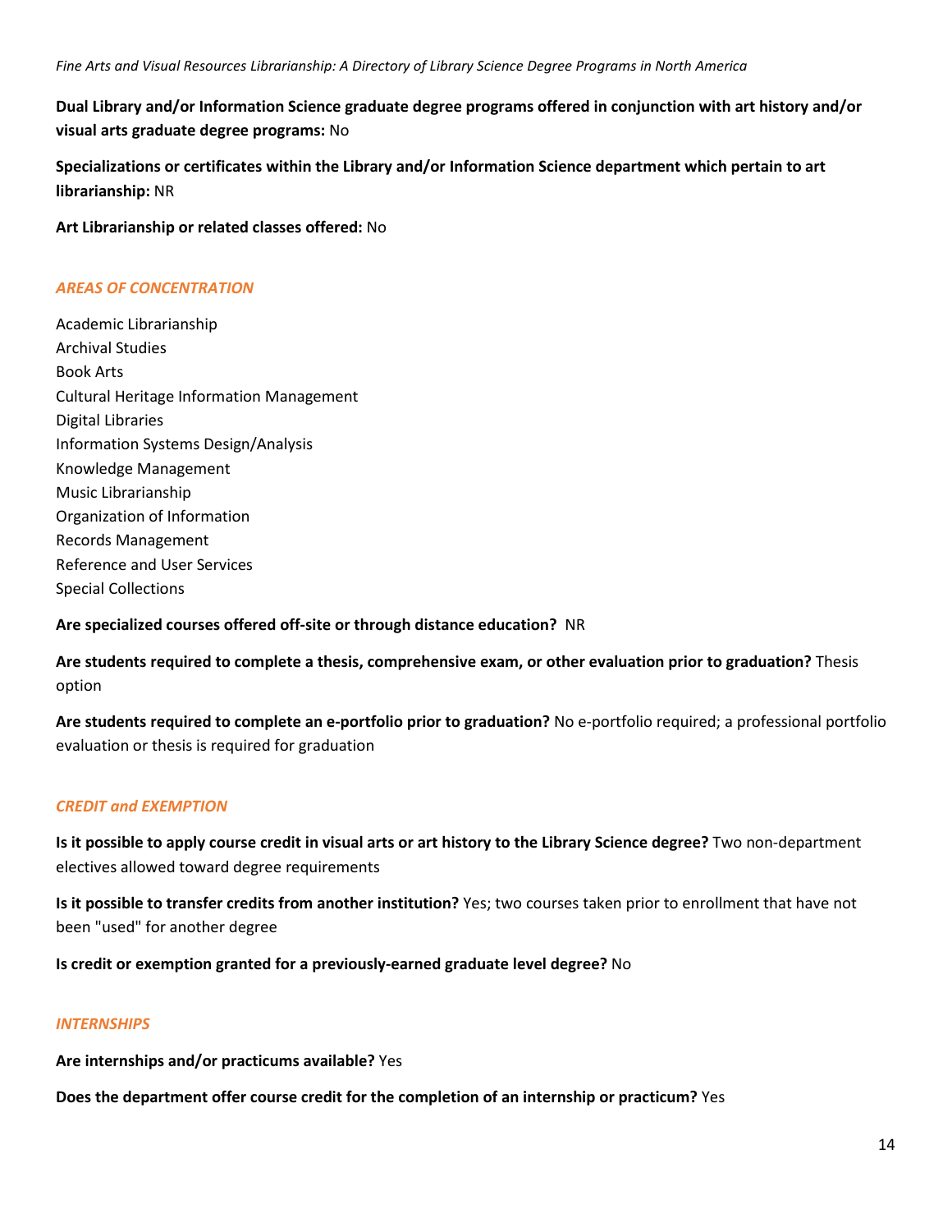**Dual Library and/or Information Science graduate degree programs offered in conjunction with art history and/or visual arts graduate degree programs:** No

**Specializations or certificates within the Library and/or Information Science department which pertain to art librarianship:** NR

**Art Librarianship or related classes offered:** No

### *AREAS OF CONCENTRATION*

Academic Librarianship
Archival Studies
Book Arts
Cultural Heritage Information Management
Digital Libraries
Information Systems Design/Analysis
Knowledge Management
Music Librarianship
Organization of Information
Records Management
Reference and User Services
Special Collections

**Are specialized courses offered off-site or through distance education?** NR

**Are students required to complete a thesis, comprehensive exam, or other evaluation prior to graduation?** Thesis option

**Are students required to complete an e-portfolio prior to graduation?** No e-portfolio required; a professional portfolio evaluation or thesis is required for graduation

### *CREDIT and EXEMPTION*

**Is it possible to apply course credit in visual arts or art history to the Library Science degree?** Two non-department electives allowed toward degree requirements

**Is it possible to transfer credits from another institution?** Yes; two courses taken prior to enrollment that have not been "used" for another degree

**Is credit or exemption granted for a previously-earned graduate level degree?** No

### *INTERNSHIPS*

**Are internships and/or practicums available?** Yes

**Does the department offer course credit for the completion of an internship or practicum?** Yes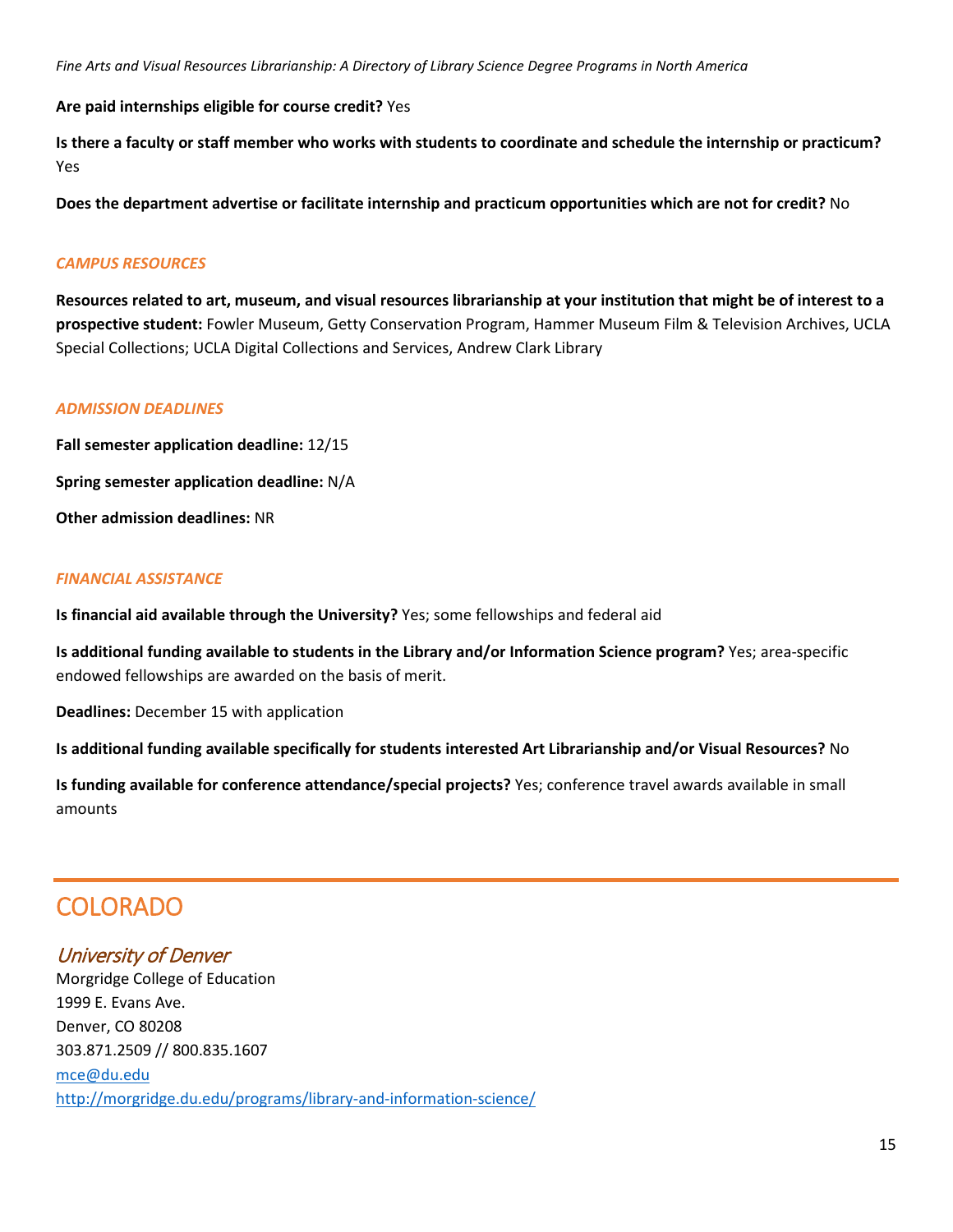**Are paid internships eligible for course credit?** Yes

**Is there a faculty or staff member who works with students to coordinate and schedule the internship or practicum?** Yes

**Does the department advertise or facilitate internship and practicum opportunities which are not for credit?** No

### *CAMPUS RESOURCES*

**Resources related to art, museum, and visual resources librarianship at your institution that might be of interest to a prospective student:** Fowler Museum, Getty Conservation Program, Hammer Museum Film & Television Archives, UCLA Special Collections; UCLA Digital Collections and Services, Andrew Clark Library

### *ADMISSION DEADLINES*

**Fall semester application deadline:** 12/15

**Spring semester application deadline:** N/A

**Other admission deadlines:** NR

### *FINANCIAL ASSISTANCE*

**Is financial aid available through the University?** Yes; some fellowships and federal aid

**Is additional funding available to students in the Library and/or Information Science program?** Yes; area-specific endowed fellowships are awarded on the basis of merit.

**Deadlines:** December 15 with application

**Is additional funding available specifically for students interested Art Librarianship and/or Visual Resources?** No

**Is funding available for conference attendance/special projects?** Yes; conference travel awards available in small amounts

# COLORADO

## *University of Denver*

Morgridge College of Education
1999 E. Evans Ave.
Denver, CO 80208
303.871.2509 // 800.835.1607
mce@du.edu
http://morgridge.du.edu/programs/library-and-information-science/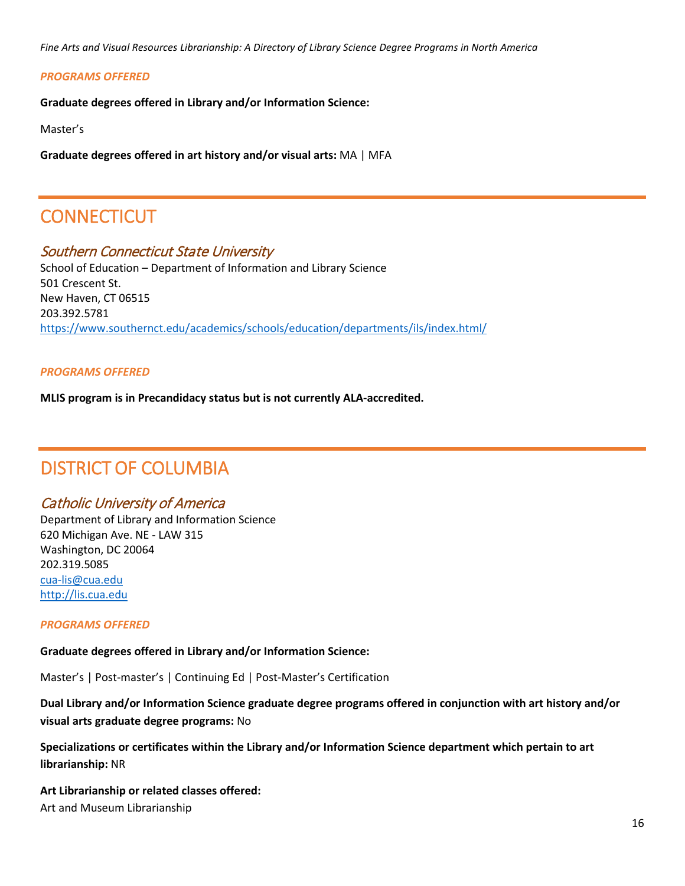*PROGRAMS OFFERED*

**Graduate degrees offered in Library and/or Information Science:**

Master's

**Graduate degrees offered in art history and/or visual arts:** MA | MFA

## CONNECTICUT

### *Southern Connecticut State University*

School of Education – Department of Information and Library Science
501 Crescent St.
New Haven, CT 06515
203.392.5781
https://www.southernct.edu/academics/schools/education/departments/ils/index.html/

*PROGRAMS OFFERED*

**MLIS program is in Precandidacy status but is not currently ALA-accredited.**

## DISTRICT OF COLUMBIA

### *Catholic University of America*

Department of Library and Information Science
620 Michigan Ave. NE - LAW 315
Washington, DC 20064
202.319.5085
cua-lis@cua.edu
http://lis.cua.edu

*PROGRAMS OFFERED*

**Graduate degrees offered in Library and/or Information Science:**

Master's | Post-master's | Continuing Ed | Post-Master's Certification

**Dual Library and/or Information Science graduate degree programs offered in conjunction with art history and/or visual arts graduate degree programs:** No

**Specializations or certificates within the Library and/or Information Science department which pertain to art librarianship:** NR

**Art Librarianship or related classes offered:**
Art and Museum Librarianship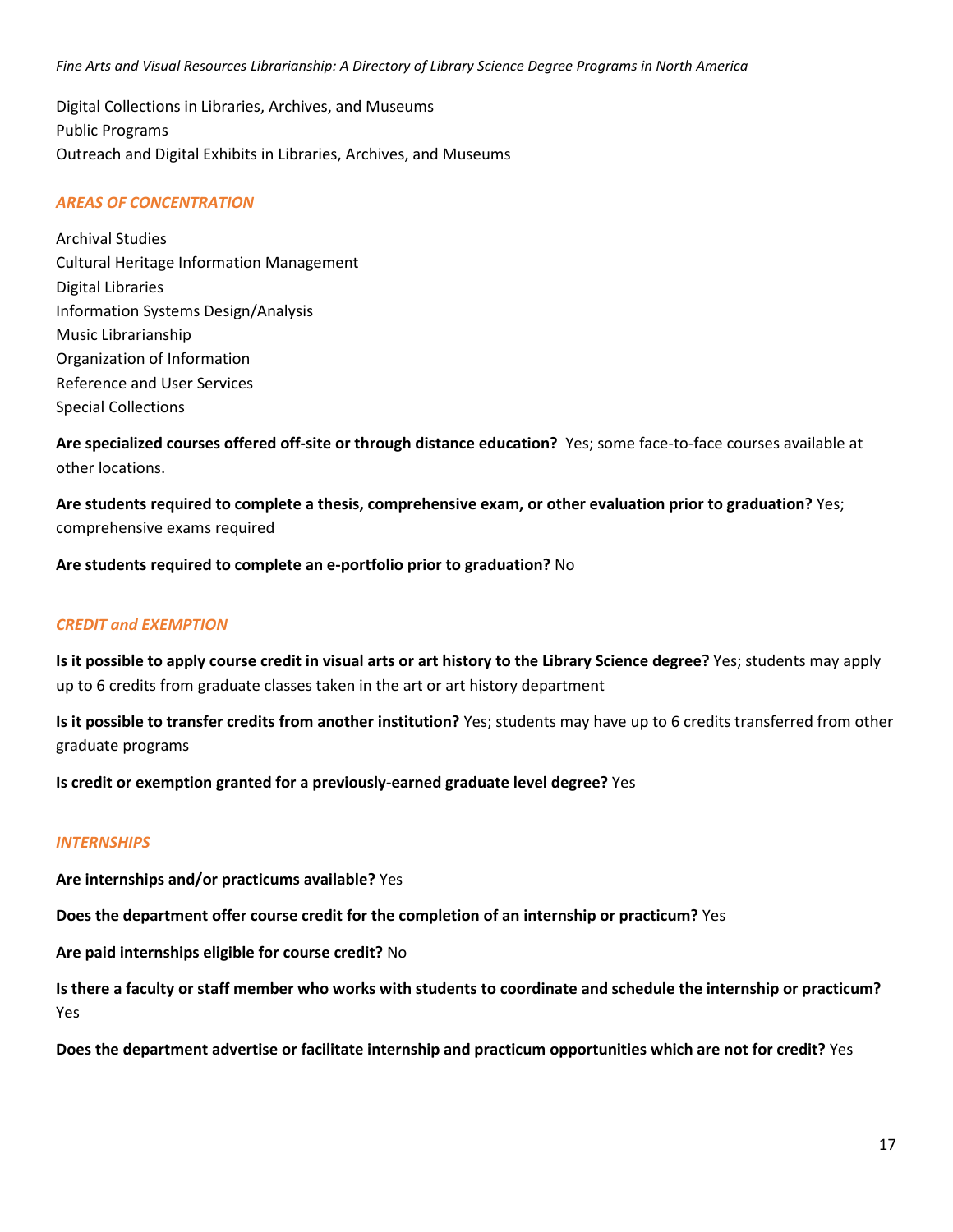Digital Collections in Libraries, Archives, and Museums
Public Programs
Outreach and Digital Exhibits in Libraries, Archives, and Museums

### *AREAS OF CONCENTRATION*

Archival Studies
Cultural Heritage Information Management
Digital Libraries
Information Systems Design/Analysis
Music Librarianship
Organization of Information
Reference and User Services
Special Collections

**Are specialized courses offered off-site or through distance education?** Yes; some face-to-face courses available at other locations.

**Are students required to complete a thesis, comprehensive exam, or other evaluation prior to graduation?** Yes; comprehensive exams required

**Are students required to complete an e-portfolio prior to graduation?** No

### *CREDIT and EXEMPTION*

**Is it possible to apply course credit in visual arts or art history to the Library Science degree?** Yes; students may apply up to 6 credits from graduate classes taken in the art or art history department

**Is it possible to transfer credits from another institution?** Yes; students may have up to 6 credits transferred from other graduate programs

**Is credit or exemption granted for a previously-earned graduate level degree?** Yes

### *INTERNSHIPS*

**Are internships and/or practicums available?** Yes

**Does the department offer course credit for the completion of an internship or practicum?** Yes

**Are paid internships eligible for course credit?** No

**Is there a faculty or staff member who works with students to coordinate and schedule the internship or practicum?** Yes

**Does the department advertise or facilitate internship and practicum opportunities which are not for credit?** Yes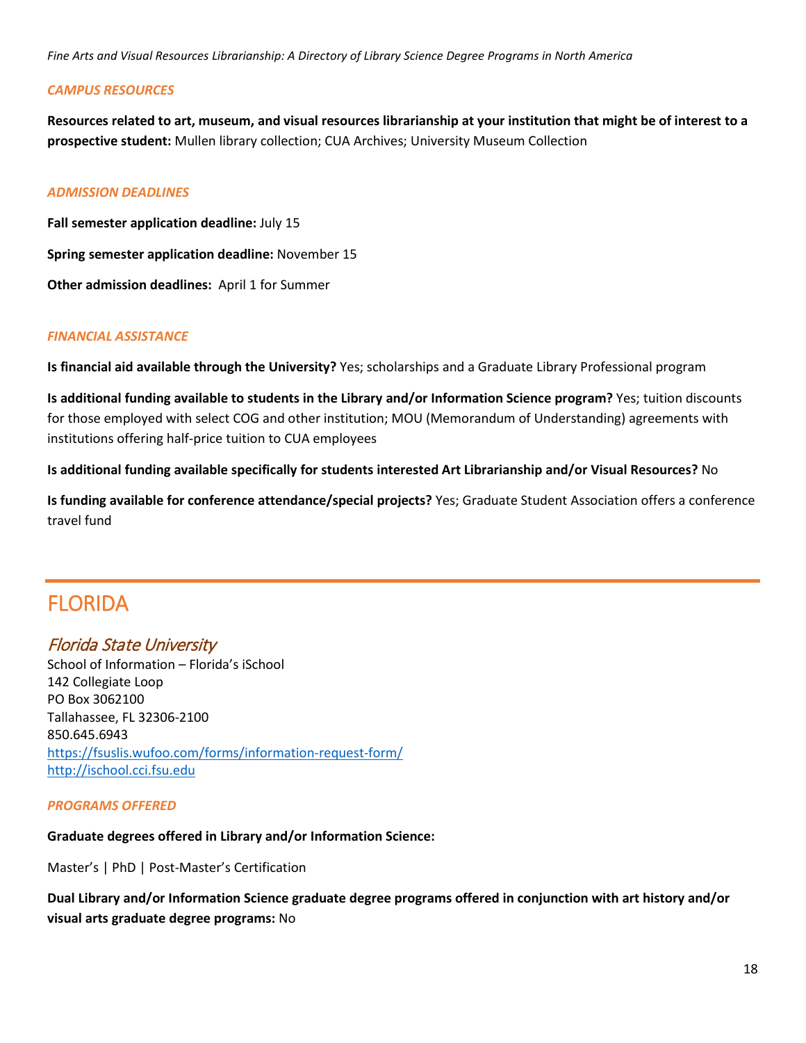### *CAMPUS RESOURCES*

**Resources related to art, museum, and visual resources librarianship at your institution that might be of interest to a prospective student:** Mullen library collection; CUA Archives; University Museum Collection

### *ADMISSION DEADLINES*

**Fall semester application deadline:** July 15

**Spring semester application deadline:** November 15

**Other admission deadlines:** April 1 for Summer

### *FINANCIAL ASSISTANCE*

**Is financial aid available through the University?** Yes; scholarships and a Graduate Library Professional program

**Is additional funding available to students in the Library and/or Information Science program?** Yes; tuition discounts for those employed with select COG and other institution; MOU (Memorandum of Understanding) agreements with institutions offering half-price tuition to CUA employees

**Is additional funding available specifically for students interested Art Librarianship and/or Visual Resources?** No

**Is funding available for conference attendance/special projects?** Yes; Graduate Student Association offers a conference travel fund

# FLORIDA

## *Florida State University*

School of Information – Florida's iSchool
142 Collegiate Loop
PO Box 3062100
Tallahassee, FL 32306-2100
850.645.6943
https://fsuslis.wufoo.com/forms/information-request-form/
http://ischool.cci.fsu.edu

### *PROGRAMS OFFERED*

**Graduate degrees offered in Library and/or Information Science:**

Master's | PhD | Post-Master's Certification

**Dual Library and/or Information Science graduate degree programs offered in conjunction with art history and/or visual arts graduate degree programs:** No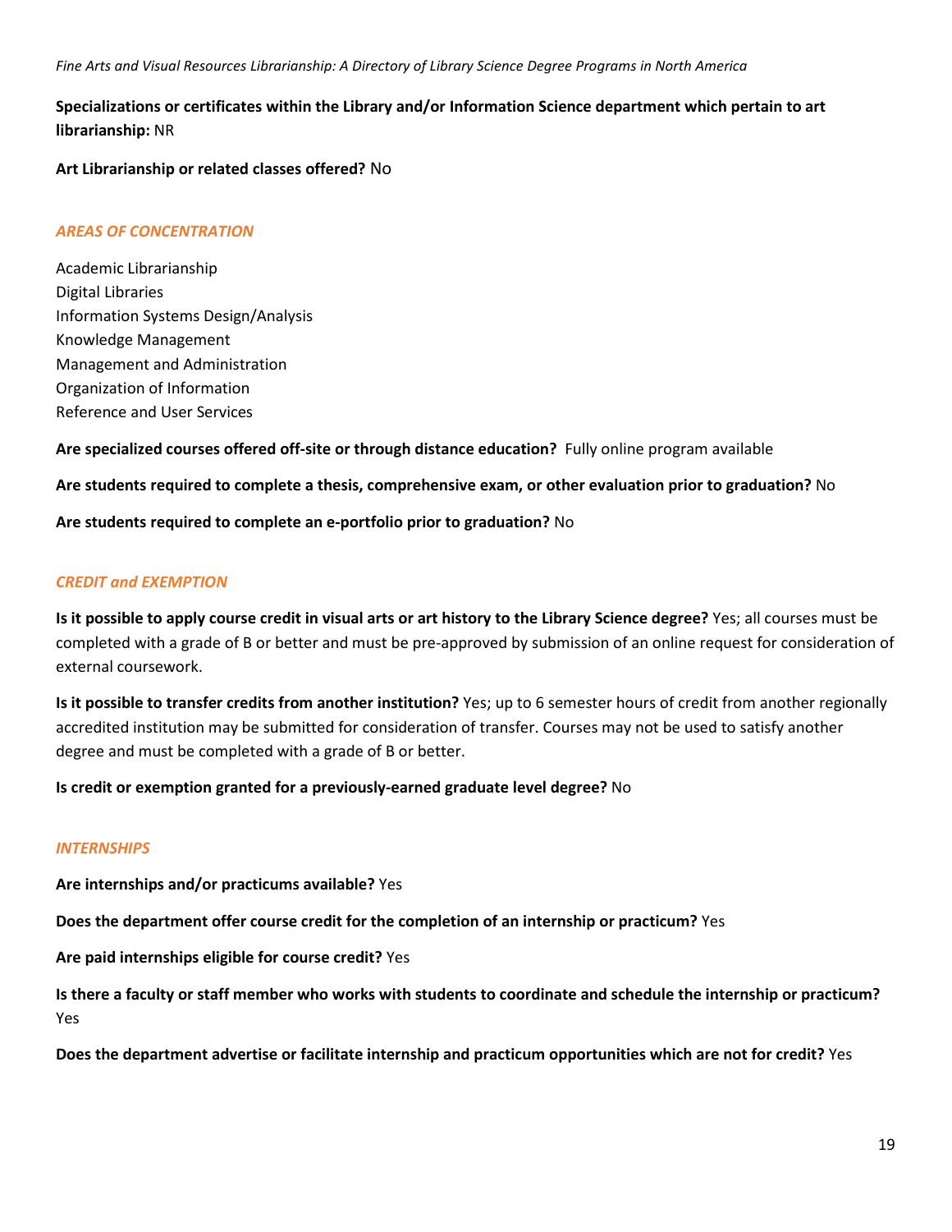**Specializations or certificates within the Library and/or Information Science department which pertain to art librarianship:** NR

**Art Librarianship or related classes offered?** No

### *AREAS OF CONCENTRATION*

Academic Librarianship
Digital Libraries
Information Systems Design/Analysis
Knowledge Management
Management and Administration
Organization of Information
Reference and User Services

**Are specialized courses offered off-site or through distance education?** Fully online program available

**Are students required to complete a thesis, comprehensive exam, or other evaluation prior to graduation?** No

**Are students required to complete an e-portfolio prior to graduation?** No

### *CREDIT and EXEMPTION*

**Is it possible to apply course credit in visual arts or art history to the Library Science degree?** Yes; all courses must be completed with a grade of B or better and must be pre-approved by submission of an online request for consideration of external coursework.

**Is it possible to transfer credits from another institution?** Yes; up to 6 semester hours of credit from another regionally accredited institution may be submitted for consideration of transfer. Courses may not be used to satisfy another degree and must be completed with a grade of B or better.

**Is credit or exemption granted for a previously-earned graduate level degree?** No

### *INTERNSHIPS*

**Are internships and/or practicums available?** Yes

**Does the department offer course credit for the completion of an internship or practicum?** Yes

**Are paid internships eligible for course credit?** Yes

**Is there a faculty or staff member who works with students to coordinate and schedule the internship or practicum?** Yes

**Does the department advertise or facilitate internship and practicum opportunities which are not for credit?** Yes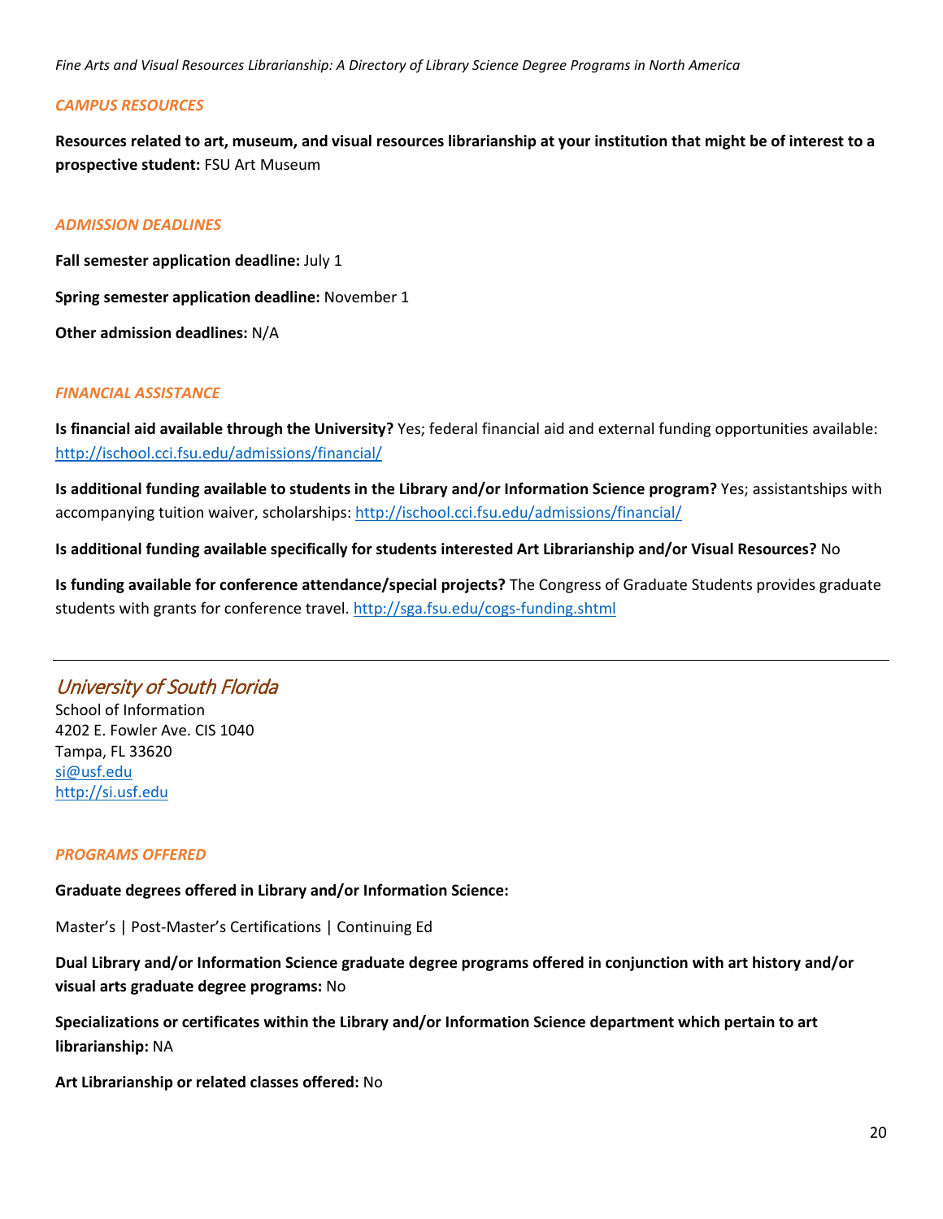### *CAMPUS RESOURCES*

**Resources related to art, museum, and visual resources librarianship at your institution that might be of interest to a prospective student:** FSU Art Museum

### *ADMISSION DEADLINES*

**Fall semester application deadline:** July 1

**Spring semester application deadline:** November 1

**Other admission deadlines:** N/A

### *FINANCIAL ASSISTANCE*

**Is financial aid available through the University?** Yes; federal financial aid and external funding opportunities available: http://ischool.cci.fsu.edu/admissions/financial/

**Is additional funding available to students in the Library and/or Information Science program?** Yes; assistantships with accompanying tuition waiver, scholarships: http://ischool.cci.fsu.edu/admissions/financial/

**Is additional funding available specifically for students interested Art Librarianship and/or Visual Resources?** No

**Is funding available for conference attendance/special projects?** The Congress of Graduate Students provides graduate students with grants for conference travel. http://sga.fsu.edu/cogs-funding.shtml

---

## *University of South Florida*

School of Information
4202 E. Fowler Ave. CIS 1040
Tampa, FL 33620
si@usf.edu
http://si.usf.edu

### *PROGRAMS OFFERED*

**Graduate degrees offered in Library and/or Information Science:**

Master's | Post-Master's Certifications | Continuing Ed

**Dual Library and/or Information Science graduate degree programs offered in conjunction with art history and/or visual arts graduate degree programs:** No

**Specializations or certificates within the Library and/or Information Science department which pertain to art librarianship:** NA

**Art Librarianship or related classes offered:** No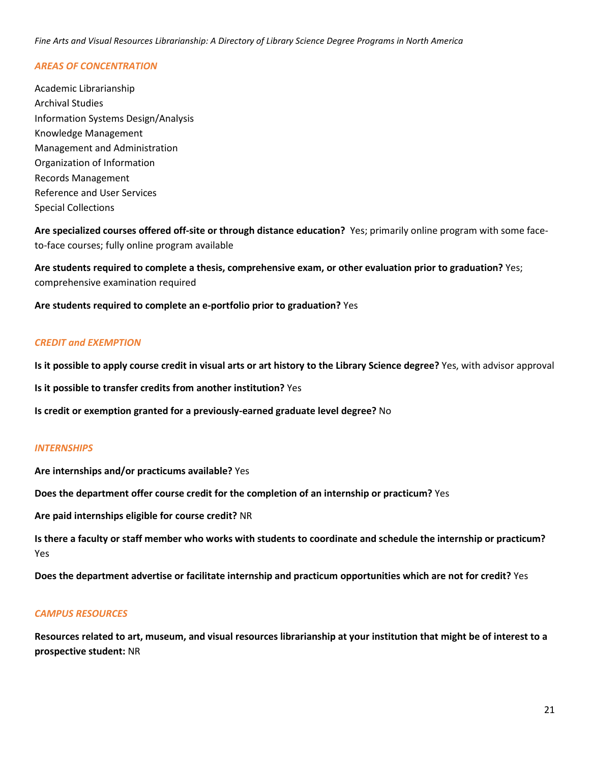## *AREAS OF CONCENTRATION*

Academic Librarianship
Archival Studies
Information Systems Design/Analysis
Knowledge Management
Management and Administration
Organization of Information
Records Management
Reference and User Services
Special Collections

**Are specialized courses offered off-site or through distance education?** Yes; primarily online program with some face-to-face courses; fully online program available

**Are students required to complete a thesis, comprehensive exam, or other evaluation prior to graduation?** Yes; comprehensive examination required

**Are students required to complete an e-portfolio prior to graduation?** Yes

## *CREDIT and EXEMPTION*

**Is it possible to apply course credit in visual arts or art history to the Library Science degree?** Yes, with advisor approval

**Is it possible to transfer credits from another institution?** Yes

**Is credit or exemption granted for a previously-earned graduate level degree?** No

## *INTERNSHIPS*

**Are internships and/or practicums available?** Yes

**Does the department offer course credit for the completion of an internship or practicum?** Yes

**Are paid internships eligible for course credit?** NR

**Is there a faculty or staff member who works with students to coordinate and schedule the internship or practicum?** Yes

**Does the department advertise or facilitate internship and practicum opportunities which are not for credit?** Yes

## *CAMPUS RESOURCES*

**Resources related to art, museum, and visual resources librarianship at your institution that might be of interest to a prospective student:** NR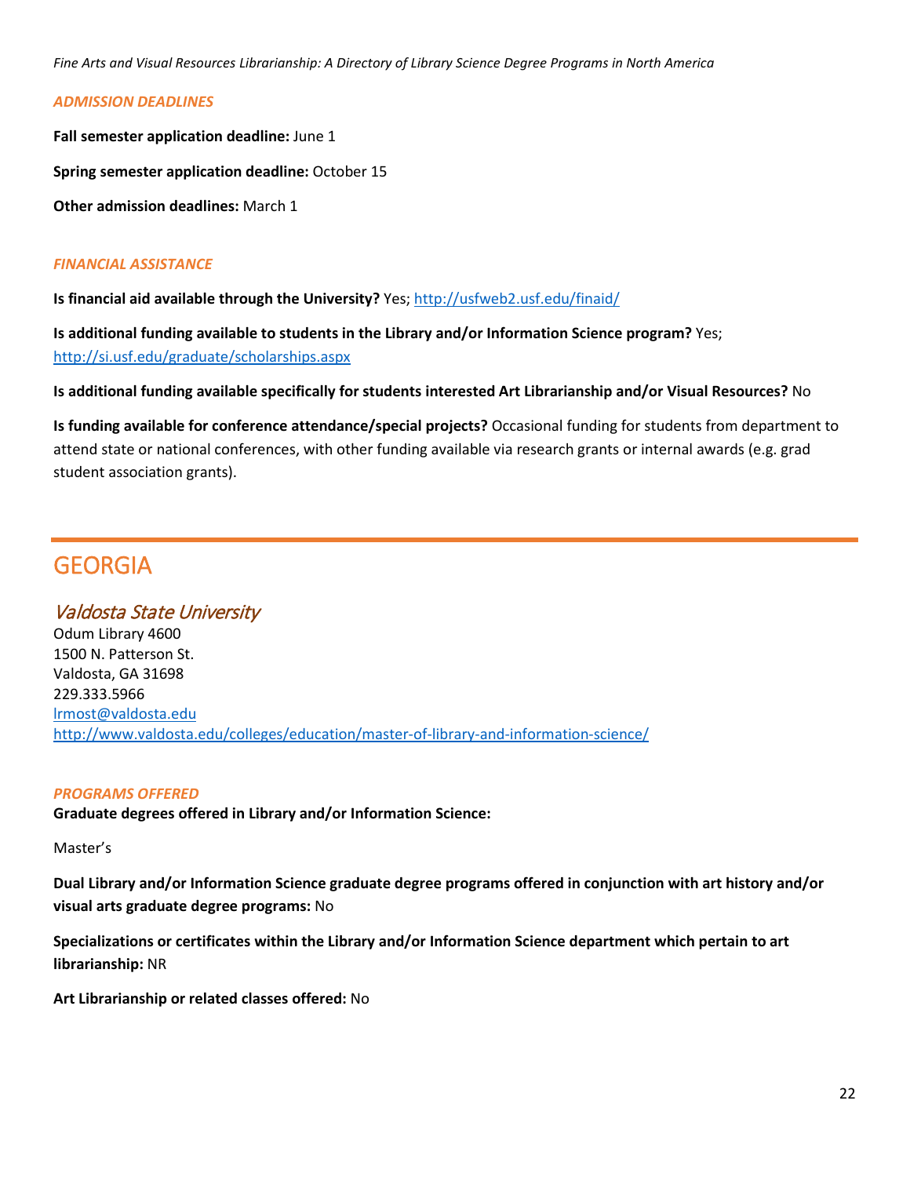*ADMISSION DEADLINES*

**Fall semester application deadline:** June 1

**Spring semester application deadline:** October 15

**Other admission deadlines:** March 1

*FINANCIAL ASSISTANCE*

**Is financial aid available through the University?** Yes; http://usfweb2.usf.edu/finaid/

**Is additional funding available to students in the Library and/or Information Science program?** Yes; http://si.usf.edu/graduate/scholarships.aspx

**Is additional funding available specifically for students interested Art Librarianship and/or Visual Resources?** No

**Is funding available for conference attendance/special projects?** Occasional funding for students from department to attend state or national conferences, with other funding available via research grants or internal awards (e.g. grad student association grants).

---

# GEORGIA

## *Valdosta State University*

Odum Library 4600
1500 N. Patterson St.
Valdosta, GA 31698
229.333.5966
lrmost@valdosta.edu
http://www.valdosta.edu/colleges/education/master-of-library-and-information-science/

*PROGRAMS OFFERED*

**Graduate degrees offered in Library and/or Information Science:**

Master's

**Dual Library and/or Information Science graduate degree programs offered in conjunction with art history and/or visual arts graduate degree programs:** No

**Specializations or certificates within the Library and/or Information Science department which pertain to art librarianship:** NR

**Art Librarianship or related classes offered:** No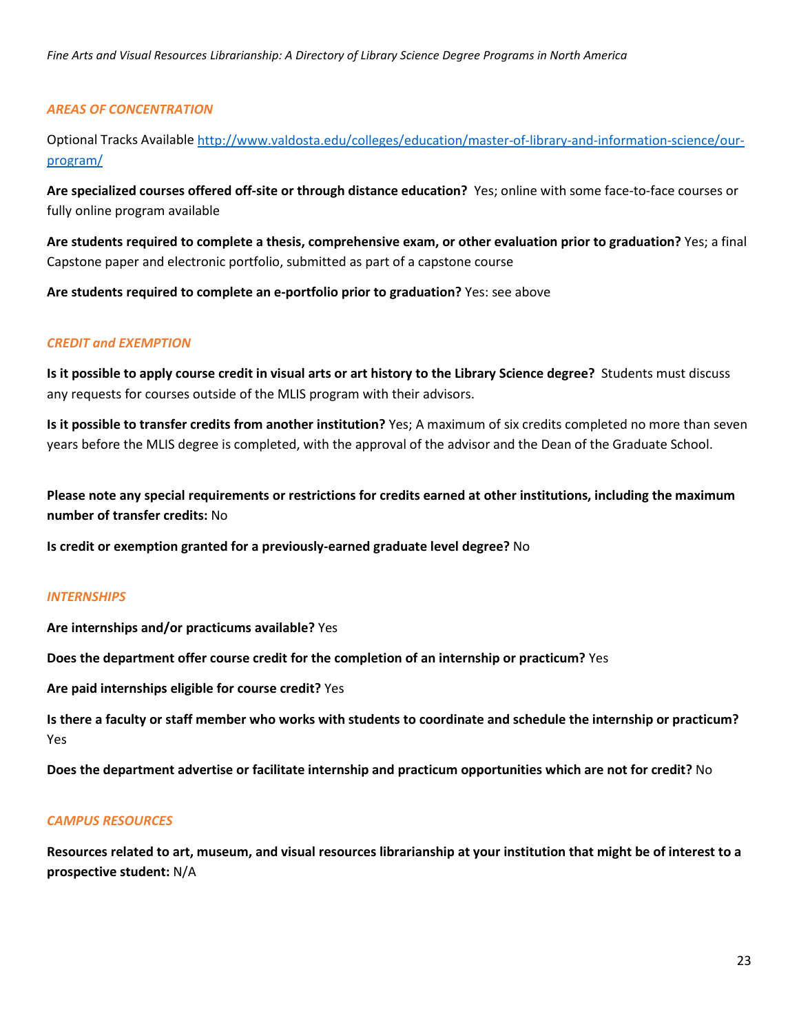### *AREAS OF CONCENTRATION*

Optional Tracks Available [http://www.valdosta.edu/colleges/education/master-of-library-and-information-science/our-program/](http://www.valdosta.edu/colleges/education/master-of-library-and-information-science/our-program/)

**Are specialized courses offered off-site or through distance education?** Yes; online with some face-to-face courses or fully online program available

**Are students required to complete a thesis, comprehensive exam, or other evaluation prior to graduation?** Yes; a final Capstone paper and electronic portfolio, submitted as part of a capstone course

**Are students required to complete an e-portfolio prior to graduation?** Yes: see above

### *CREDIT and EXEMPTION*

**Is it possible to apply course credit in visual arts or art history to the Library Science degree?** Students must discuss any requests for courses outside of the MLIS program with their advisors.

**Is it possible to transfer credits from another institution?** Yes; A maximum of six credits completed no more than seven years before the MLIS degree is completed, with the approval of the advisor and the Dean of the Graduate School.

**Please note any special requirements or restrictions for credits earned at other institutions, including the maximum number of transfer credits:** No

**Is credit or exemption granted for a previously-earned graduate level degree?** No

### *INTERNSHIPS*

**Are internships and/or practicums available?** Yes

**Does the department offer course credit for the completion of an internship or practicum?** Yes

**Are paid internships eligible for course credit?** Yes

**Is there a faculty or staff member who works with students to coordinate and schedule the internship or practicum?** Yes

**Does the department advertise or facilitate internship and practicum opportunities which are not for credit?** No

### *CAMPUS RESOURCES*

**Resources related to art, museum, and visual resources librarianship at your institution that might be of interest to a prospective student:** N/A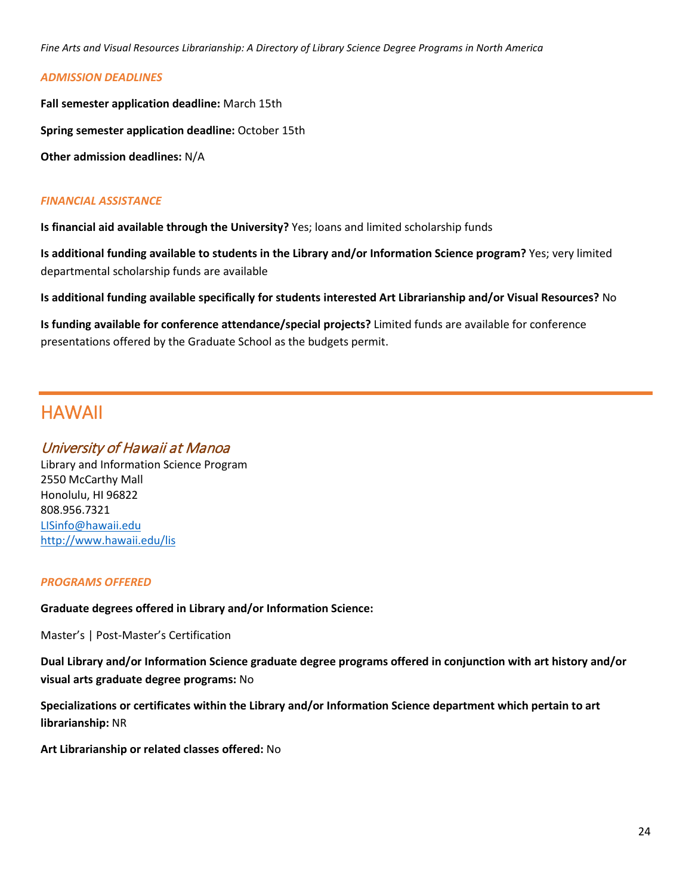### *ADMISSION DEADLINES*

**Fall semester application deadline:** March 15th

**Spring semester application deadline:** October 15th

**Other admission deadlines:** N/A

### *FINANCIAL ASSISTANCE*

**Is financial aid available through the University?** Yes; loans and limited scholarship funds

**Is additional funding available to students in the Library and/or Information Science program?** Yes; very limited departmental scholarship funds are available

**Is additional funding available specifically for students interested Art Librarianship and/or Visual Resources?** No

**Is funding available for conference attendance/special projects?** Limited funds are available for conference presentations offered by the Graduate School as the budgets permit.

# HAWAII

## *University of Hawaii at Manoa*

Library and Information Science Program
2550 McCarthy Mall
Honolulu, HI 96822
808.956.7321
[LISinfo@hawaii.edu](mailto:LISinfo@hawaii.edu)
[http://www.hawaii.edu/lis](http://www.hawaii.edu/lis)

### *PROGRAMS OFFERED*

**Graduate degrees offered in Library and/or Information Science:**

Master’s | Post-Master’s Certification

**Dual Library and/or Information Science graduate degree programs offered in conjunction with art history and/or visual arts graduate degree programs:** No

**Specializations or certificates within the Library and/or Information Science department which pertain to art librarianship:** NR

**Art Librarianship or related classes offered:** No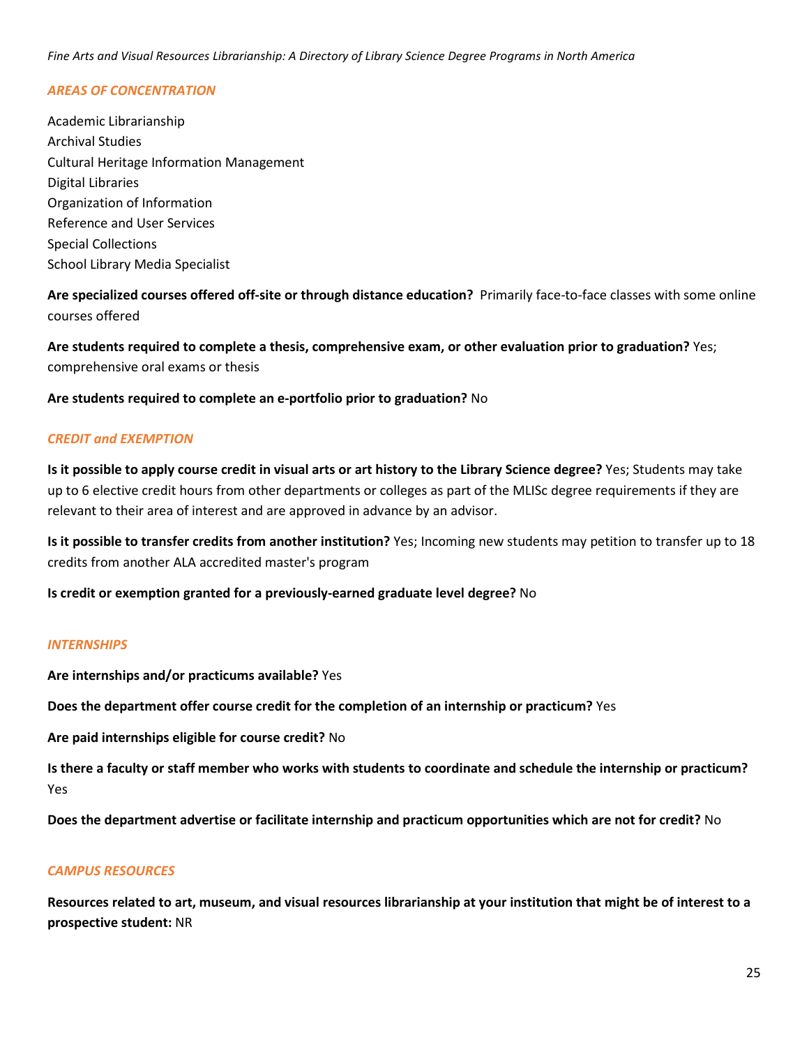### *AREAS OF CONCENTRATION*

Academic Librarianship
Archival Studies
Cultural Heritage Information Management
Digital Libraries
Organization of Information
Reference and User Services
Special Collections
School Library Media Specialist

**Are specialized courses offered off-site or through distance education?** Primarily face-to-face classes with some online courses offered

**Are students required to complete a thesis, comprehensive exam, or other evaluation prior to graduation?** Yes; comprehensive oral exams or thesis

**Are students required to complete an e-portfolio prior to graduation?** No

### *CREDIT and EXEMPTION*

**Is it possible to apply course credit in visual arts or art history to the Library Science degree?** Yes; Students may take up to 6 elective credit hours from other departments or colleges as part of the MLISc degree requirements if they are relevant to their area of interest and are approved in advance by an advisor.

**Is it possible to transfer credits from another institution?** Yes; Incoming new students may petition to transfer up to 18 credits from another ALA accredited master's program

**Is credit or exemption granted for a previously-earned graduate level degree?** No

### *INTERNSHIPS*

**Are internships and/or practicums available?** Yes

**Does the department offer course credit for the completion of an internship or practicum?** Yes

**Are paid internships eligible for course credit?** No

**Is there a faculty or staff member who works with students to coordinate and schedule the internship or practicum?** Yes

**Does the department advertise or facilitate internship and practicum opportunities which are not for credit?** No

### *CAMPUS RESOURCES*

**Resources related to art, museum, and visual resources librarianship at your institution that might be of interest to a prospective student:** NR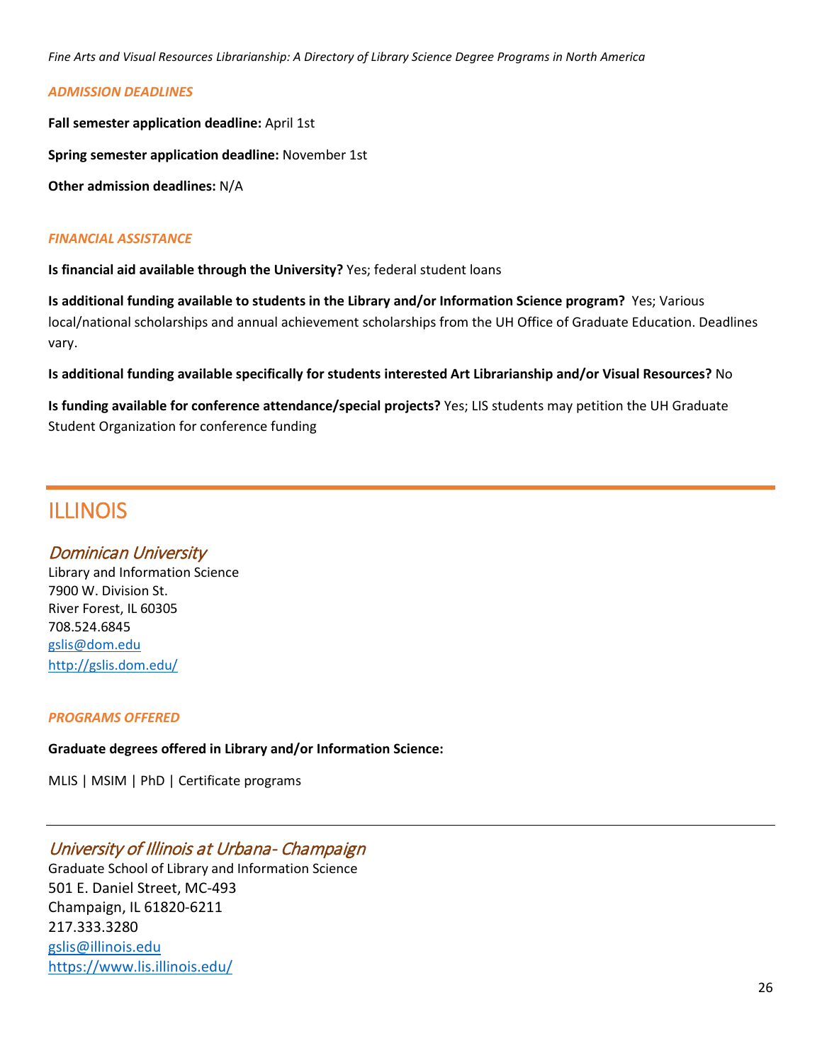### *ADMISSION DEADLINES*

**Fall semester application deadline:** April 1st

**Spring semester application deadline:** November 1st

**Other admission deadlines:** N/A

### *FINANCIAL ASSISTANCE*

**Is financial aid available through the University?** Yes; federal student loans

**Is additional funding available to students in the Library and/or Information Science program?** Yes; Various local/national scholarships and annual achievement scholarships from the UH Office of Graduate Education. Deadlines vary.

**Is additional funding available specifically for students interested Art Librarianship and/or Visual Resources?** No

**Is funding available for conference attendance/special projects?** Yes; LIS students may petition the UH Graduate Student Organization for conference funding

---

# ILLINOIS

## *Dominican University*

Library and Information Science
7900 W. Division St.
River Forest, IL 60305
708.524.6845
gslis@dom.edu
http://gslis.dom.edu/

### *PROGRAMS OFFERED*

**Graduate degrees offered in Library and/or Information Science:**

MLIS | MSIM | PhD | Certificate programs

---

## *University of Illinois at Urbana- Champaign*

Graduate School of Library and Information Science
501 E. Daniel Street, MC-493
Champaign, IL 61820-6211
217.333.3280
gslis@illinois.edu
https://www.lis.illinois.edu/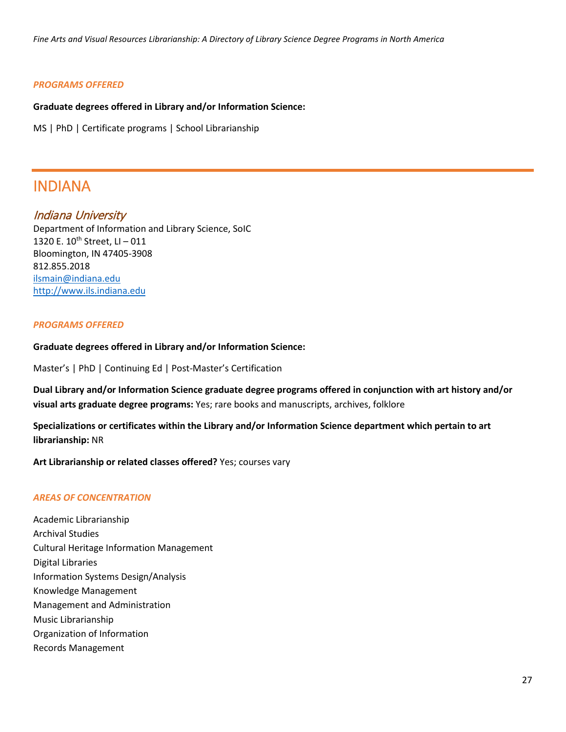*PROGRAMS OFFERED*

**Graduate degrees offered in Library and/or Information Science:**

MS | PhD | Certificate programs | School Librarianship

---

# INDIANA

## *Indiana University*

Department of Information and Library Science, SoIC
1320 E. 10th Street, LI – 011
Bloomington, IN 47405-3908
812.855.2018
[ilsmain@indiana.edu](mailto:ilsmain@indiana.edu)
[http://www.ils.indiana.edu](http://www.ils.indiana.edu)

*PROGRAMS OFFERED*

**Graduate degrees offered in Library and/or Information Science:**

Master's | PhD | Continuing Ed | Post-Master's Certification

**Dual Library and/or Information Science graduate degree programs offered in conjunction with art history and/or visual arts graduate degree programs:** Yes; rare books and manuscripts, archives, folklore

**Specializations or certificates within the Library and/or Information Science department which pertain to art librarianship:** NR

**Art Librarianship or related classes offered?** Yes; courses vary

*AREAS OF CONCENTRATION*

Academic Librarianship
Archival Studies
Cultural Heritage Information Management
Digital Libraries
Information Systems Design/Analysis
Knowledge Management
Management and Administration
Music Librarianship
Organization of Information
Records Management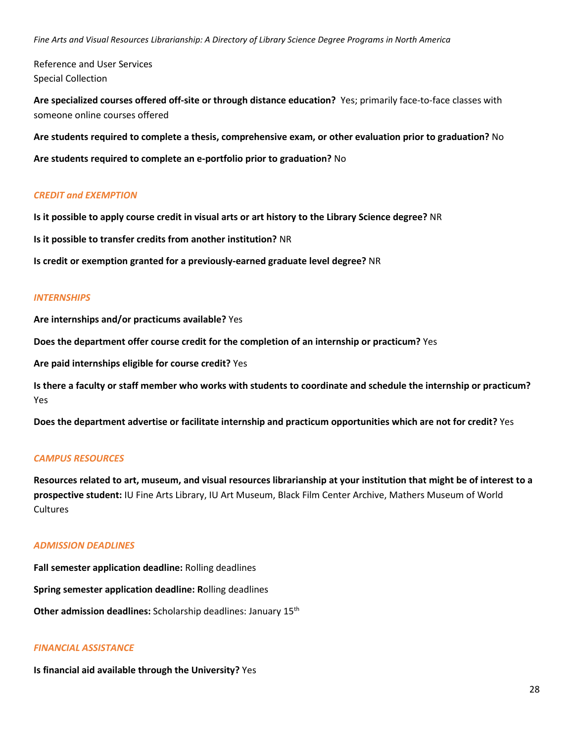Reference and User Services
Special Collection

**Are specialized courses offered off-site or through distance education?** Yes; primarily face-to-face classes with someone online courses offered

**Are students required to complete a thesis, comprehensive exam, or other evaluation prior to graduation?** No

**Are students required to complete an e-portfolio prior to graduation?** No

### *CREDIT and EXEMPTION*

**Is it possible to apply course credit in visual arts or art history to the Library Science degree?** NR

**Is it possible to transfer credits from another institution?** NR

**Is credit or exemption granted for a previously-earned graduate level degree?** NR

### *INTERNSHIPS*

**Are internships and/or practicums available?** Yes

**Does the department offer course credit for the completion of an internship or practicum?** Yes

**Are paid internships eligible for course credit?** Yes

**Is there a faculty or staff member who works with students to coordinate and schedule the internship or practicum?** Yes

**Does the department advertise or facilitate internship and practicum opportunities which are not for credit?** Yes

### *CAMPUS RESOURCES*

**Resources related to art, museum, and visual resources librarianship at your institution that might be of interest to a prospective student:** IU Fine Arts Library, IU Art Museum, Black Film Center Archive, Mathers Museum of World Cultures

### *ADMISSION DEADLINES*

**Fall semester application deadline:** Rolling deadlines

**Spring semester application deadline: R**olling deadlines

**Other admission deadlines:** Scholarship deadlines: January 15th

### *FINANCIAL ASSISTANCE*

**Is financial aid available through the University?** Yes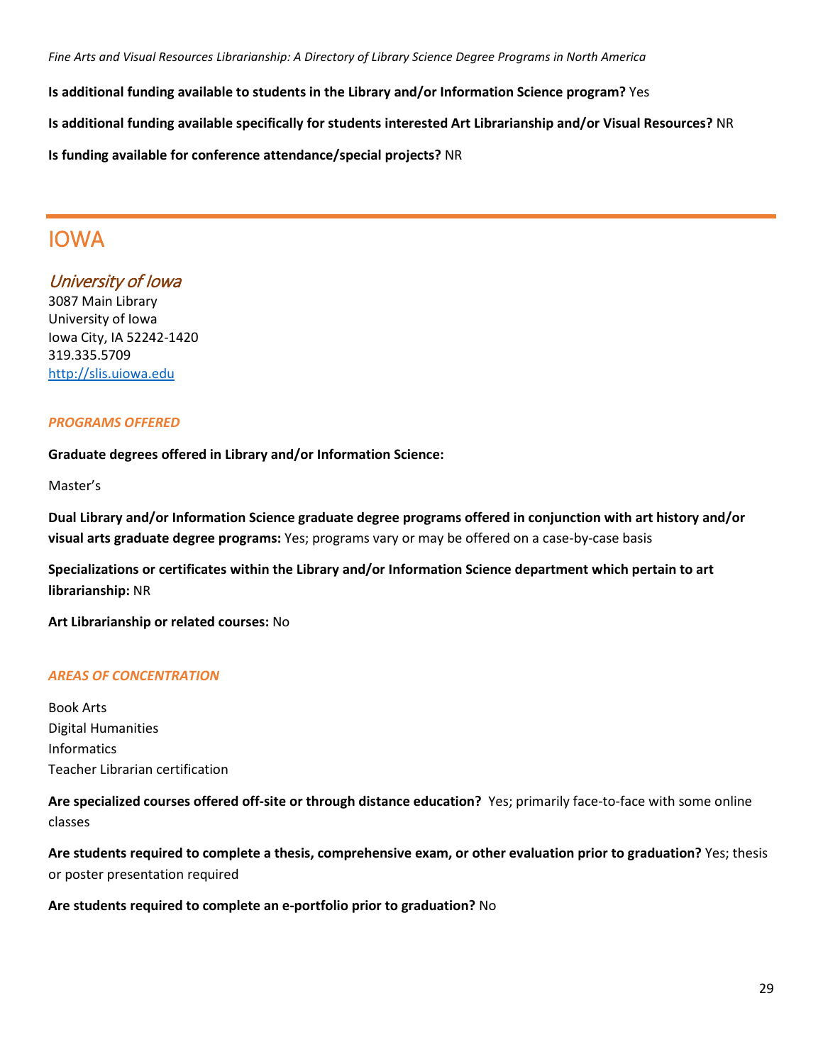**Is additional funding available to students in the Library and/or Information Science program?** Yes

**Is additional funding available specifically for students interested Art Librarianship and/or Visual Resources?** NR

**Is funding available for conference attendance/special projects?** NR

---

# IOWA

## *University of Iowa*

3087 Main Library
University of Iowa
Iowa City, IA 52242-1420
319.335.5709
http://slis.uiowa.edu

### *PROGRAMS OFFERED*

**Graduate degrees offered in Library and/or Information Science:**

Master's

**Dual Library and/or Information Science graduate degree programs offered in conjunction with art history and/or visual arts graduate degree programs:** Yes; programs vary or may be offered on a case-by-case basis

**Specializations or certificates within the Library and/or Information Science department which pertain to art librarianship:** NR

**Art Librarianship or related courses:** No

### *AREAS OF CONCENTRATION*

Book Arts
Digital Humanities
Informatics
Teacher Librarian certification

**Are specialized courses offered off-site or through distance education?** Yes; primarily face-to-face with some online classes

**Are students required to complete a thesis, comprehensive exam, or other evaluation prior to graduation?** Yes; thesis or poster presentation required

**Are students required to complete an e-portfolio prior to graduation?** No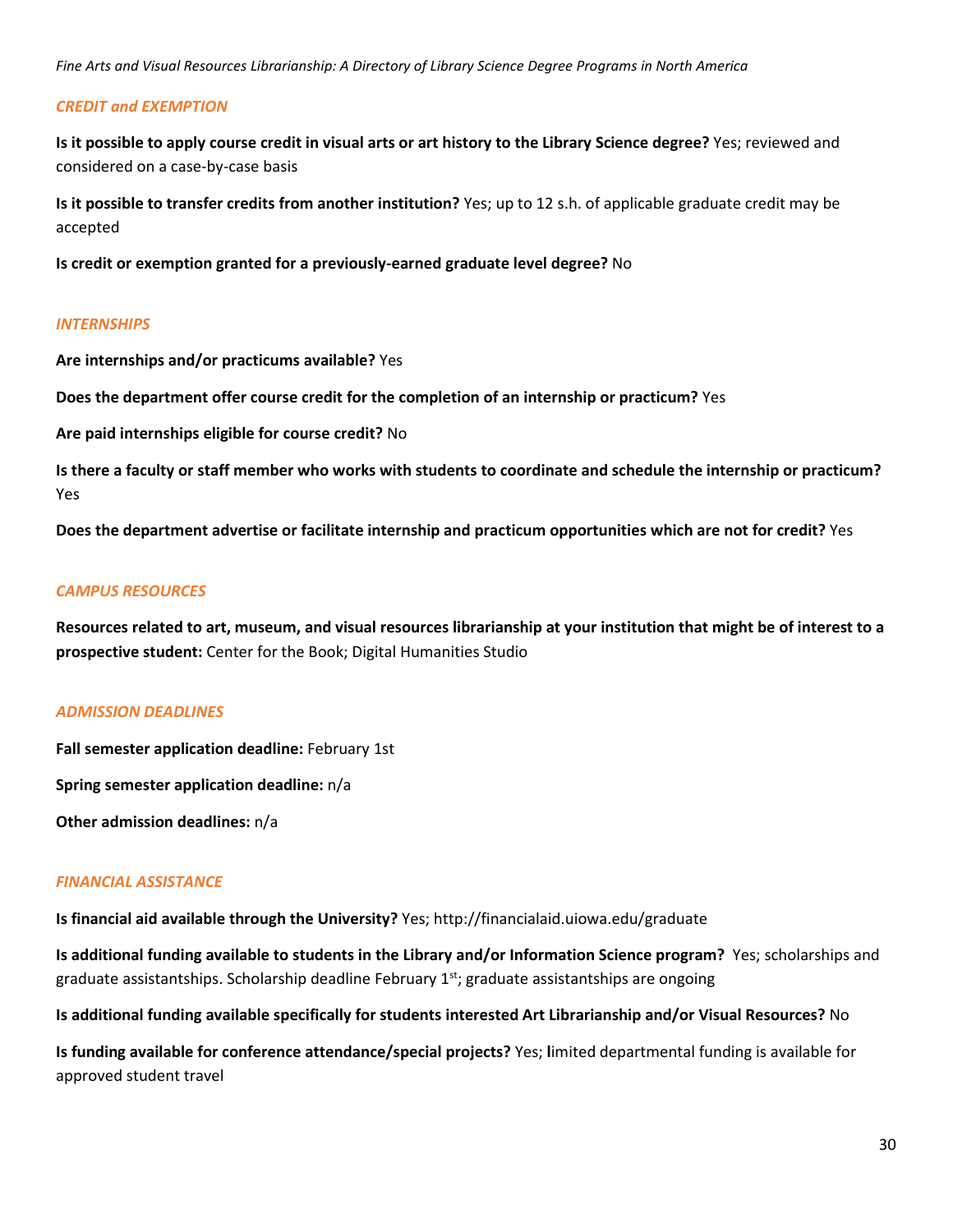### *CREDIT and EXEMPTION*

**Is it possible to apply course credit in visual arts or art history to the Library Science degree?** Yes; reviewed and considered on a case-by-case basis

**Is it possible to transfer credits from another institution?** Yes; up to 12 s.h. of applicable graduate credit may be accepted

**Is credit or exemption granted for a previously-earned graduate level degree?** No

### *INTERNSHIPS*

**Are internships and/or practicums available?** Yes

**Does the department offer course credit for the completion of an internship or practicum?** Yes

**Are paid internships eligible for course credit?** No

**Is there a faculty or staff member who works with students to coordinate and schedule the internship or practicum?** Yes

**Does the department advertise or facilitate internship and practicum opportunities which are not for credit?** Yes

### *CAMPUS RESOURCES*

**Resources related to art, museum, and visual resources librarianship at your institution that might be of interest to a prospective student:** Center for the Book; Digital Humanities Studio

### *ADMISSION DEADLINES*

**Fall semester application deadline:** February 1st

**Spring semester application deadline:** n/a

**Other admission deadlines:** n/a

### *FINANCIAL ASSISTANCE*

**Is financial aid available through the University?** Yes; http://financialaid.uiowa.edu/graduate

**Is additional funding available to students in the Library and/or Information Science program?** Yes; scholarships and graduate assistantships. Scholarship deadline February 1st; graduate assistantships are ongoing

**Is additional funding available specifically for students interested Art Librarianship and/or Visual Resources?** No

**Is funding available for conference attendance/special projects?** Yes; limited departmental funding is available for approved student travel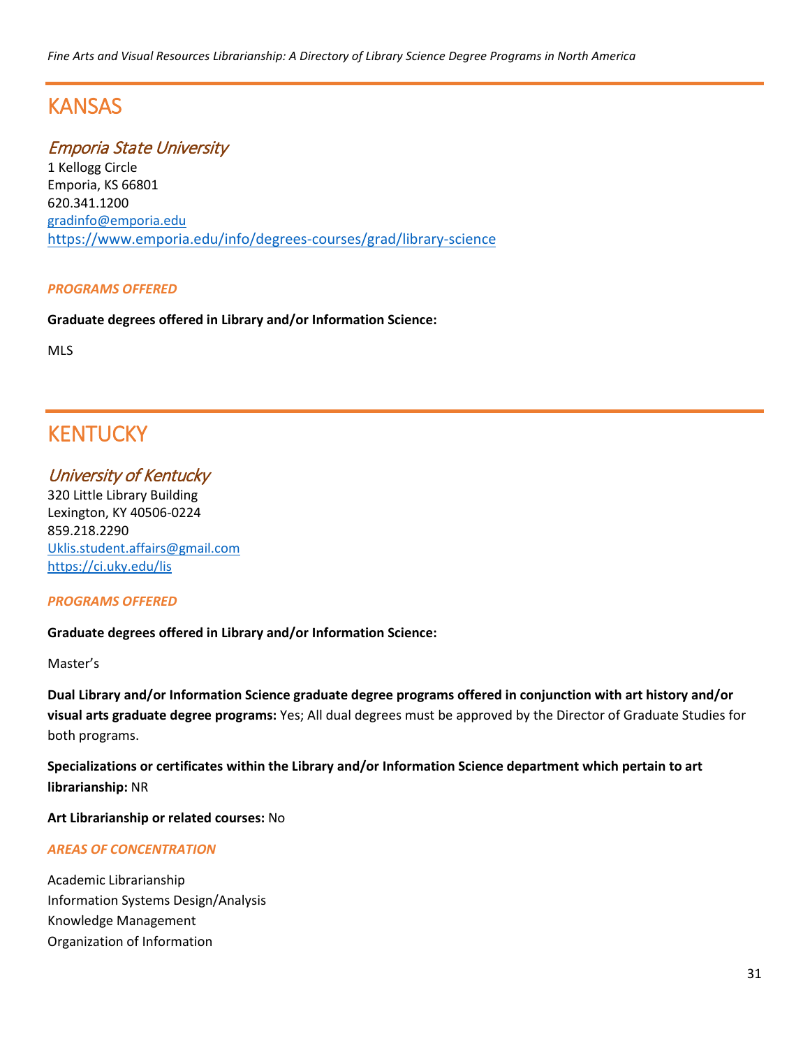# KANSAS

## *Emporia State University*

1 Kellogg Circle
Emporia, KS 66801
620.341.1200
gradinfo@emporia.edu
https://www.emporia.edu/info/degrees-courses/grad/library-science

### *PROGRAMS OFFERED*

**Graduate degrees offered in Library and/or Information Science:**

MLS

# KENTUCKY

## *University of Kentucky*

320 Little Library Building
Lexington, KY 40506-0224
859.218.2290
Uklis.student.affairs@gmail.com
https://ci.uky.edu/lis

### *PROGRAMS OFFERED*

**Graduate degrees offered in Library and/or Information Science:**

Master's

**Dual Library and/or Information Science graduate degree programs offered in conjunction with art history and/or visual arts graduate degree programs:** Yes; All dual degrees must be approved by the Director of Graduate Studies for both programs.

**Specializations or certificates within the Library and/or Information Science department which pertain to art librarianship:** NR

**Art Librarianship or related courses:** No

### *AREAS OF CONCENTRATION*

Academic Librarianship
Information Systems Design/Analysis
Knowledge Management
Organization of Information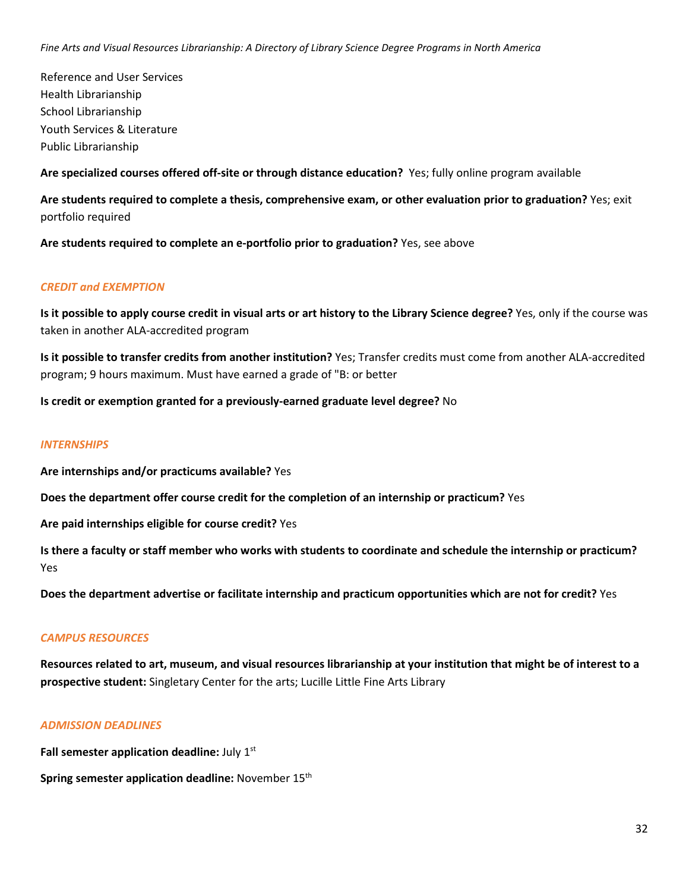Reference and User Services
Health Librarianship
School Librarianship
Youth Services & Literature
Public Librarianship

**Are specialized courses offered off-site or through distance education?** Yes; fully online program available

**Are students required to complete a thesis, comprehensive exam, or other evaluation prior to graduation?** Yes; exit portfolio required

**Are students required to complete an e-portfolio prior to graduation?** Yes, see above

### *CREDIT and EXEMPTION*

**Is it possible to apply course credit in visual arts or art history to the Library Science degree?** Yes, only if the course was taken in another ALA-accredited program

**Is it possible to transfer credits from another institution?** Yes; Transfer credits must come from another ALA-accredited program; 9 hours maximum. Must have earned a grade of "B: or better

**Is credit or exemption granted for a previously-earned graduate level degree?** No

### *INTERNSHIPS*

**Are internships and/or practicums available?** Yes

**Does the department offer course credit for the completion of an internship or practicum?** Yes

**Are paid internships eligible for course credit?** Yes

**Is there a faculty or staff member who works with students to coordinate and schedule the internship or practicum?** Yes

**Does the department advertise or facilitate internship and practicum opportunities which are not for credit?** Yes

### *CAMPUS RESOURCES*

**Resources related to art, museum, and visual resources librarianship at your institution that might be of interest to a prospective student:** Singletary Center for the arts; Lucille Little Fine Arts Library

### *ADMISSION DEADLINES*

**Fall semester application deadline:** July 1st

**Spring semester application deadline:** November 15th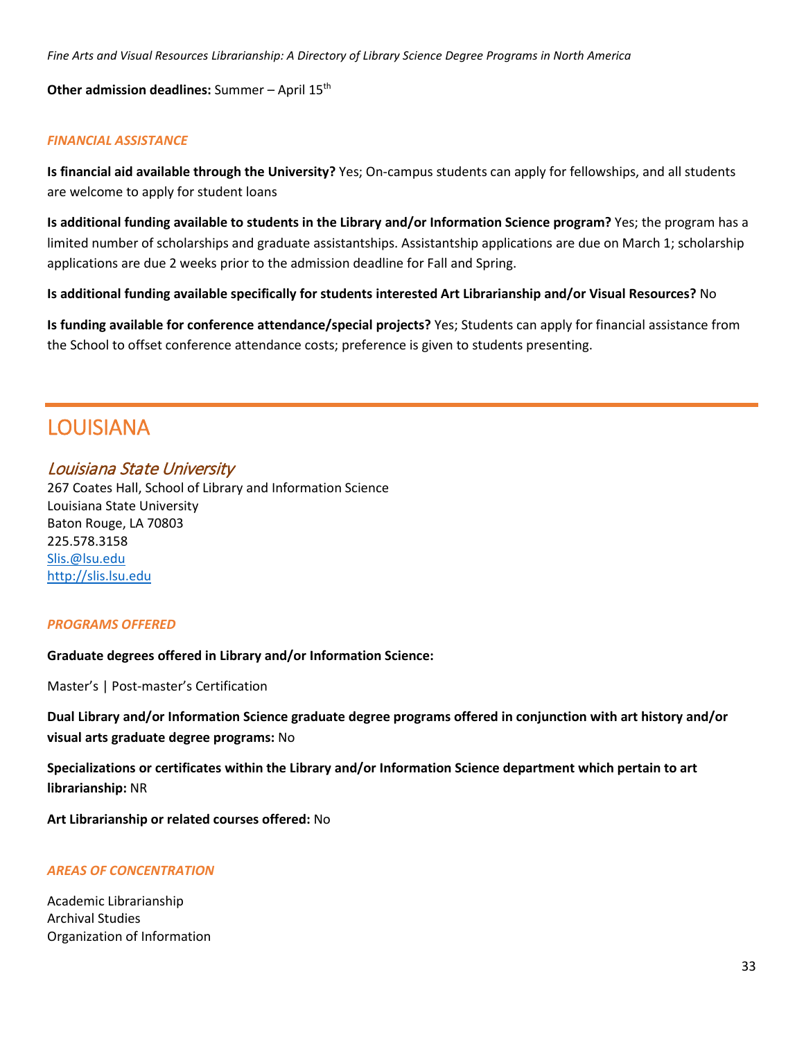**Other admission deadlines:** Summer – April 15th

*FINANCIAL ASSISTANCE*

**Is financial aid available through the University?** Yes; On-campus students can apply for fellowships, and all students are welcome to apply for student loans

**Is additional funding available to students in the Library and/or Information Science program?** Yes; the program has a limited number of scholarships and graduate assistantships. Assistantship applications are due on March 1; scholarship applications are due 2 weeks prior to the admission deadline for Fall and Spring.

**Is additional funding available specifically for students interested Art Librarianship and/or Visual Resources?** No

**Is funding available for conference attendance/special projects?** Yes; Students can apply for financial assistance from the School to offset conference attendance costs; preference is given to students presenting.

# LOUISIANA

## *Louisiana State University*

267 Coates Hall, School of Library and Information Science
Louisiana State University
Baton Rouge, LA 70803
225.578.3158
Slis.@lsu.edu
http://slis.lsu.edu

*PROGRAMS OFFERED*

**Graduate degrees offered in Library and/or Information Science:**

Master's | Post-master's Certification

**Dual Library and/or Information Science graduate degree programs offered in conjunction with art history and/or visual arts graduate degree programs:** No

**Specializations or certificates within the Library and/or Information Science department which pertain to art librarianship:** NR

**Art Librarianship or related courses offered:** No

*AREAS OF CONCENTRATION*

Academic Librarianship
Archival Studies
Organization of Information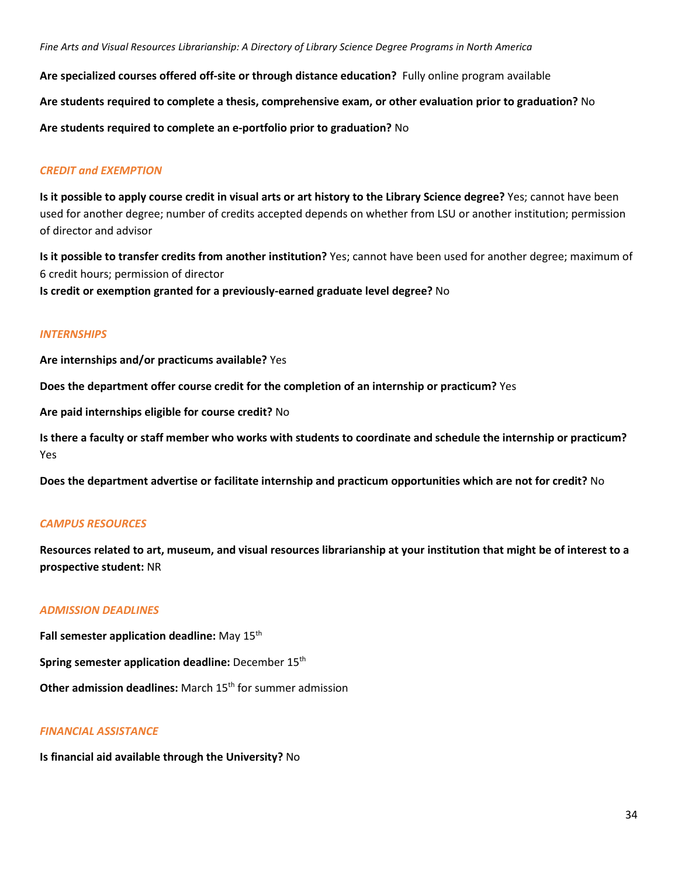**Are specialized courses offered off-site or through distance education?** Fully online program available

**Are students required to complete a thesis, comprehensive exam, or other evaluation prior to graduation?** No

**Are students required to complete an e-portfolio prior to graduation?** No

### *CREDIT and EXEMPTION*

**Is it possible to apply course credit in visual arts or art history to the Library Science degree?** Yes; cannot have been used for another degree; number of credits accepted depends on whether from LSU or another institution; permission of director and advisor

**Is it possible to transfer credits from another institution?** Yes; cannot have been used for another degree; maximum of 6 credit hours; permission of director

**Is credit or exemption granted for a previously-earned graduate level degree?** No

### *INTERNSHIPS*

**Are internships and/or practicums available?** Yes

**Does the department offer course credit for the completion of an internship or practicum?** Yes

**Are paid internships eligible for course credit?** No

**Is there a faculty or staff member who works with students to coordinate and schedule the internship or practicum?** Yes

**Does the department advertise or facilitate internship and practicum opportunities which are not for credit?** No

### *CAMPUS RESOURCES*

**Resources related to art, museum, and visual resources librarianship at your institution that might be of interest to a prospective student:** NR

### *ADMISSION DEADLINES*

**Fall semester application deadline:** May 15th

**Spring semester application deadline:** December 15th

**Other admission deadlines:** March 15th for summer admission

### *FINANCIAL ASSISTANCE*

**Is financial aid available through the University?** No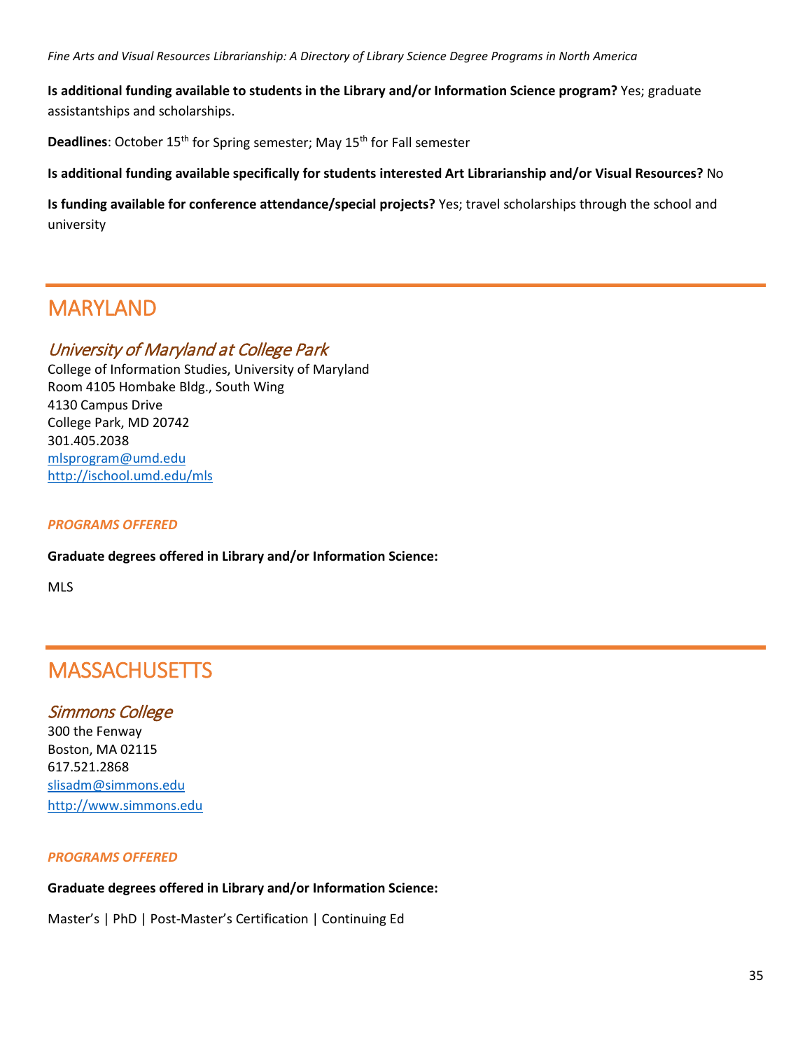**Is additional funding available to students in the Library and/or Information Science program?** Yes; graduate assistantships and scholarships.

**Deadlines**: October 15th for Spring semester; May 15th for Fall semester

**Is additional funding available specifically for students interested Art Librarianship and/or Visual Resources?** No

**Is funding available for conference attendance/special projects?** Yes; travel scholarships through the school and university

# MARYLAND

## *University of Maryland at College Park*

College of Information Studies, University of Maryland
Room 4105 Hombake Bldg., South Wing
4130 Campus Drive
College Park, MD 20742
301.405.2038
mlsprogram@umd.edu
http://ischool.umd.edu/mls

### *PROGRAMS OFFERED*

**Graduate degrees offered in Library and/or Information Science:**

MLS

# MASSACHUSETTS

## *Simmons College*

300 the Fenway
Boston, MA 02115
617.521.2868
slisadm@simmons.edu
http://www.simmons.edu

### *PROGRAMS OFFERED*

**Graduate degrees offered in Library and/or Information Science:**

Master's | PhD | Post-Master's Certification | Continuing Ed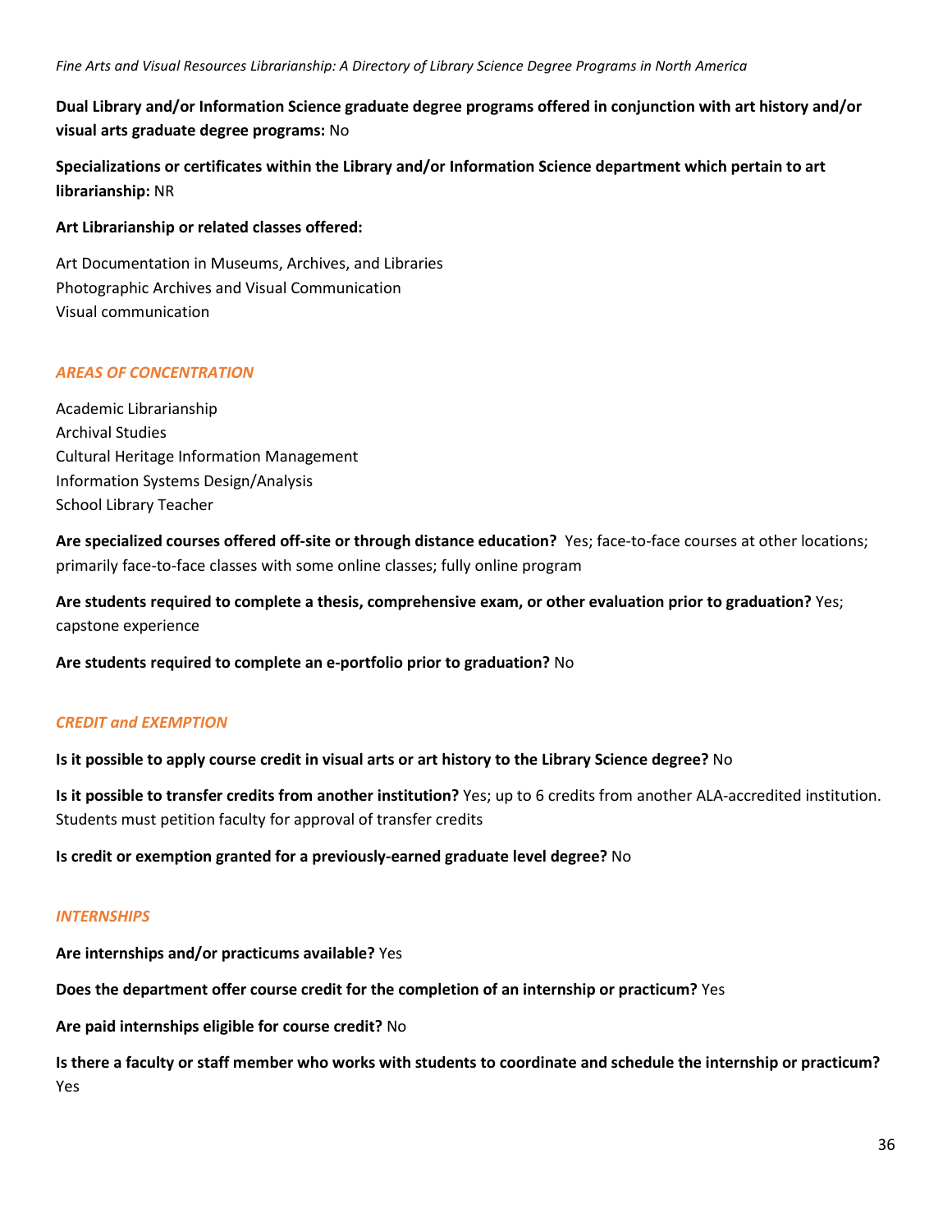**Dual Library and/or Information Science graduate degree programs offered in conjunction with art history and/or visual arts graduate degree programs:** No

**Specializations or certificates within the Library and/or Information Science department which pertain to art librarianship:** NR

**Art Librarianship or related classes offered:**

Art Documentation in Museums, Archives, and Libraries
Photographic Archives and Visual Communication
Visual communication

### *AREAS OF CONCENTRATION*

Academic Librarianship
Archival Studies
Cultural Heritage Information Management
Information Systems Design/Analysis
School Library Teacher

**Are specialized courses offered off-site or through distance education?** Yes; face-to-face courses at other locations; primarily face-to-face classes with some online classes; fully online program

**Are students required to complete a thesis, comprehensive exam, or other evaluation prior to graduation?** Yes; capstone experience

**Are students required to complete an e-portfolio prior to graduation?** No

### *CREDIT and EXEMPTION*

**Is it possible to apply course credit in visual arts or art history to the Library Science degree?** No

**Is it possible to transfer credits from another institution?** Yes; up to 6 credits from another ALA-accredited institution. Students must petition faculty for approval of transfer credits

**Is credit or exemption granted for a previously-earned graduate level degree?** No

### *INTERNSHIPS*

**Are internships and/or practicums available?** Yes

**Does the department offer course credit for the completion of an internship or practicum?** Yes

**Are paid internships eligible for course credit?** No

**Is there a faculty or staff member who works with students to coordinate and schedule the internship or practicum?** Yes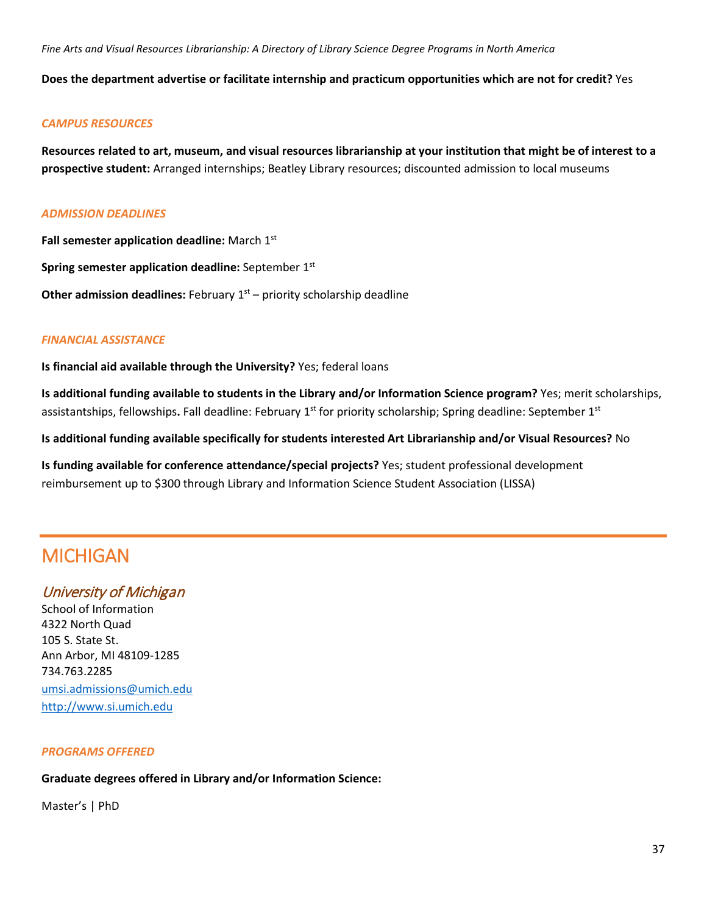**Does the department advertise or facilitate internship and practicum opportunities which are not for credit?** Yes

### *CAMPUS RESOURCES*

**Resources related to art, museum, and visual resources librarianship at your institution that might be of interest to a prospective student:** Arranged internships; Beatley Library resources; discounted admission to local museums

### *ADMISSION DEADLINES*

**Fall semester application deadline:** March 1st

**Spring semester application deadline:** September 1st

**Other admission deadlines:** February 1st – priority scholarship deadline

### *FINANCIAL ASSISTANCE*

**Is financial aid available through the University?** Yes; federal loans

**Is additional funding available to students in the Library and/or Information Science program?** Yes; merit scholarships, assistantships, fellowships**.** Fall deadline: February 1st for priority scholarship; Spring deadline: September 1st

**Is additional funding available specifically for students interested Art Librarianship and/or Visual Resources?** No

**Is funding available for conference attendance/special projects?** Yes; student professional development reimbursement up to $300 through Library and Information Science Student Association (LISSA)

# MICHIGAN

## *University of Michigan*

School of Information
4322 North Quad
105 S. State St.
Ann Arbor, MI 48109-1285
734.763.2285
umsi.admissions@umich.edu
http://www.si.umich.edu

### *PROGRAMS OFFERED*

**Graduate degrees offered in Library and/or Information Science:**

Master's | PhD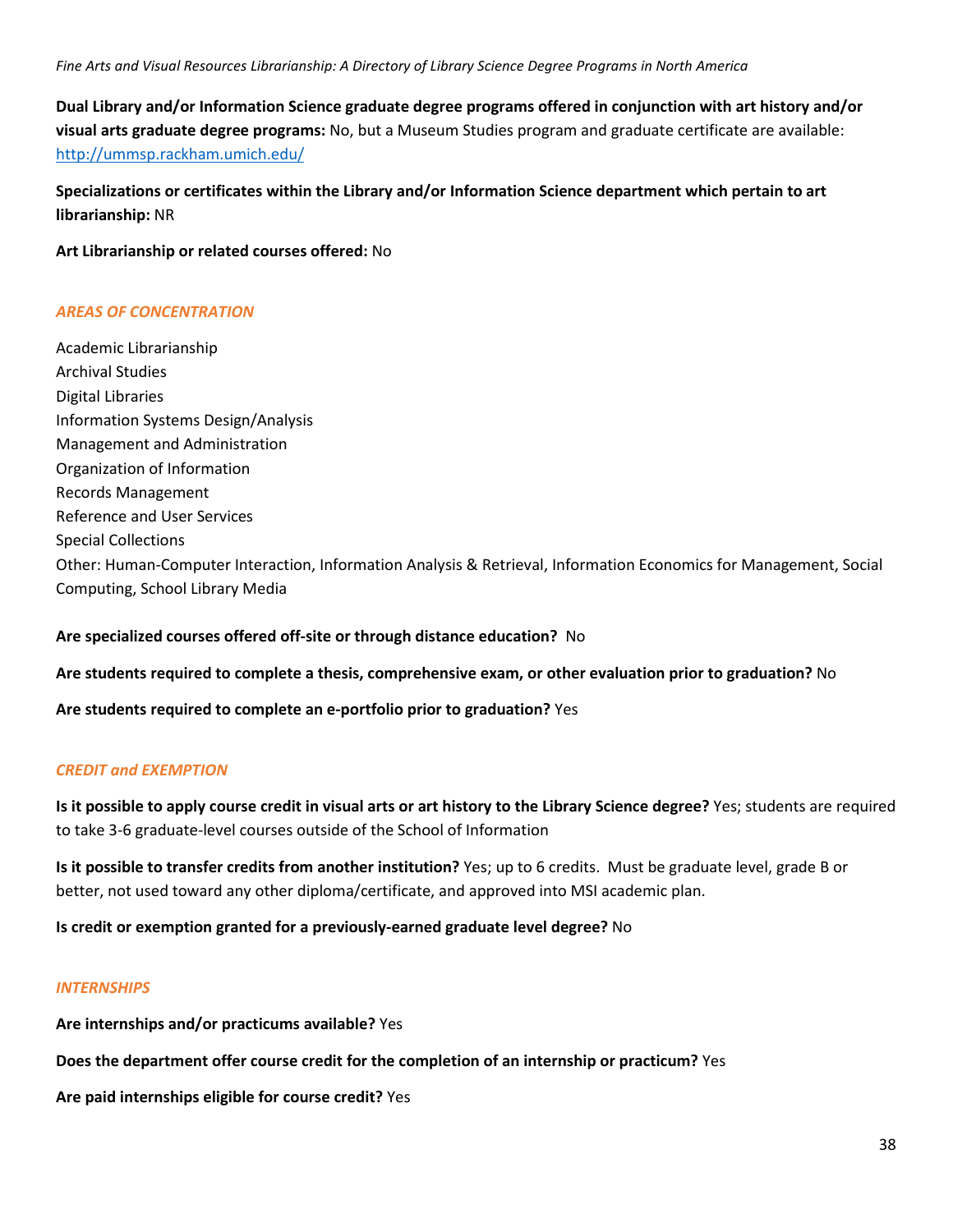**Dual Library and/or Information Science graduate degree programs offered in conjunction with art history and/or visual arts graduate degree programs:** No, but a Museum Studies program and graduate certificate are available: http://ummsp.rackham.umich.edu/

**Specializations or certificates within the Library and/or Information Science department which pertain to art librarianship:** NR

**Art Librarianship or related courses offered:** No

### *AREAS OF CONCENTRATION*

Academic Librarianship
Archival Studies
Digital Libraries
Information Systems Design/Analysis
Management and Administration
Organization of Information
Records Management
Reference and User Services
Special Collections
Other: Human-Computer Interaction, Information Analysis & Retrieval, Information Economics for Management, Social Computing, School Library Media

**Are specialized courses offered off-site or through distance education?** No

**Are students required to complete a thesis, comprehensive exam, or other evaluation prior to graduation?** No

**Are students required to complete an e-portfolio prior to graduation?** Yes

### *CREDIT and EXEMPTION*

**Is it possible to apply course credit in visual arts or art history to the Library Science degree?** Yes; students are required to take 3-6 graduate-level courses outside of the School of Information

**Is it possible to transfer credits from another institution?** Yes; up to 6 credits. Must be graduate level, grade B or better, not used toward any other diploma/certificate, and approved into MSI academic plan.

**Is credit or exemption granted for a previously-earned graduate level degree?** No

### *INTERNSHIPS*

**Are internships and/or practicums available?** Yes

**Does the department offer course credit for the completion of an internship or practicum?** Yes

**Are paid internships eligible for course credit?** Yes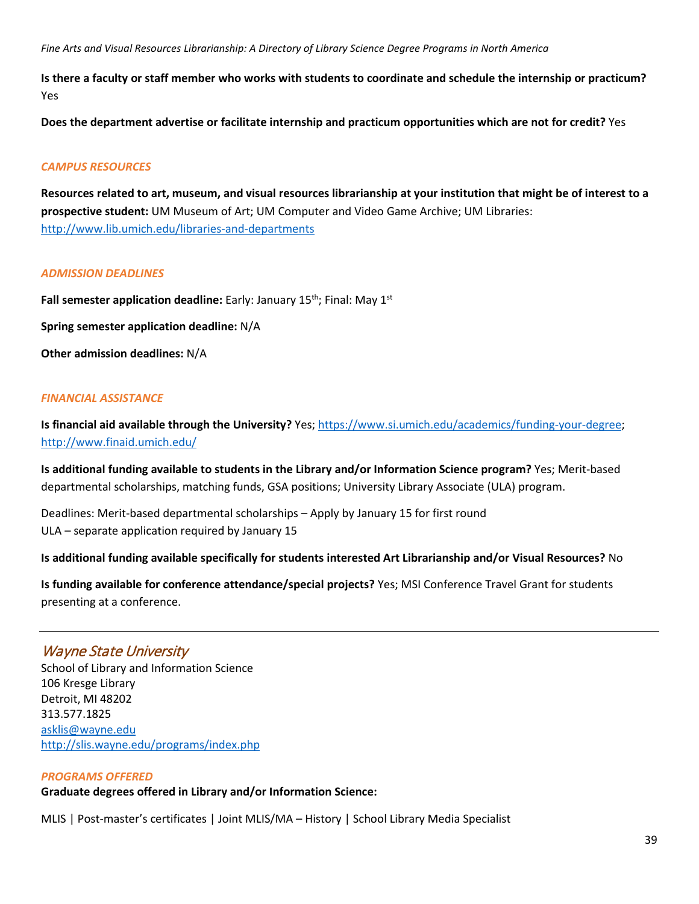**Is there a faculty or staff member who works with students to coordinate and schedule the internship or practicum?** Yes

**Does the department advertise or facilitate internship and practicum opportunities which are not for credit?** Yes

### *CAMPUS RESOURCES*

**Resources related to art, museum, and visual resources librarianship at your institution that might be of interest to a prospective student:** UM Museum of Art; UM Computer and Video Game Archive; UM Libraries: http://www.lib.umich.edu/libraries-and-departments

### *ADMISSION DEADLINES*

**Fall semester application deadline:** Early: January 15th; Final: May 1st

**Spring semester application deadline:** N/A

**Other admission deadlines:** N/A

### *FINANCIAL ASSISTANCE*

**Is financial aid available through the University?** Yes; https://www.si.umich.edu/academics/funding-your-degree; http://www.finaid.umich.edu/

**Is additional funding available to students in the Library and/or Information Science program?** Yes; Merit-based departmental scholarships, matching funds, GSA positions; University Library Associate (ULA) program.

Deadlines: Merit-based departmental scholarships – Apply by January 15 for first round
ULA – separate application required by January 15

**Is additional funding available specifically for students interested Art Librarianship and/or Visual Resources?** No

**Is funding available for conference attendance/special projects?** Yes; MSI Conference Travel Grant for students presenting at a conference.

---

## *Wayne State University*

School of Library and Information Science
106 Kresge Library
Detroit, MI 48202
313.577.1825
asklis@wayne.edu
http://slis.wayne.edu/programs/index.php

### *PROGRAMS OFFERED*

**Graduate degrees offered in Library and/or Information Science:**

MLIS | Post-master's certificates | Joint MLIS/MA – History | School Library Media Specialist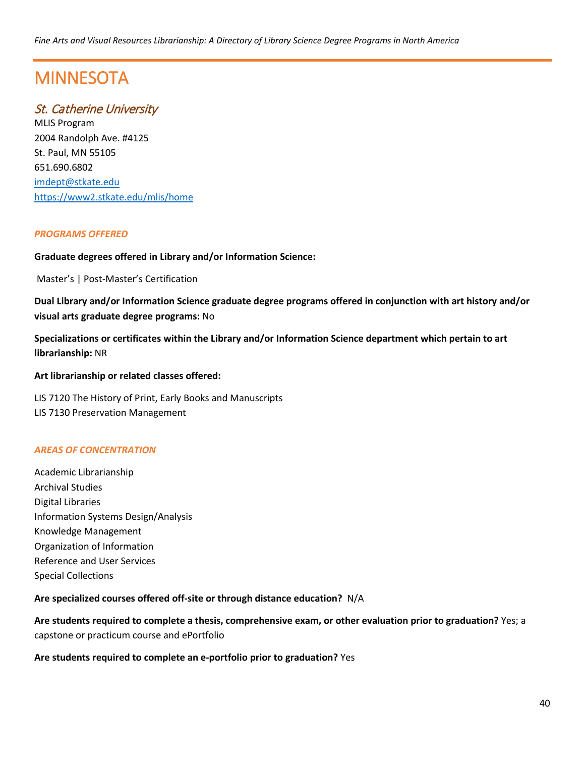# MINNESOTA

## *St. Catherine University*

MLIS Program
2004 Randolph Ave. #4125
St. Paul, MN 55105
651.690.6802
imdept@stkate.edu
https://www2.stkate.edu/mlis/home

### *PROGRAMS OFFERED*

**Graduate degrees offered in Library and/or Information Science:**

Master's | Post-Master's Certification

**Dual Library and/or Information Science graduate degree programs offered in conjunction with art history and/or visual arts graduate degree programs:** No

**Specializations or certificates within the Library and/or Information Science department which pertain to art librarianship:** NR

**Art librarianship or related classes offered:**

LIS 7120 The History of Print, Early Books and Manuscripts
LIS 7130 Preservation Management

### *AREAS OF CONCENTRATION*

Academic Librarianship
Archival Studies
Digital Libraries
Information Systems Design/Analysis
Knowledge Management
Organization of Information
Reference and User Services
Special Collections

**Are specialized courses offered off-site or through distance education?** N/A

**Are students required to complete a thesis, comprehensive exam, or other evaluation prior to graduation?** Yes; a capstone or practicum course and ePortfolio

**Are students required to complete an e-portfolio prior to graduation?** Yes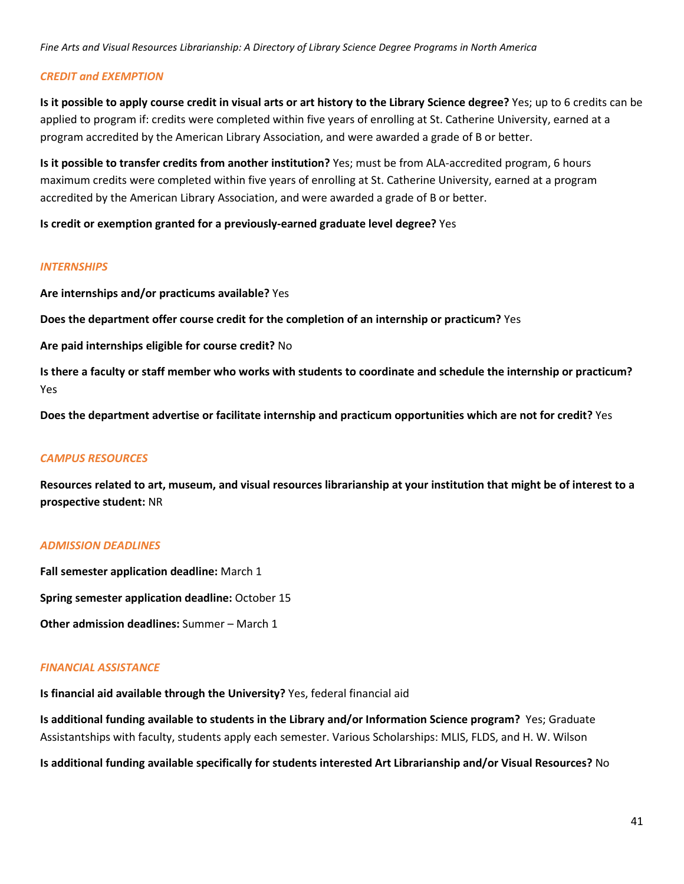### *CREDIT and EXEMPTION*

**Is it possible to apply course credit in visual arts or art history to the Library Science degree?** Yes; up to 6 credits can be applied to program if: credits were completed within five years of enrolling at St. Catherine University, earned at a program accredited by the American Library Association, and were awarded a grade of B or better.

**Is it possible to transfer credits from another institution?** Yes; must be from ALA-accredited program, 6 hours maximum credits were completed within five years of enrolling at St. Catherine University, earned at a program accredited by the American Library Association, and were awarded a grade of B or better.

**Is credit or exemption granted for a previously-earned graduate level degree?** Yes

### *INTERNSHIPS*

**Are internships and/or practicums available?** Yes

**Does the department offer course credit for the completion of an internship or practicum?** Yes

**Are paid internships eligible for course credit?** No

**Is there a faculty or staff member who works with students to coordinate and schedule the internship or practicum?** Yes

**Does the department advertise or facilitate internship and practicum opportunities which are not for credit?** Yes

### *CAMPUS RESOURCES*

**Resources related to art, museum, and visual resources librarianship at your institution that might be of interest to a prospective student:** NR

### *ADMISSION DEADLINES*

**Fall semester application deadline:** March 1

**Spring semester application deadline:** October 15

**Other admission deadlines:** Summer – March 1

### *FINANCIAL ASSISTANCE*

**Is financial aid available through the University?** Yes, federal financial aid

**Is additional funding available to students in the Library and/or Information Science program?** Yes; Graduate Assistantships with faculty, students apply each semester. Various Scholarships: MLIS, FLDS, and H. W. Wilson

**Is additional funding available specifically for students interested Art Librarianship and/or Visual Resources?** No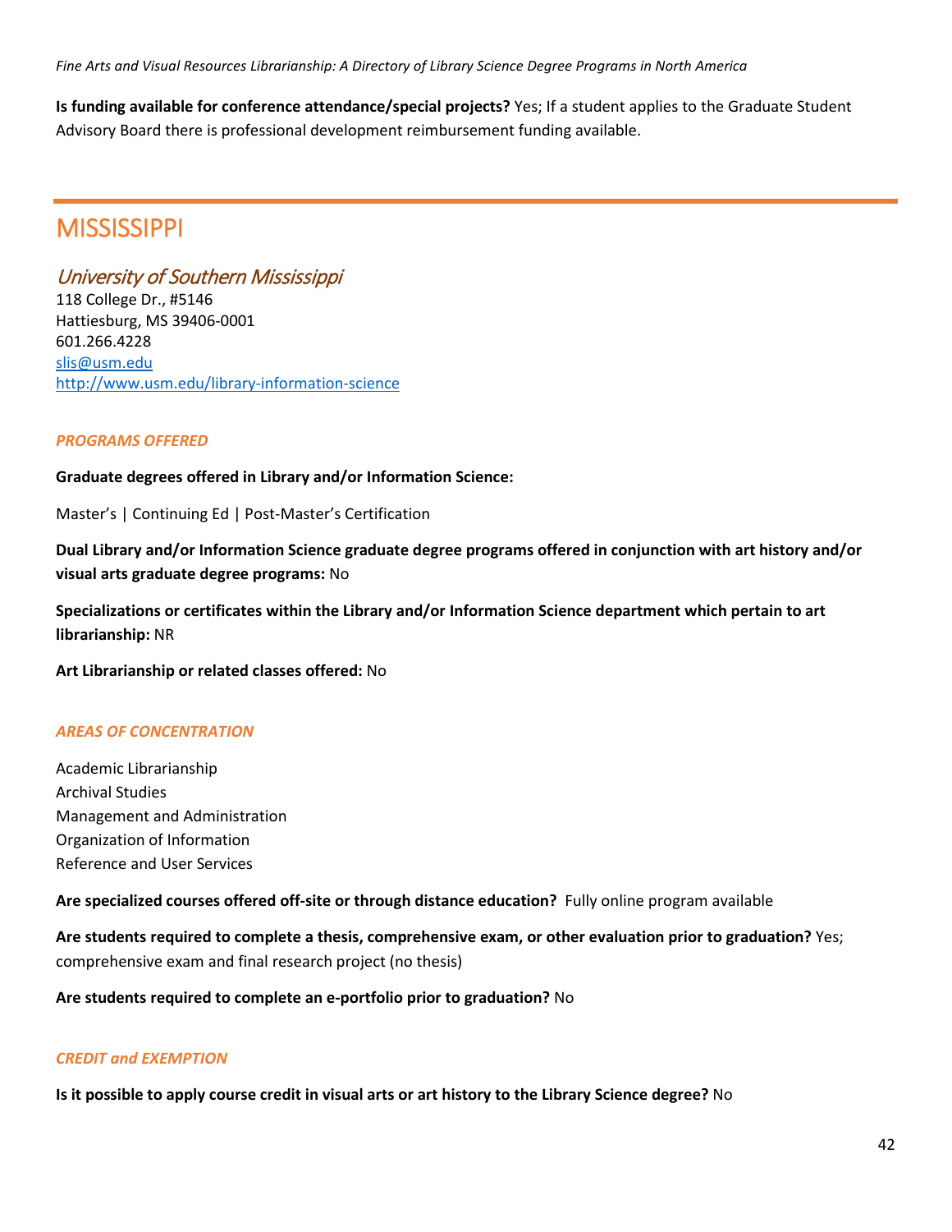**Is funding available for conference attendance/special projects?** Yes; If a student applies to the Graduate Student Advisory Board there is professional development reimbursement funding available.

# MISSISSIPPI

## *University of Southern Mississippi*

118 College Dr., #5146
Hattiesburg, MS 39406-0001
601.266.4228
slis@usm.edu
http://www.usm.edu/library-information-science

### *PROGRAMS OFFERED*

**Graduate degrees offered in Library and/or Information Science:**

Master's | Continuing Ed | Post-Master's Certification

**Dual Library and/or Information Science graduate degree programs offered in conjunction with art history and/or visual arts graduate degree programs:** No

**Specializations or certificates within the Library and/or Information Science department which pertain to art librarianship:** NR

**Art Librarianship or related classes offered:** No

### *AREAS OF CONCENTRATION*

Academic Librarianship
Archival Studies
Management and Administration
Organization of Information
Reference and User Services

**Are specialized courses offered off-site or through distance education?** Fully online program available

**Are students required to complete a thesis, comprehensive exam, or other evaluation prior to graduation?** Yes; comprehensive exam and final research project (no thesis)

**Are students required to complete an e-portfolio prior to graduation?** No

### *CREDIT and EXEMPTION*

**Is it possible to apply course credit in visual arts or art history to the Library Science degree?** No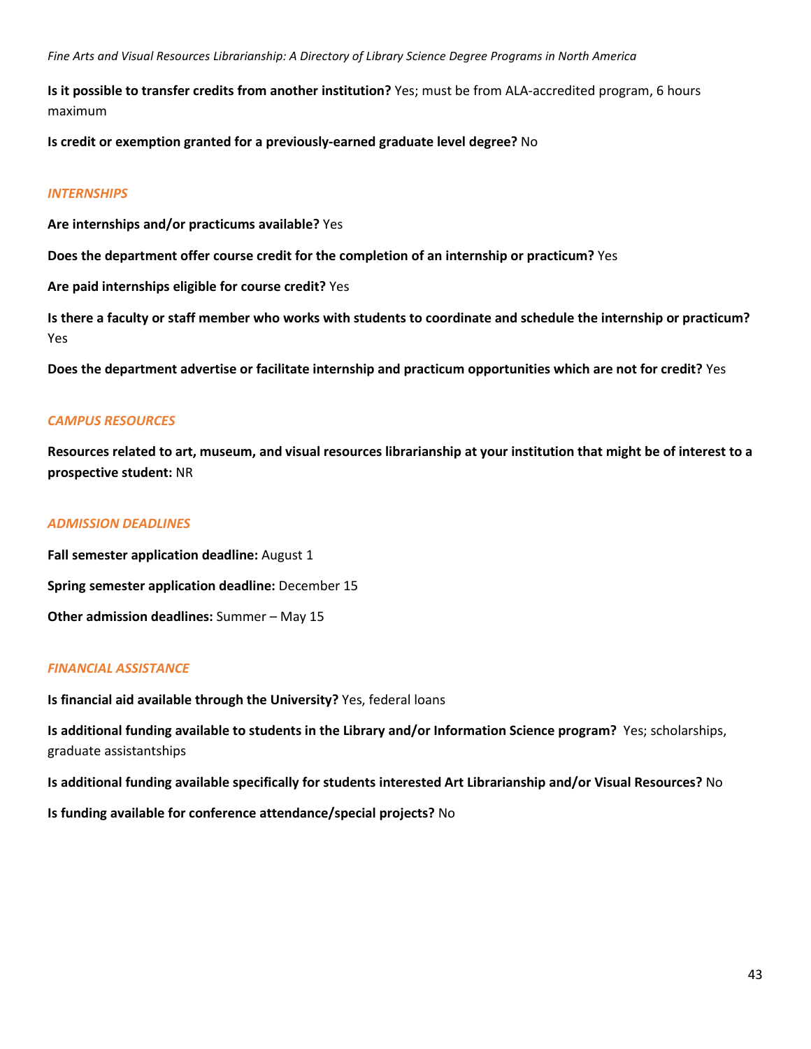**Is it possible to transfer credits from another institution?** Yes; must be from ALA-accredited program, 6 hours maximum

**Is credit or exemption granted for a previously-earned graduate level degree?** No

### *INTERNSHIPS*

**Are internships and/or practicums available?** Yes

**Does the department offer course credit for the completion of an internship or practicum?** Yes

**Are paid internships eligible for course credit?** Yes

**Is there a faculty or staff member who works with students to coordinate and schedule the internship or practicum?** Yes

**Does the department advertise or facilitate internship and practicum opportunities which are not for credit?** Yes

### *CAMPUS RESOURCES*

**Resources related to art, museum, and visual resources librarianship at your institution that might be of interest to a prospective student:** NR

### *ADMISSION DEADLINES*

**Fall semester application deadline:** August 1

**Spring semester application deadline:** December 15

**Other admission deadlines:** Summer – May 15

### *FINANCIAL ASSISTANCE*

**Is financial aid available through the University?** Yes, federal loans

**Is additional funding available to students in the Library and/or Information Science program?** Yes; scholarships, graduate assistantships

**Is additional funding available specifically for students interested Art Librarianship and/or Visual Resources?** No

**Is funding available for conference attendance/special projects?** No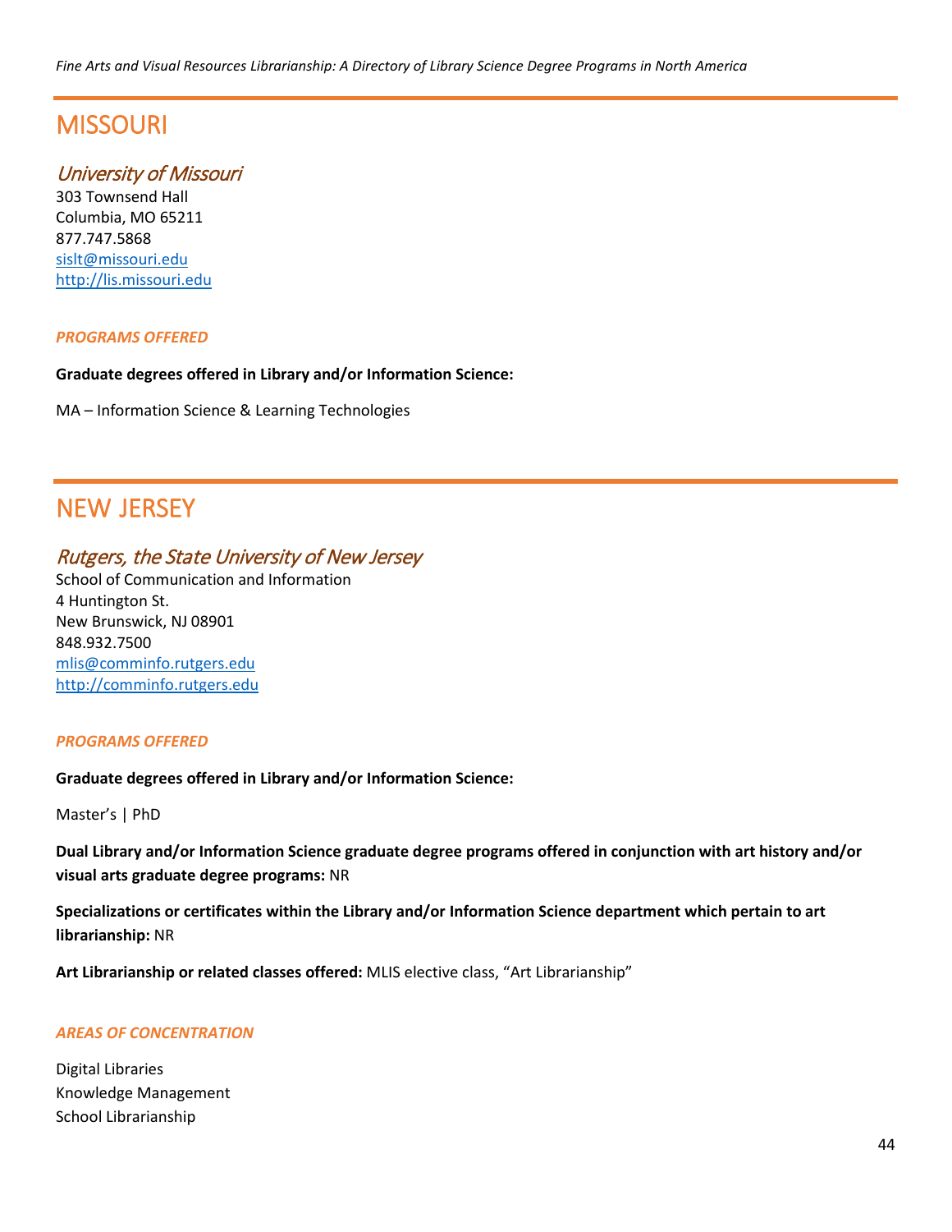# MISSOURI

## *University of Missouri*

303 Townsend Hall
Columbia, MO 65211
877.747.5868
sislt@missouri.edu
http://lis.missouri.edu

### *PROGRAMS OFFERED*

**Graduate degrees offered in Library and/or Information Science:**

MA – Information Science & Learning Technologies

# NEW JERSEY

## *Rutgers, the State University of New Jersey*

School of Communication and Information
4 Huntington St.
New Brunswick, NJ 08901
848.932.7500
mlis@comminfo.rutgers.edu
http://comminfo.rutgers.edu

### *PROGRAMS OFFERED*

**Graduate degrees offered in Library and/or Information Science:**

Master's | PhD

**Dual Library and/or Information Science graduate degree programs offered in conjunction with art history and/or visual arts graduate degree programs:** NR

**Specializations or certificates within the Library and/or Information Science department which pertain to art librarianship:** NR

**Art Librarianship or related classes offered:** MLIS elective class, "Art Librarianship"

### *AREAS OF CONCENTRATION*

Digital Libraries
Knowledge Management
School Librarianship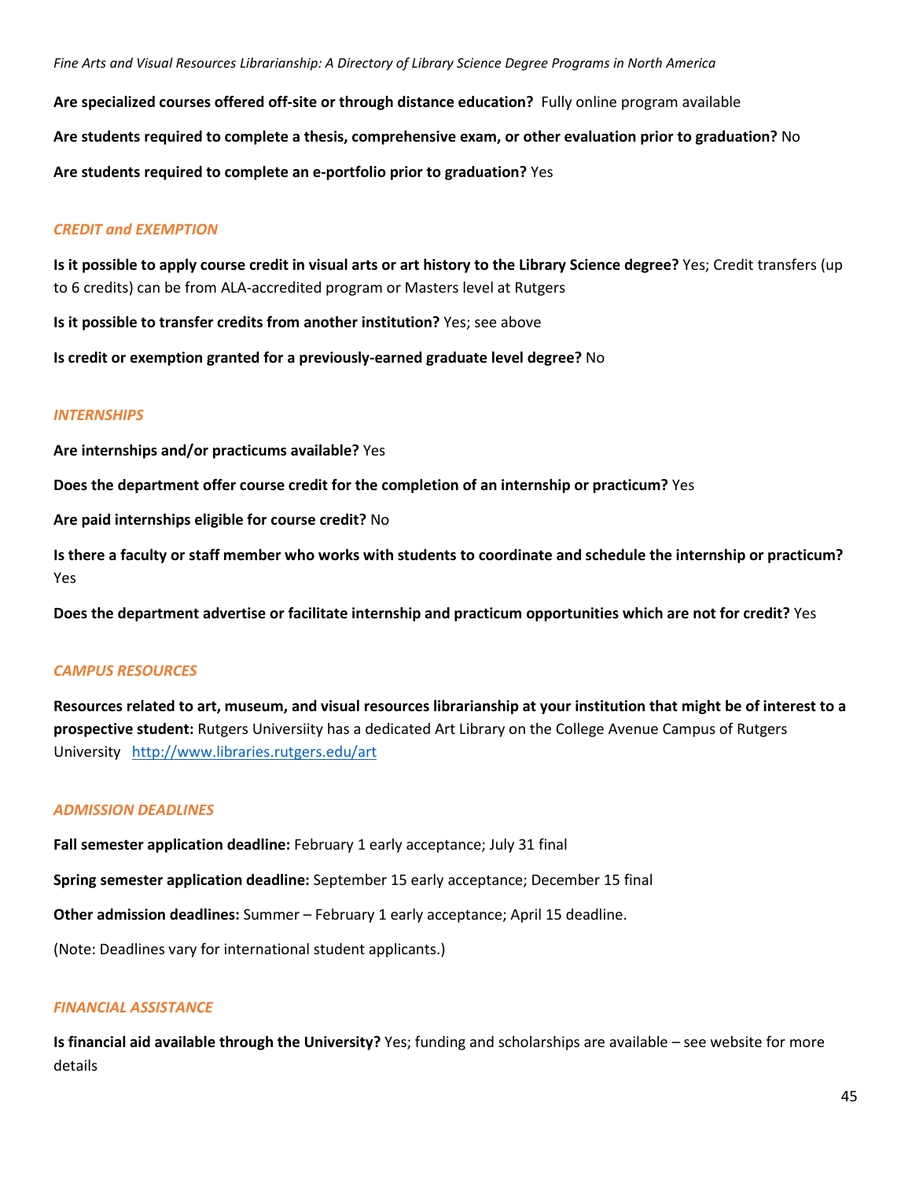**Are specialized courses offered off-site or through distance education?** Fully online program available

**Are students required to complete a thesis, comprehensive exam, or other evaluation prior to graduation?** No

**Are students required to complete an e-portfolio prior to graduation?** Yes

### *CREDIT and EXEMPTION*

**Is it possible to apply course credit in visual arts or art history to the Library Science degree?** Yes; Credit transfers (up to 6 credits) can be from ALA-accredited program or Masters level at Rutgers

**Is it possible to transfer credits from another institution?** Yes; see above

**Is credit or exemption granted for a previously-earned graduate level degree?** No

### *INTERNSHIPS*

**Are internships and/or practicums available?** Yes

**Does the department offer course credit for the completion of an internship or practicum?** Yes

**Are paid internships eligible for course credit?** No

**Is there a faculty or staff member who works with students to coordinate and schedule the internship or practicum?** Yes

**Does the department advertise or facilitate internship and practicum opportunities which are not for credit?** Yes

### *CAMPUS RESOURCES*

**Resources related to art, museum, and visual resources librarianship at your institution that might be of interest to a prospective student:** Rutgers Universiity has a dedicated Art Library on the College Avenue Campus of Rutgers University http://www.libraries.rutgers.edu/art

### *ADMISSION DEADLINES*

**Fall semester application deadline:** February 1 early acceptance; July 31 final

**Spring semester application deadline:** September 15 early acceptance; December 15 final

**Other admission deadlines:** Summer – February 1 early acceptance; April 15 deadline.

(Note: Deadlines vary for international student applicants.)

### *FINANCIAL ASSISTANCE*

**Is financial aid available through the University?** Yes; funding and scholarships are available – see website for more details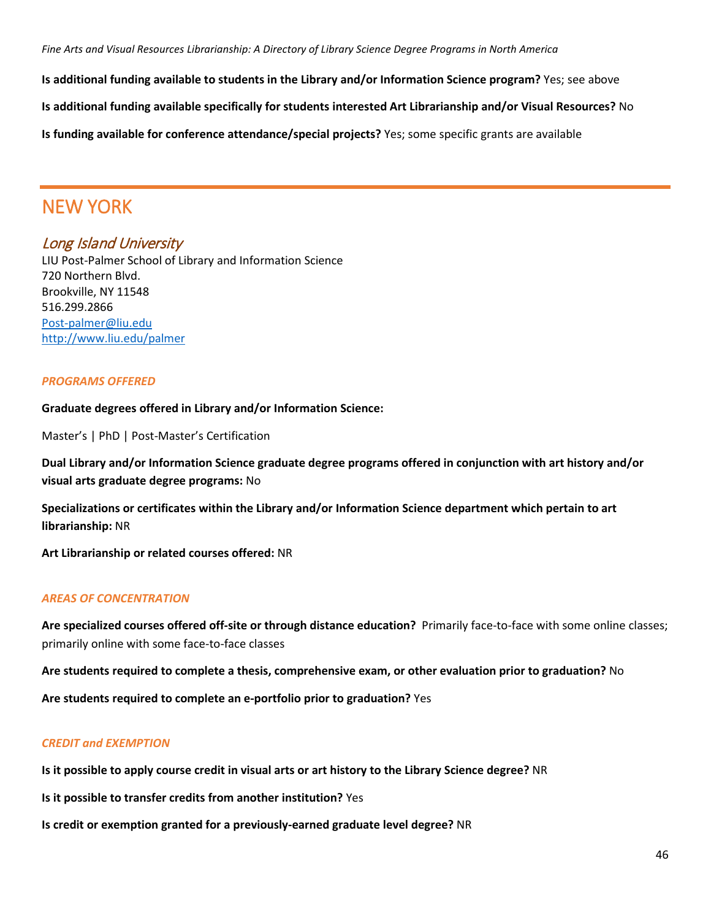**Is additional funding available to students in the Library and/or Information Science program?** Yes; see above

**Is additional funding available specifically for students interested Art Librarianship and/or Visual Resources?** No

**Is funding available for conference attendance/special projects?** Yes; some specific grants are available

# NEW YORK

## *Long Island University*

LIU Post-Palmer School of Library and Information Science
720 Northern Blvd.
Brookville, NY 11548
516.299.2866
Post-palmer@liu.edu
http://www.liu.edu/palmer

### *PROGRAMS OFFERED*

**Graduate degrees offered in Library and/or Information Science:**

Master's | PhD | Post-Master's Certification

**Dual Library and/or Information Science graduate degree programs offered in conjunction with art history and/or visual arts graduate degree programs:** No

**Specializations or certificates within the Library and/or Information Science department which pertain to art librarianship:** NR

**Art Librarianship or related courses offered:** NR

### *AREAS OF CONCENTRATION*

**Are specialized courses offered off-site or through distance education?** Primarily face-to-face with some online classes; primarily online with some face-to-face classes

**Are students required to complete a thesis, comprehensive exam, or other evaluation prior to graduation?** No

**Are students required to complete an e-portfolio prior to graduation?** Yes

### *CREDIT and EXEMPTION*

**Is it possible to apply course credit in visual arts or art history to the Library Science degree?** NR

**Is it possible to transfer credits from another institution?** Yes

**Is credit or exemption granted for a previously-earned graduate level degree?** NR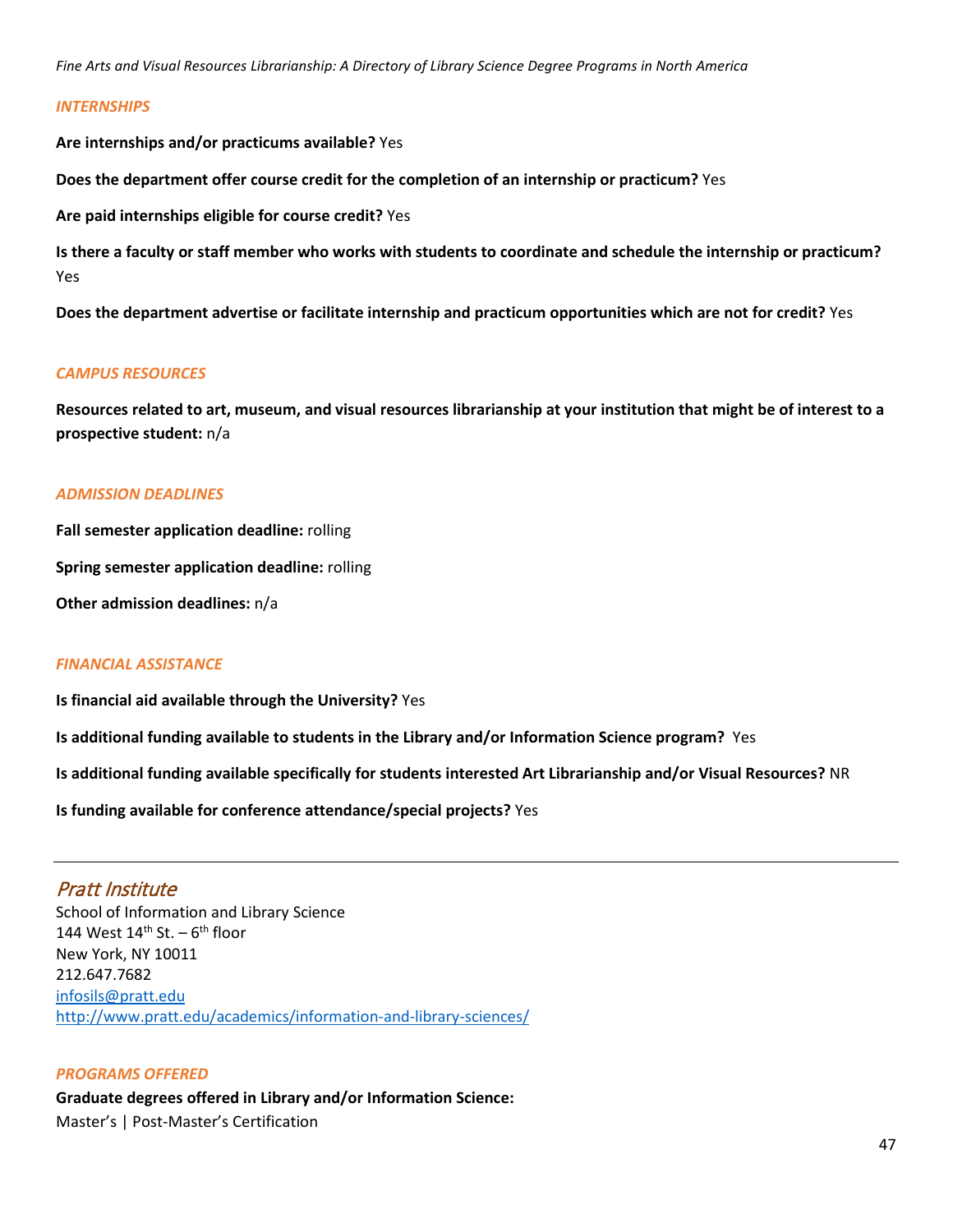### *INTERNSHIPS*

**Are internships and/or practicums available?** Yes

**Does the department offer course credit for the completion of an internship or practicum?** Yes

**Are paid internships eligible for course credit?** Yes

**Is there a faculty or staff member who works with students to coordinate and schedule the internship or practicum?** Yes

**Does the department advertise or facilitate internship and practicum opportunities which are not for credit?** Yes

### *CAMPUS RESOURCES*

**Resources related to art, museum, and visual resources librarianship at your institution that might be of interest to a prospective student:** n/a

### *ADMISSION DEADLINES*

**Fall semester application deadline:** rolling

**Spring semester application deadline:** rolling

**Other admission deadlines:** n/a

### *FINANCIAL ASSISTANCE*

**Is financial aid available through the University?** Yes

**Is additional funding available to students in the Library and/or Information Science program?** Yes

**Is additional funding available specifically for students interested Art Librarianship and/or Visual Resources?** NR

**Is funding available for conference attendance/special projects?** Yes

---

## *Pratt Institute*

School of Information and Library Science
144 West 14th St. – 6th floor
New York, NY 10011
212.647.7682
[infosils@pratt.edu](mailto:infosils@pratt.edu)
[http://www.pratt.edu/academics/information-and-library-sciences/](http://www.pratt.edu/academics/information-and-library-sciences/)

### *PROGRAMS OFFERED*

**Graduate degrees offered in Library and/or Information Science:**
Master's | Post-Master's Certification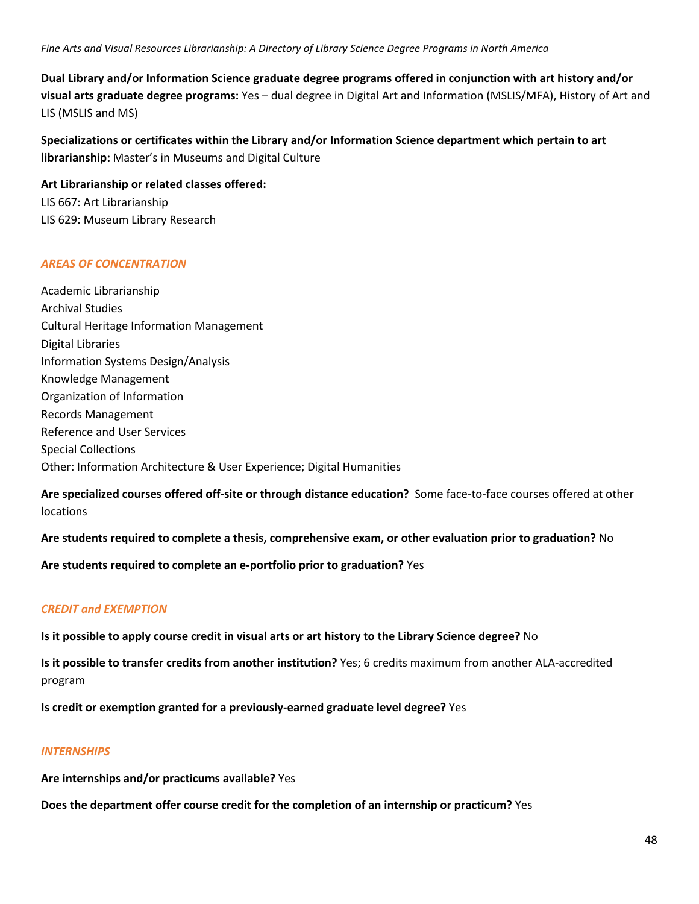**Dual Library and/or Information Science graduate degree programs offered in conjunction with art history and/or visual arts graduate degree programs:** Yes – dual degree in Digital Art and Information (MSLIS/MFA), History of Art and LIS (MSLIS and MS)

**Specializations or certificates within the Library and/or Information Science department which pertain to art librarianship:** Master's in Museums and Digital Culture

**Art Librarianship or related classes offered:**
LIS 667: Art Librarianship
LIS 629: Museum Library Research

### *AREAS OF CONCENTRATION*

Academic Librarianship
Archival Studies
Cultural Heritage Information Management
Digital Libraries
Information Systems Design/Analysis
Knowledge Management
Organization of Information
Records Management
Reference and User Services
Special Collections
Other: Information Architecture & User Experience; Digital Humanities

**Are specialized courses offered off-site or through distance education?** Some face-to-face courses offered at other locations

**Are students required to complete a thesis, comprehensive exam, or other evaluation prior to graduation?** No

**Are students required to complete an e-portfolio prior to graduation?** Yes

### *CREDIT and EXEMPTION*

**Is it possible to apply course credit in visual arts or art history to the Library Science degree?** No

**Is it possible to transfer credits from another institution?** Yes; 6 credits maximum from another ALA-accredited program

**Is credit or exemption granted for a previously-earned graduate level degree?** Yes

### *INTERNSHIPS*

**Are internships and/or practicums available?** Yes

**Does the department offer course credit for the completion of an internship or practicum?** Yes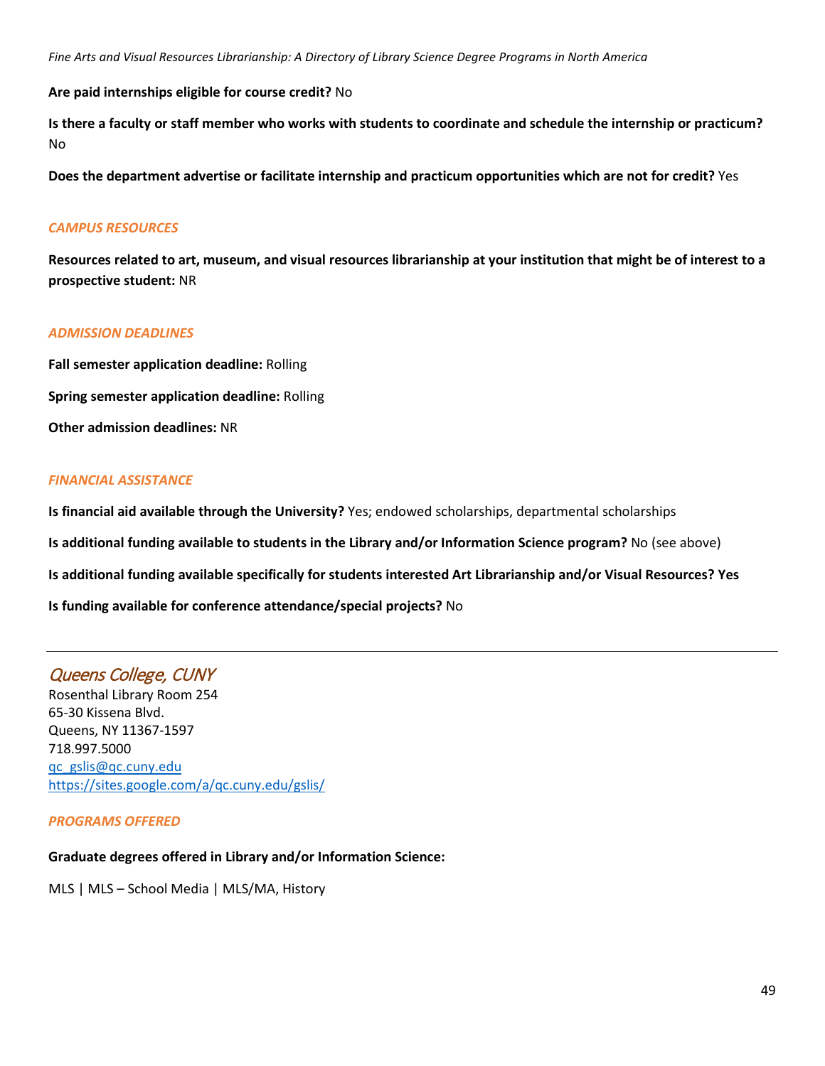**Are paid internships eligible for course credit?** No

**Is there a faculty or staff member who works with students to coordinate and schedule the internship or practicum?** No

**Does the department advertise or facilitate internship and practicum opportunities which are not for credit?** Yes

### *CAMPUS RESOURCES*

**Resources related to art, museum, and visual resources librarianship at your institution that might be of interest to a prospective student:** NR

### *ADMISSION DEADLINES*

**Fall semester application deadline:** Rolling

**Spring semester application deadline:** Rolling

**Other admission deadlines:** NR

### *FINANCIAL ASSISTANCE*

**Is financial aid available through the University?** Yes; endowed scholarships, departmental scholarships

**Is additional funding available to students in the Library and/or Information Science program?** No (see above)

**Is additional funding available specifically for students interested Art Librarianship and/or Visual Resources? Yes**

**Is funding available for conference attendance/special projects?** No

---

## *Queens College, CUNY*

Rosenthal Library Room 254
65-30 Kissena Blvd.
Queens, NY 11367-1597
718.997.5000
qc_gslis@qc.cuny.edu
https://sites.google.com/a/qc.cuny.edu/gslis/

### *PROGRAMS OFFERED*

**Graduate degrees offered in Library and/or Information Science:**

MLS | MLS – School Media | MLS/MA, History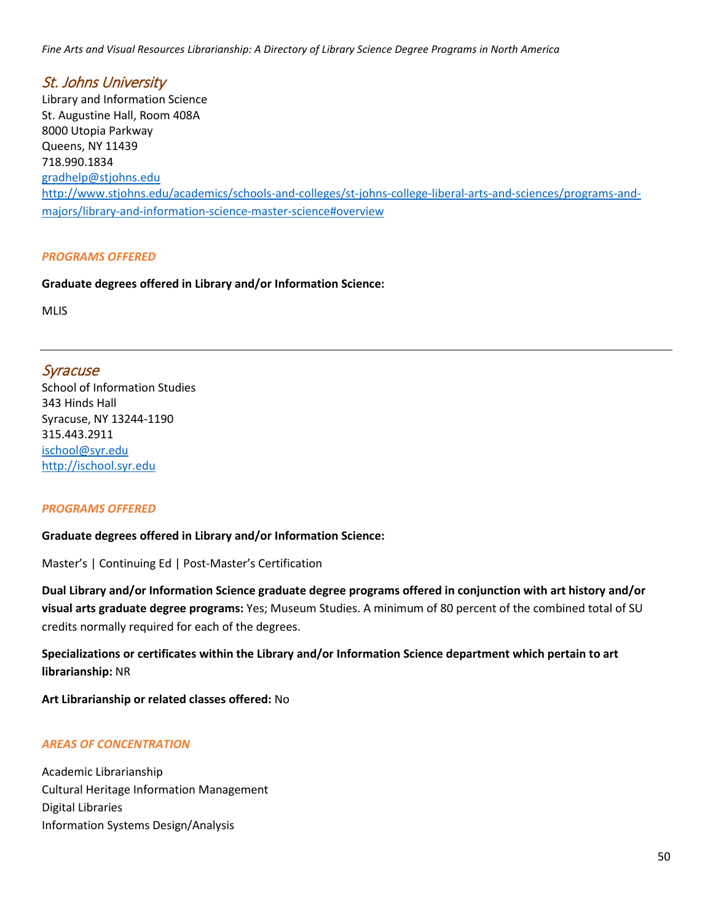## St. Johns University

Library and Information Science
St. Augustine Hall, Room 408A
8000 Utopia Parkway
Queens, NY 11439
718.990.1834
gradhelp@stjohns.edu
http://www.stjohns.edu/academics/schools-and-colleges/st-johns-college-liberal-arts-and-sciences/programs-and-majors/library-and-information-science-master-science#overview

### *PROGRAMS OFFERED*

**Graduate degrees offered in Library and/or Information Science:**

MLIS

---

## Syracuse

School of Information Studies
343 Hinds Hall
Syracuse, NY 13244-1190
315.443.2911
ischool@syr.edu
http://ischool.syr.edu

### *PROGRAMS OFFERED*

**Graduate degrees offered in Library and/or Information Science:**

Master's | Continuing Ed | Post-Master's Certification

**Dual Library and/or Information Science graduate degree programs offered in conjunction with art history and/or visual arts graduate degree programs:** Yes; Museum Studies. A minimum of 80 percent of the combined total of SU credits normally required for each of the degrees.

**Specializations or certificates within the Library and/or Information Science department which pertain to art librarianship:** NR

**Art Librarianship or related classes offered:** No

### *AREAS OF CONCENTRATION*

Academic Librarianship
Cultural Heritage Information Management
Digital Libraries
Information Systems Design/Analysis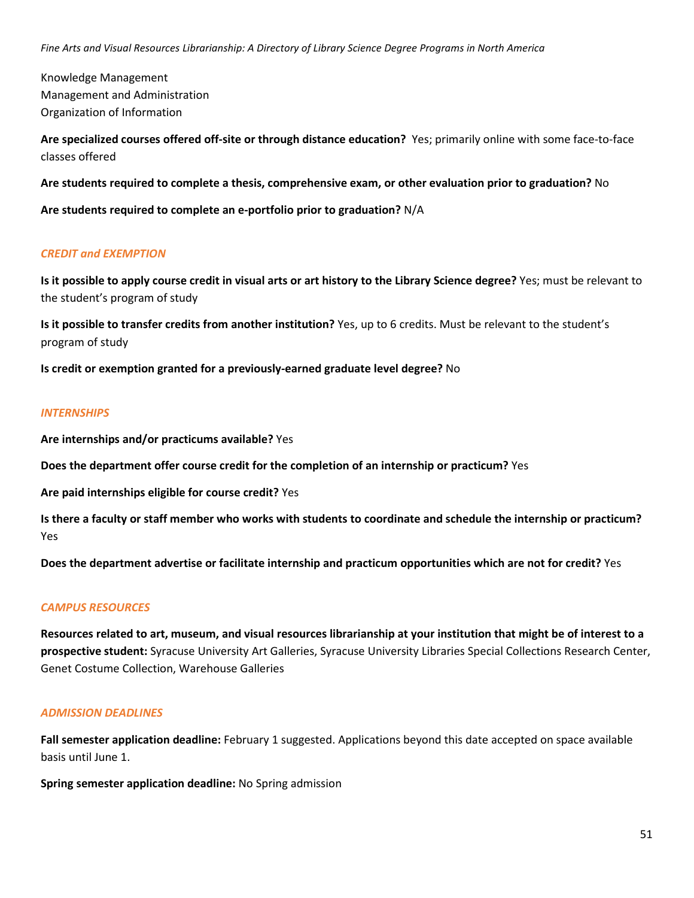Knowledge Management
Management and Administration
Organization of Information

**Are specialized courses offered off-site or through distance education?** Yes; primarily online with some face-to-face classes offered

**Are students required to complete a thesis, comprehensive exam, or other evaluation prior to graduation?** No

**Are students required to complete an e-portfolio prior to graduation?** N/A

### *CREDIT and EXEMPTION*

**Is it possible to apply course credit in visual arts or art history to the Library Science degree?** Yes; must be relevant to the student's program of study

**Is it possible to transfer credits from another institution?** Yes, up to 6 credits. Must be relevant to the student's program of study

**Is credit or exemption granted for a previously-earned graduate level degree?** No

### *INTERNSHIPS*

**Are internships and/or practicums available?** Yes

**Does the department offer course credit for the completion of an internship or practicum?** Yes

**Are paid internships eligible for course credit?** Yes

**Is there a faculty or staff member who works with students to coordinate and schedule the internship or practicum?** Yes

**Does the department advertise or facilitate internship and practicum opportunities which are not for credit?** Yes

### *CAMPUS RESOURCES*

**Resources related to art, museum, and visual resources librarianship at your institution that might be of interest to a prospective student:** Syracuse University Art Galleries, Syracuse University Libraries Special Collections Research Center, Genet Costume Collection, Warehouse Galleries

### *ADMISSION DEADLINES*

**Fall semester application deadline:** February 1 suggested. Applications beyond this date accepted on space available basis until June 1.

**Spring semester application deadline:** No Spring admission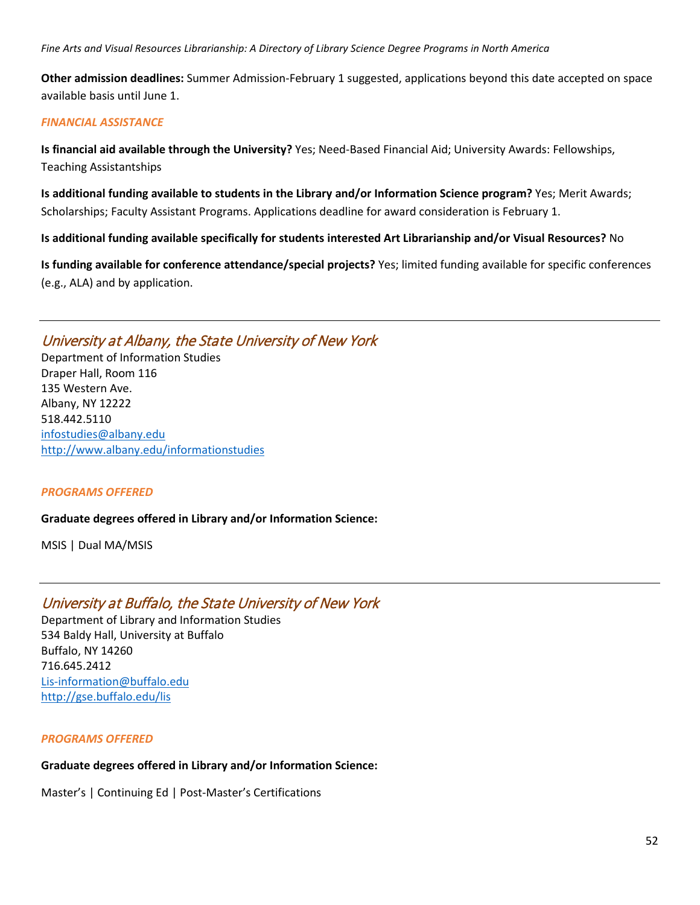**Other admission deadlines:** Summer Admission-February 1 suggested, applications beyond this date accepted on space available basis until June 1.

*FINANCIAL ASSISTANCE*

**Is financial aid available through the University?** Yes; Need-Based Financial Aid; University Awards: Fellowships, Teaching Assistantships

**Is additional funding available to students in the Library and/or Information Science program?** Yes; Merit Awards; Scholarships; Faculty Assistant Programs. Applications deadline for award consideration is February 1.

**Is additional funding available specifically for students interested Art Librarianship and/or Visual Resources?** No

**Is funding available for conference attendance/special projects?** Yes; limited funding available for specific conferences (e.g., ALA) and by application.

---

## University at Albany, the State University of New York

Department of Information Studies
Draper Hall, Room 116
135 Western Ave.
Albany, NY 12222
518.442.5110
infostudies@albany.edu
http://www.albany.edu/informationstudies

*PROGRAMS OFFERED*

**Graduate degrees offered in Library and/or Information Science:**

MSIS | Dual MA/MSIS

---

## University at Buffalo, the State University of New York

Department of Library and Information Studies
534 Baldy Hall, University at Buffalo
Buffalo, NY 14260
716.645.2412
Lis-information@buffalo.edu
http://gse.buffalo.edu/lis

*PROGRAMS OFFERED*

**Graduate degrees offered in Library and/or Information Science:**

Master's | Continuing Ed | Post-Master's Certifications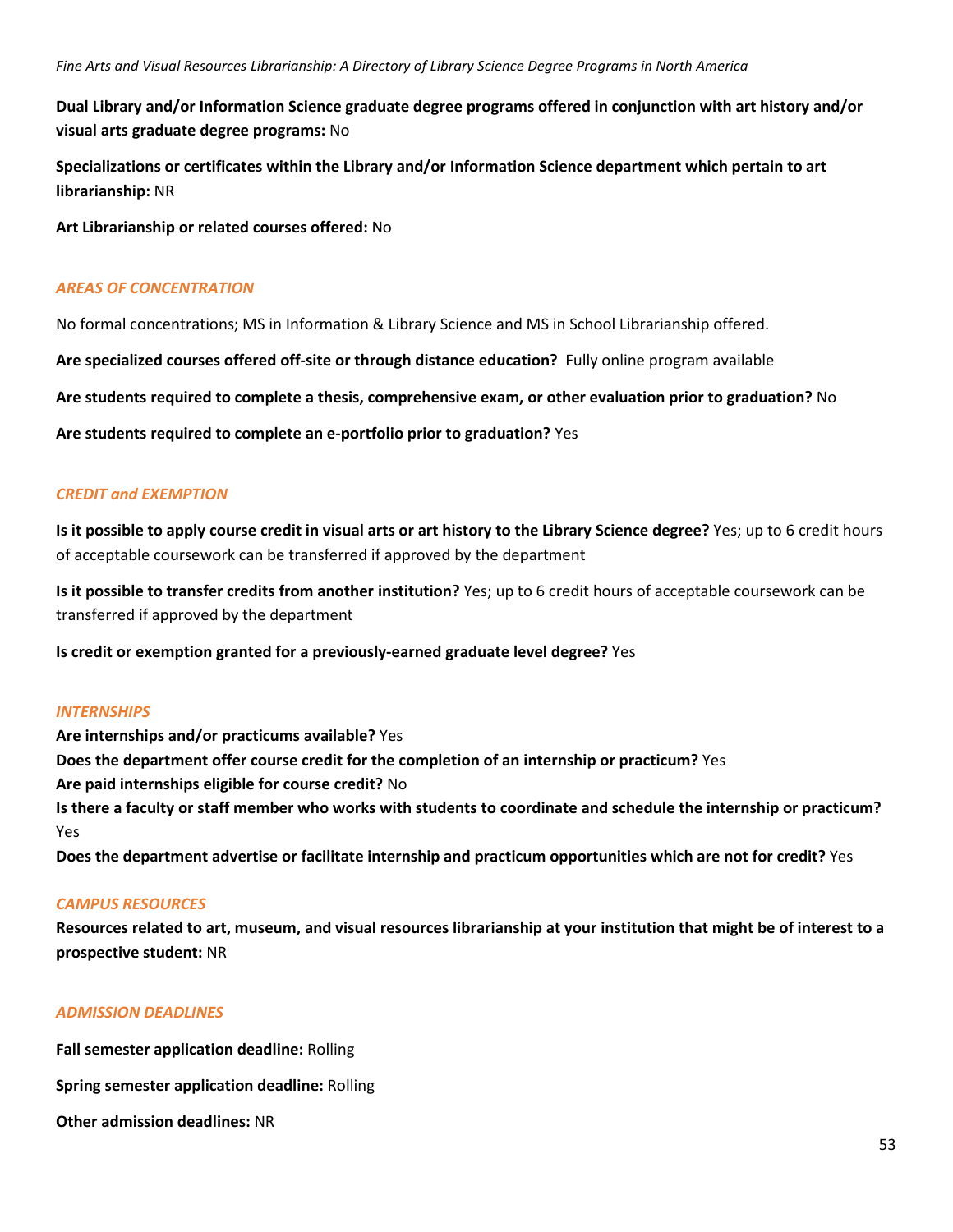**Dual Library and/or Information Science graduate degree programs offered in conjunction with art history and/or visual arts graduate degree programs:** No

**Specializations or certificates within the Library and/or Information Science department which pertain to art librarianship:** NR

**Art Librarianship or related courses offered:** No

### *AREAS OF CONCENTRATION*

No formal concentrations; MS in Information & Library Science and MS in School Librarianship offered.

**Are specialized courses offered off-site or through distance education?** Fully online program available

**Are students required to complete a thesis, comprehensive exam, or other evaluation prior to graduation?** No

**Are students required to complete an e-portfolio prior to graduation?** Yes

### *CREDIT and EXEMPTION*

**Is it possible to apply course credit in visual arts or art history to the Library Science degree?** Yes; up to 6 credit hours of acceptable coursework can be transferred if approved by the department

**Is it possible to transfer credits from another institution?** Yes; up to 6 credit hours of acceptable coursework can be transferred if approved by the department

**Is credit or exemption granted for a previously-earned graduate level degree?** Yes

### *INTERNSHIPS*

**Are internships and/or practicums available?** Yes
**Does the department offer course credit for the completion of an internship or practicum?** Yes
**Are paid internships eligible for course credit?** No
**Is there a faculty or staff member who works with students to coordinate and schedule the internship or practicum?** Yes
**Does the department advertise or facilitate internship and practicum opportunities which are not for credit?** Yes

### *CAMPUS RESOURCES*

**Resources related to art, museum, and visual resources librarianship at your institution that might be of interest to a prospective student:** NR

### *ADMISSION DEADLINES*

**Fall semester application deadline:** Rolling

**Spring semester application deadline:** Rolling

**Other admission deadlines:** NR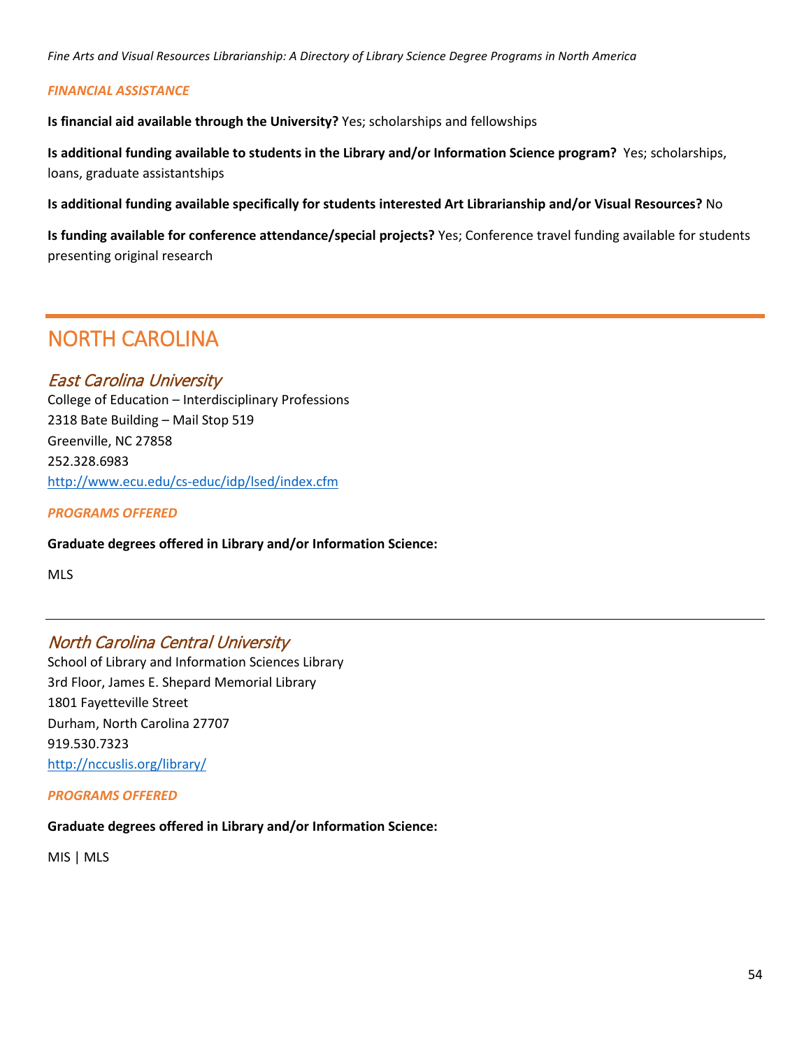*FINANCIAL ASSISTANCE*

**Is financial aid available through the University?** Yes; scholarships and fellowships

**Is additional funding available to students in the Library and/or Information Science program?** Yes; scholarships, loans, graduate assistantships

**Is additional funding available specifically for students interested Art Librarianship and/or Visual Resources?** No

**Is funding available for conference attendance/special projects?** Yes; Conference travel funding available for students presenting original research

---

# NORTH CAROLINA

## *East Carolina University*

College of Education – Interdisciplinary Professions
2318 Bate Building – Mail Stop 519
Greenville, NC 27858
252.328.6983
http://www.ecu.edu/cs-educ/idp/lsed/index.cfm

*PROGRAMS OFFERED*

**Graduate degrees offered in Library and/or Information Science:**

MLS

---

## *North Carolina Central University*

School of Library and Information Sciences Library
3rd Floor, James E. Shepard Memorial Library
1801 Fayetteville Street
Durham, North Carolina 27707
919.530.7323
http://nccuslis.org/library/

*PROGRAMS OFFERED*

**Graduate degrees offered in Library and/or Information Science:**

MIS | MLS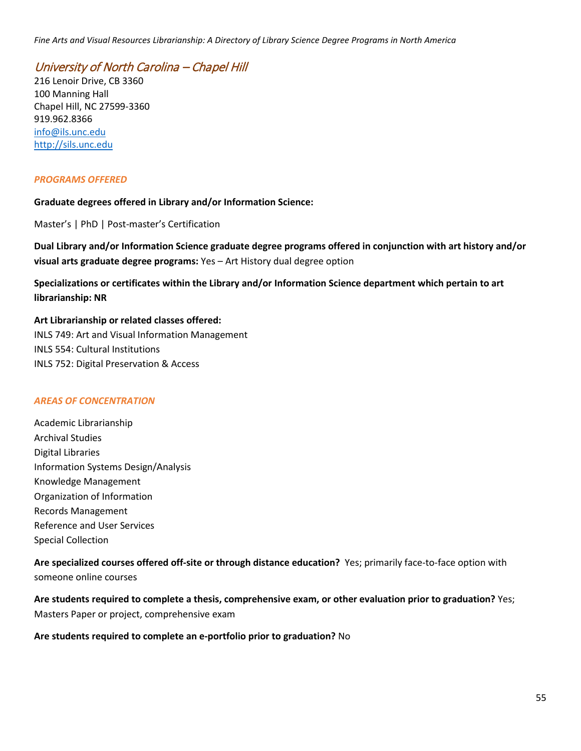## University of North Carolina – Chapel Hill

216 Lenoir Drive, CB 3360
100 Manning Hall
Chapel Hill, NC 27599-3360
919.962.8366
info@ils.unc.edu
http://sils.unc.edu

### *PROGRAMS OFFERED*

**Graduate degrees offered in Library and/or Information Science:**

Master's | PhD | Post-master's Certification

**Dual Library and/or Information Science graduate degree programs offered in conjunction with art history and/or visual arts graduate degree programs:** Yes – Art History dual degree option

**Specializations or certificates within the Library and/or Information Science department which pertain to art librarianship: NR**

**Art Librarianship or related classes offered:**
INLS 749: Art and Visual Information Management
INLS 554: Cultural Institutions
INLS 752: Digital Preservation & Access

### *AREAS OF CONCENTRATION*

Academic Librarianship
Archival Studies
Digital Libraries
Information Systems Design/Analysis
Knowledge Management
Organization of Information
Records Management
Reference and User Services
Special Collection

**Are specialized courses offered off-site or through distance education?** Yes; primarily face-to-face option with someone online courses

**Are students required to complete a thesis, comprehensive exam, or other evaluation prior to graduation?** Yes; Masters Paper or project, comprehensive exam

**Are students required to complete an e-portfolio prior to graduation?** No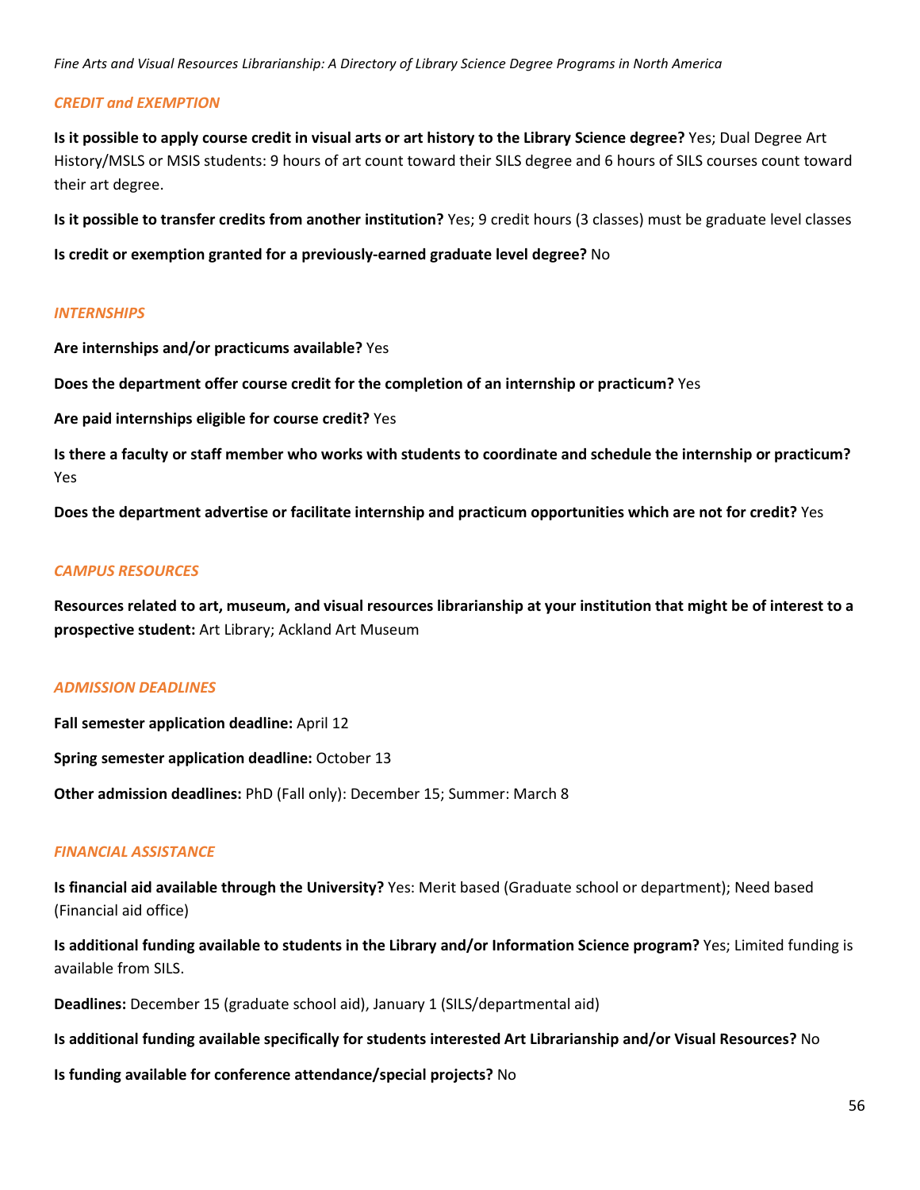### *CREDIT and EXEMPTION*

**Is it possible to apply course credit in visual arts or art history to the Library Science degree?** Yes; Dual Degree Art History/MSLS or MSIS students: 9 hours of art count toward their SILS degree and 6 hours of SILS courses count toward their art degree.

**Is it possible to transfer credits from another institution?** Yes; 9 credit hours (3 classes) must be graduate level classes

**Is credit or exemption granted for a previously-earned graduate level degree?** No

### *INTERNSHIPS*

**Are internships and/or practicums available?** Yes

**Does the department offer course credit for the completion of an internship or practicum?** Yes

**Are paid internships eligible for course credit?** Yes

**Is there a faculty or staff member who works with students to coordinate and schedule the internship or practicum?** Yes

**Does the department advertise or facilitate internship and practicum opportunities which are not for credit?** Yes

### *CAMPUS RESOURCES*

**Resources related to art, museum, and visual resources librarianship at your institution that might be of interest to a prospective student:** Art Library; Ackland Art Museum

### *ADMISSION DEADLINES*

**Fall semester application deadline:** April 12

**Spring semester application deadline:** October 13

**Other admission deadlines:** PhD (Fall only): December 15; Summer: March 8

### *FINANCIAL ASSISTANCE*

**Is financial aid available through the University?** Yes: Merit based (Graduate school or department); Need based (Financial aid office)

**Is additional funding available to students in the Library and/or Information Science program?** Yes; Limited funding is available from SILS.

**Deadlines:** December 15 (graduate school aid), January 1 (SILS/departmental aid)

**Is additional funding available specifically for students interested Art Librarianship and/or Visual Resources?** No

**Is funding available for conference attendance/special projects?** No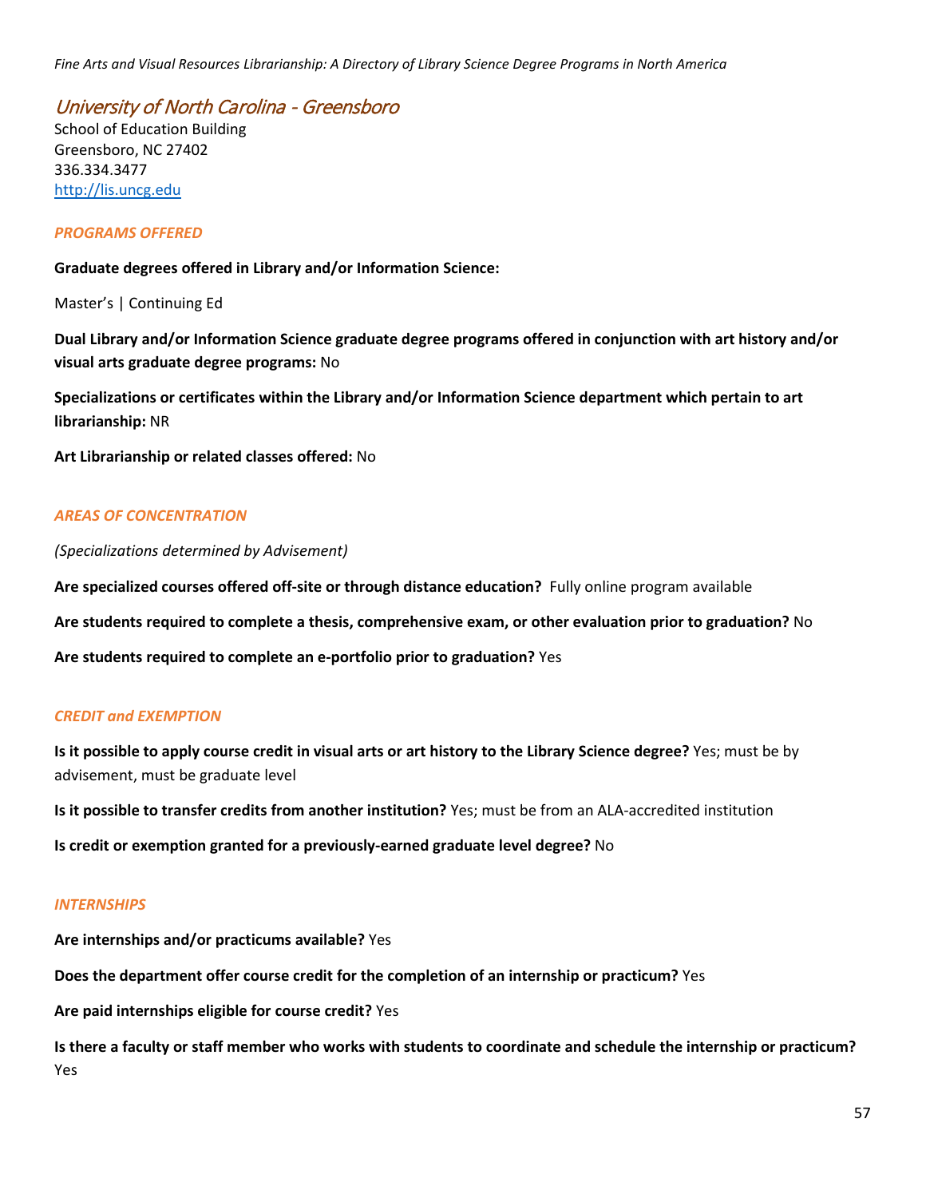## University of North Carolina - Greensboro

School of Education Building
Greensboro, NC 27402
336.334.3477
http://lis.uncg.edu

### *PROGRAMS OFFERED*

**Graduate degrees offered in Library and/or Information Science:**

Master's | Continuing Ed

**Dual Library and/or Information Science graduate degree programs offered in conjunction with art history and/or visual arts graduate degree programs:** No

**Specializations or certificates within the Library and/or Information Science department which pertain to art librarianship:** NR

**Art Librarianship or related classes offered:** No

### *AREAS OF CONCENTRATION*

*(Specializations determined by Advisement)*

**Are specialized courses offered off-site or through distance education?** Fully online program available

**Are students required to complete a thesis, comprehensive exam, or other evaluation prior to graduation?** No

**Are students required to complete an e-portfolio prior to graduation?** Yes

### *CREDIT and EXEMPTION*

**Is it possible to apply course credit in visual arts or art history to the Library Science degree?** Yes; must be by advisement, must be graduate level

**Is it possible to transfer credits from another institution?** Yes; must be from an ALA-accredited institution

**Is credit or exemption granted for a previously-earned graduate level degree?** No

### *INTERNSHIPS*

**Are internships and/or practicums available?** Yes

**Does the department offer course credit for the completion of an internship or practicum?** Yes

**Are paid internships eligible for course credit?** Yes

**Is there a faculty or staff member who works with students to coordinate and schedule the internship or practicum?** Yes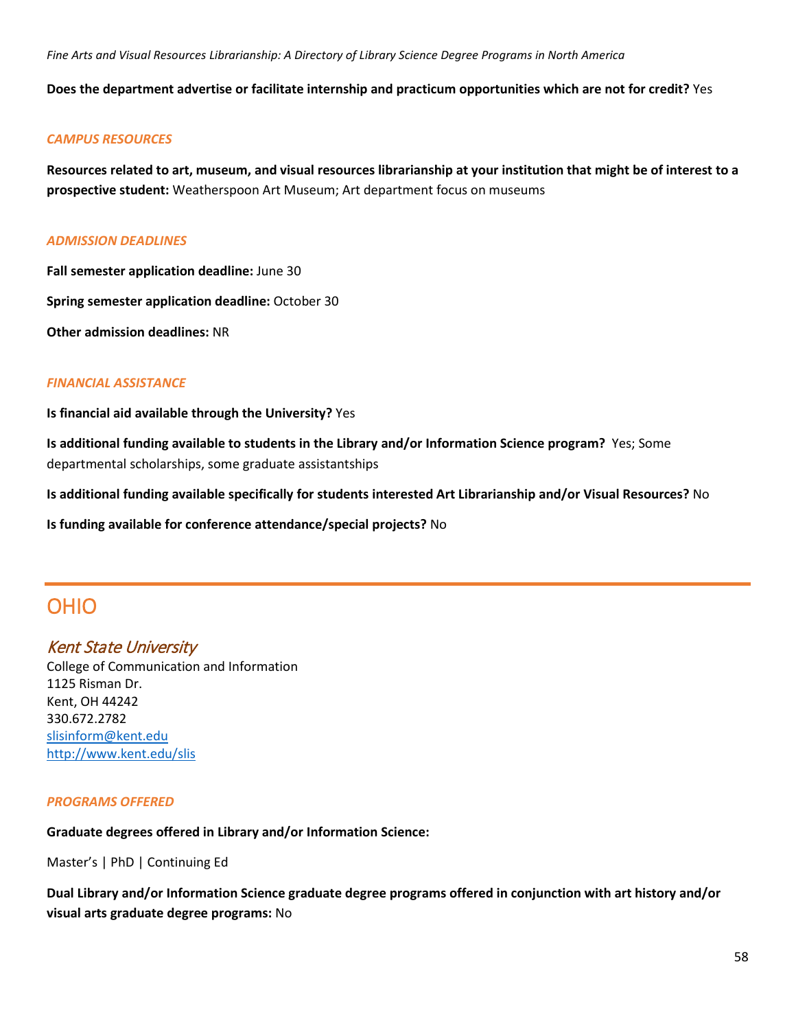**Does the department advertise or facilitate internship and practicum opportunities which are not for credit?** Yes

### *CAMPUS RESOURCES*

**Resources related to art, museum, and visual resources librarianship at your institution that might be of interest to a prospective student:** Weatherspoon Art Museum; Art department focus on museums

### *ADMISSION DEADLINES*

**Fall semester application deadline:** June 30

**Spring semester application deadline:** October 30

**Other admission deadlines:** NR

### *FINANCIAL ASSISTANCE*

**Is financial aid available through the University?** Yes

**Is additional funding available to students in the Library and/or Information Science program?** Yes; Some departmental scholarships, some graduate assistantships

**Is additional funding available specifically for students interested Art Librarianship and/or Visual Resources?** No

**Is funding available for conference attendance/special projects?** No

# OHIO

## *Kent State University*

College of Communication and Information
1125 Risman Dr.
Kent, OH 44242
330.672.2782
slisinform@kent.edu
http://www.kent.edu/slis

### *PROGRAMS OFFERED*

**Graduate degrees offered in Library and/or Information Science:**

Master's | PhD | Continuing Ed

**Dual Library and/or Information Science graduate degree programs offered in conjunction with art history and/or visual arts graduate degree programs:** No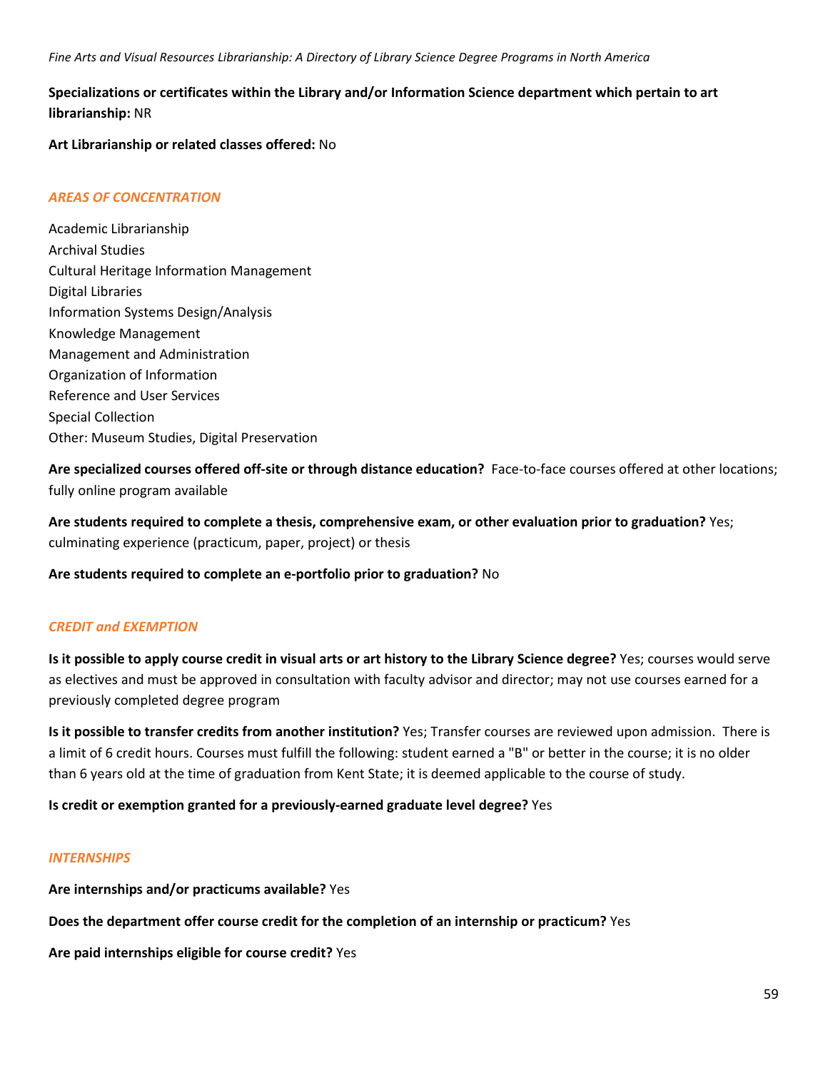**Specializations or certificates within the Library and/or Information Science department which pertain to art librarianship:** NR

**Art Librarianship or related classes offered:** No

### *AREAS OF CONCENTRATION*

Academic Librarianship
Archival Studies
Cultural Heritage Information Management
Digital Libraries
Information Systems Design/Analysis
Knowledge Management
Management and Administration
Organization of Information
Reference and User Services
Special Collection
Other: Museum Studies, Digital Preservation

**Are specialized courses offered off-site or through distance education?** Face-to-face courses offered at other locations; fully online program available

**Are students required to complete a thesis, comprehensive exam, or other evaluation prior to graduation?** Yes; culminating experience (practicum, paper, project) or thesis

**Are students required to complete an e-portfolio prior to graduation?** No

### *CREDIT and EXEMPTION*

**Is it possible to apply course credit in visual arts or art history to the Library Science degree?** Yes; courses would serve as electives and must be approved in consultation with faculty advisor and director; may not use courses earned for a previously completed degree program

**Is it possible to transfer credits from another institution?** Yes; Transfer courses are reviewed upon admission. There is a limit of 6 credit hours. Courses must fulfill the following: student earned a "B" or better in the course; it is no older than 6 years old at the time of graduation from Kent State; it is deemed applicable to the course of study.

**Is credit or exemption granted for a previously-earned graduate level degree?** Yes

### *INTERNSHIPS*

**Are internships and/or practicums available?** Yes

**Does the department offer course credit for the completion of an internship or practicum?** Yes

**Are paid internships eligible for course credit?** Yes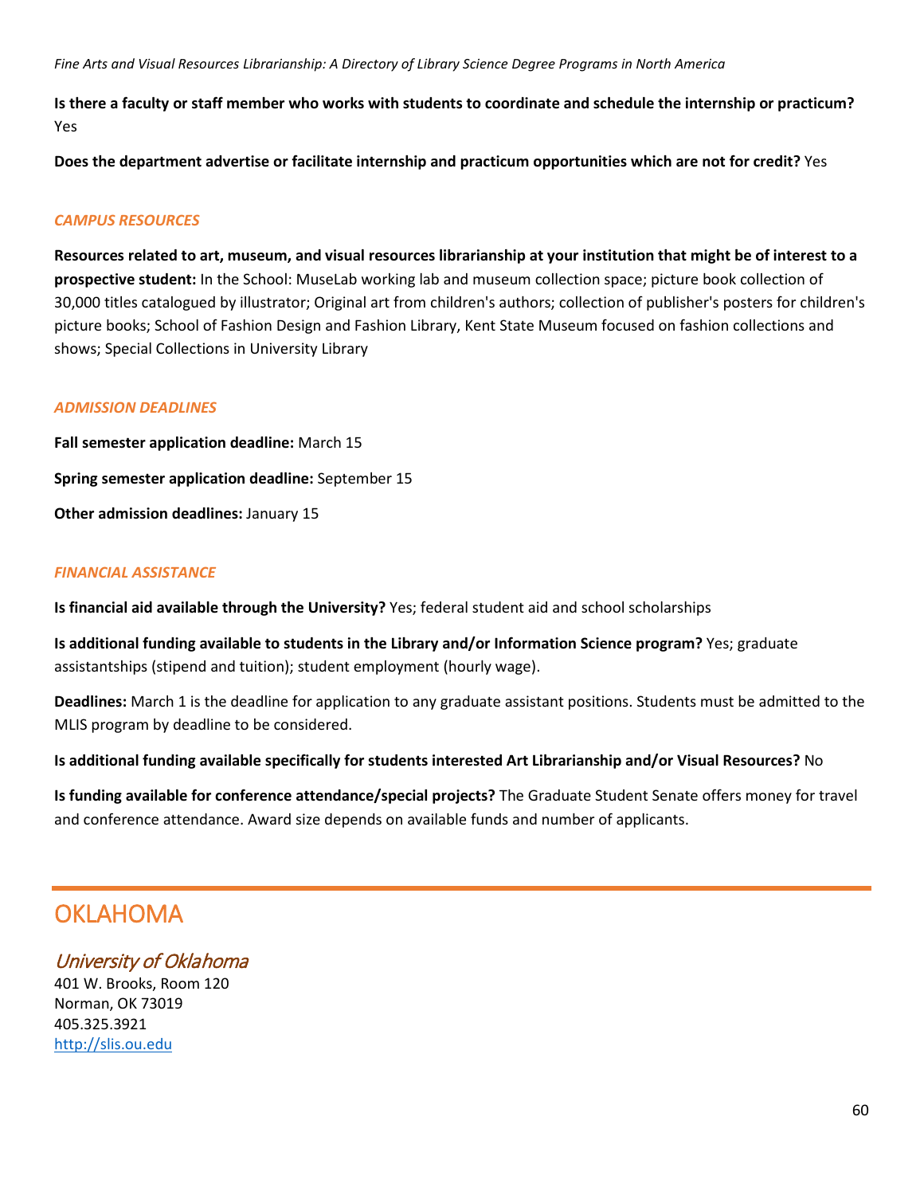**Is there a faculty or staff member who works with students to coordinate and schedule the internship or practicum?** Yes

**Does the department advertise or facilitate internship and practicum opportunities which are not for credit?** Yes

### *CAMPUS RESOURCES*

**Resources related to art, museum, and visual resources librarianship at your institution that might be of interest to a prospective student:** In the School: MuseLab working lab and museum collection space; picture book collection of 30,000 titles catalogued by illustrator; Original art from children's authors; collection of publisher's posters for children's picture books; School of Fashion Design and Fashion Library, Kent State Museum focused on fashion collections and shows; Special Collections in University Library

### *ADMISSION DEADLINES*

**Fall semester application deadline:** March 15

**Spring semester application deadline:** September 15

**Other admission deadlines:** January 15

### *FINANCIAL ASSISTANCE*

**Is financial aid available through the University?** Yes; federal student aid and school scholarships

**Is additional funding available to students in the Library and/or Information Science program?** Yes; graduate assistantships (stipend and tuition); student employment (hourly wage).

**Deadlines:** March 1 is the deadline for application to any graduate assistant positions. Students must be admitted to the MLIS program by deadline to be considered.

**Is additional funding available specifically for students interested Art Librarianship and/or Visual Resources?** No

**Is funding available for conference attendance/special projects?** The Graduate Student Senate offers money for travel and conference attendance. Award size depends on available funds and number of applicants.

# OKLAHOMA

## *University of Oklahoma*

401 W. Brooks, Room 120
Norman, OK 73019
405.325.3921
http://slis.ou.edu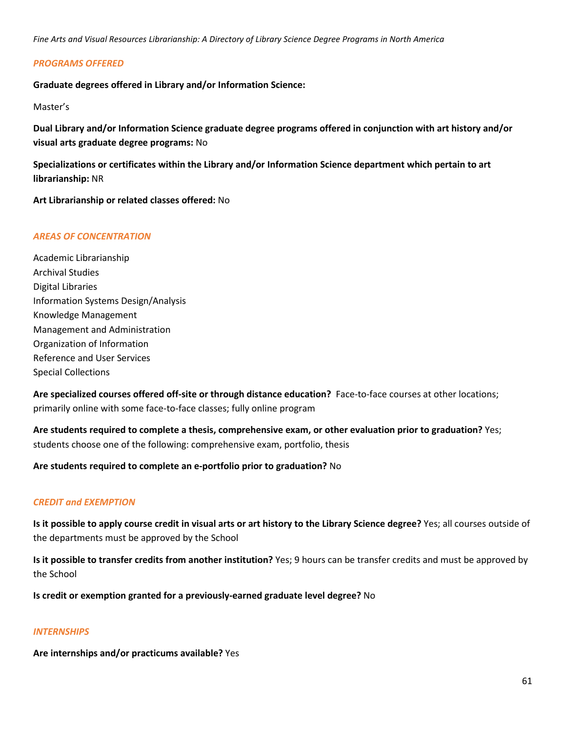### *PROGRAMS OFFERED*

**Graduate degrees offered in Library and/or Information Science:**

Master's

**Dual Library and/or Information Science graduate degree programs offered in conjunction with art history and/or visual arts graduate degree programs:** No

**Specializations or certificates within the Library and/or Information Science department which pertain to art librarianship:** NR

**Art Librarianship or related classes offered:** No

### *AREAS OF CONCENTRATION*

Academic Librarianship
Archival Studies
Digital Libraries
Information Systems Design/Analysis
Knowledge Management
Management and Administration
Organization of Information
Reference and User Services
Special Collections

**Are specialized courses offered off-site or through distance education?** Face-to-face courses at other locations; primarily online with some face-to-face classes; fully online program

**Are students required to complete a thesis, comprehensive exam, or other evaluation prior to graduation?** Yes; students choose one of the following: comprehensive exam, portfolio, thesis

**Are students required to complete an e-portfolio prior to graduation?** No

### *CREDIT and EXEMPTION*

**Is it possible to apply course credit in visual arts or art history to the Library Science degree?** Yes; all courses outside of the departments must be approved by the School

**Is it possible to transfer credits from another institution?** Yes; 9 hours can be transfer credits and must be approved by the School

**Is credit or exemption granted for a previously-earned graduate level degree?** No

### *INTERNSHIPS*

**Are internships and/or practicums available?** Yes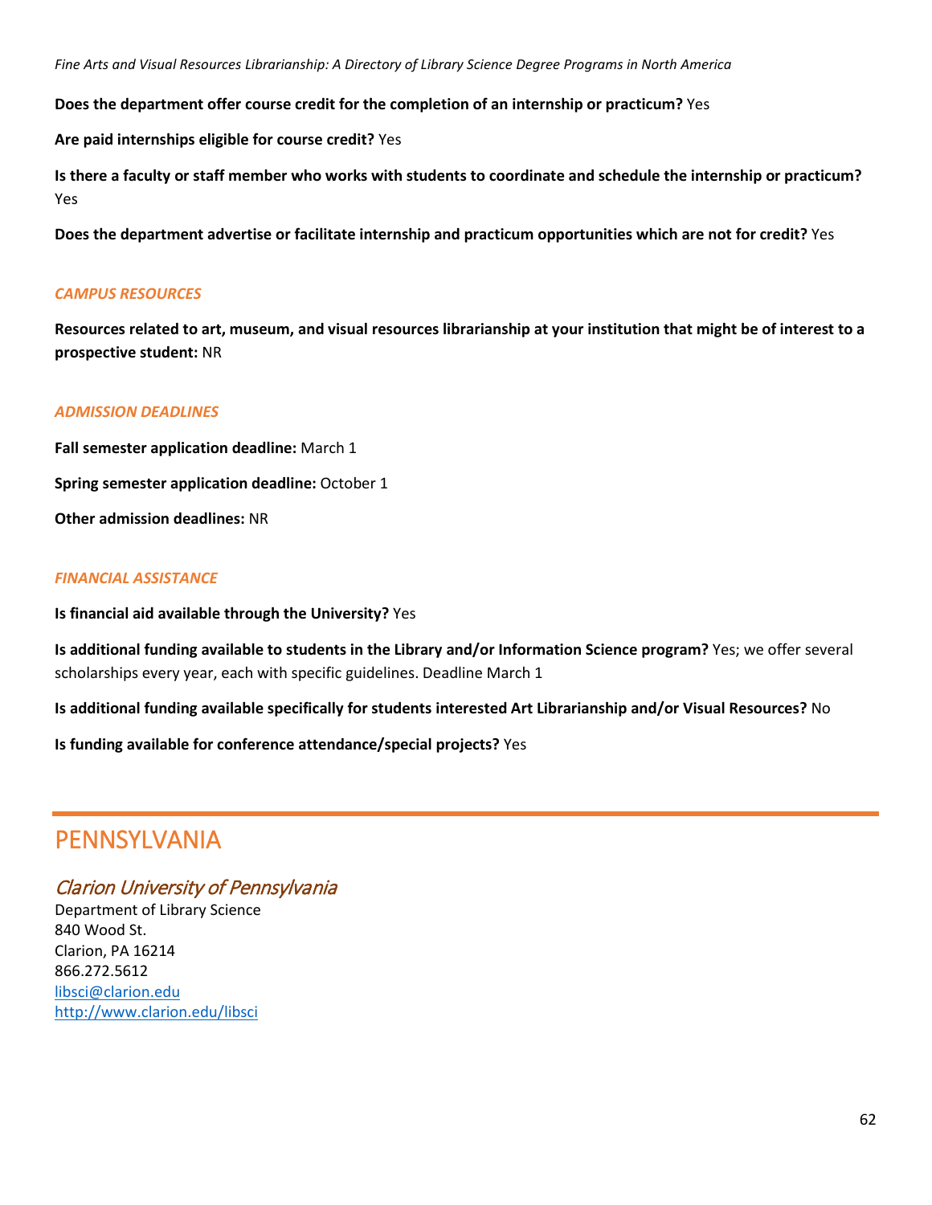**Does the department offer course credit for the completion of an internship or practicum?** Yes

**Are paid internships eligible for course credit?** Yes

**Is there a faculty or staff member who works with students to coordinate and schedule the internship or practicum?** Yes

**Does the department advertise or facilitate internship and practicum opportunities which are not for credit?** Yes

### *CAMPUS RESOURCES*

**Resources related to art, museum, and visual resources librarianship at your institution that might be of interest to a prospective student:** NR

### *ADMISSION DEADLINES*

**Fall semester application deadline:** March 1

**Spring semester application deadline:** October 1

**Other admission deadlines:** NR

### *FINANCIAL ASSISTANCE*

**Is financial aid available through the University?** Yes

**Is additional funding available to students in the Library and/or Information Science program?** Yes; we offer several scholarships every year, each with specific guidelines. Deadline March 1

**Is additional funding available specifically for students interested Art Librarianship and/or Visual Resources?** No

**Is funding available for conference attendance/special projects?** Yes

# PENNSYLVANIA

## *Clarion University of Pennsylvania*

Department of Library Science
840 Wood St.
Clarion, PA 16214
866.272.5612
libsci@clarion.edu
http://www.clarion.edu/libsci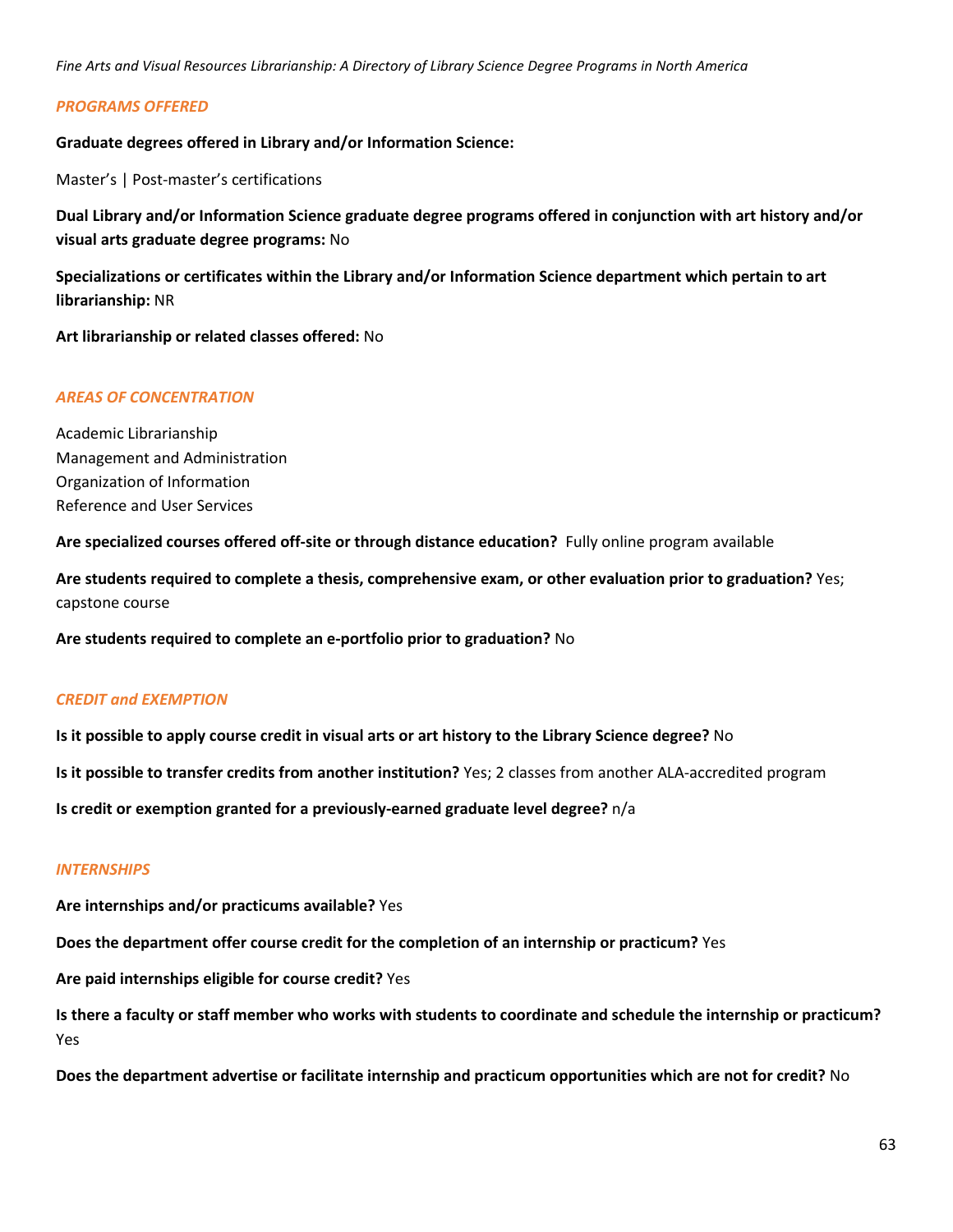### *PROGRAMS OFFERED*

**Graduate degrees offered in Library and/or Information Science:**

Master's | Post-master's certifications

**Dual Library and/or Information Science graduate degree programs offered in conjunction with art history and/or visual arts graduate degree programs:** No

**Specializations or certificates within the Library and/or Information Science department which pertain to art librarianship:** NR

**Art librarianship or related classes offered:** No

### *AREAS OF CONCENTRATION*

Academic Librarianship
Management and Administration
Organization of Information
Reference and User Services

**Are specialized courses offered off-site or through distance education?** Fully online program available

**Are students required to complete a thesis, comprehensive exam, or other evaluation prior to graduation?** Yes; capstone course

**Are students required to complete an e-portfolio prior to graduation?** No

### *CREDIT and EXEMPTION*

**Is it possible to apply course credit in visual arts or art history to the Library Science degree?** No

**Is it possible to transfer credits from another institution?** Yes; 2 classes from another ALA-accredited program

**Is credit or exemption granted for a previously-earned graduate level degree?** n/a

### *INTERNSHIPS*

**Are internships and/or practicums available?** Yes

**Does the department offer course credit for the completion of an internship or practicum?** Yes

**Are paid internships eligible for course credit?** Yes

**Is there a faculty or staff member who works with students to coordinate and schedule the internship or practicum?** Yes

**Does the department advertise or facilitate internship and practicum opportunities which are not for credit?** No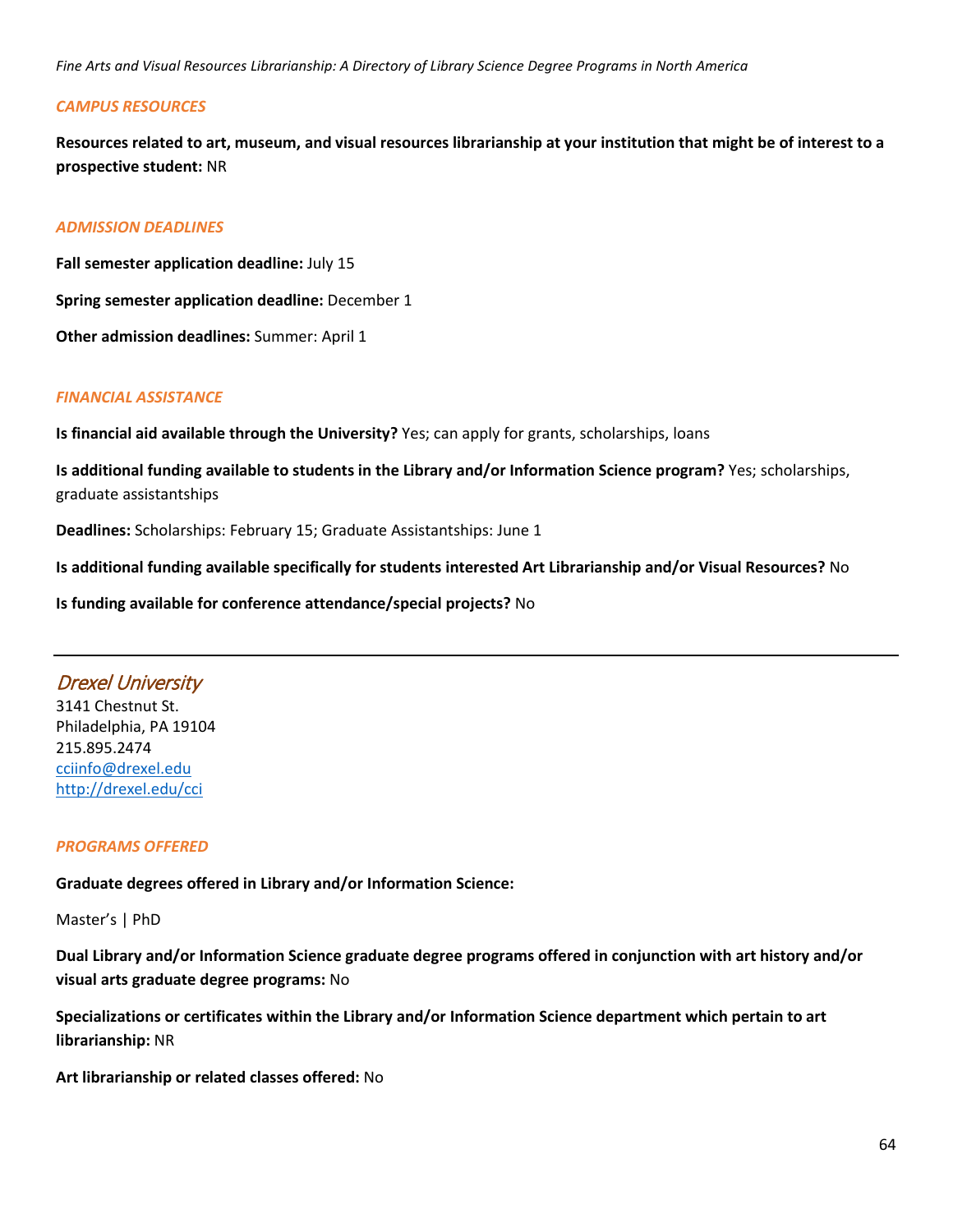### *CAMPUS RESOURCES*

**Resources related to art, museum, and visual resources librarianship at your institution that might be of interest to a prospective student:** NR

### *ADMISSION DEADLINES*

**Fall semester application deadline:** July 15

**Spring semester application deadline:** December 1

**Other admission deadlines:** Summer: April 1

### *FINANCIAL ASSISTANCE*

**Is financial aid available through the University?** Yes; can apply for grants, scholarships, loans

**Is additional funding available to students in the Library and/or Information Science program?** Yes; scholarships, graduate assistantships

**Deadlines:** Scholarships: February 15; Graduate Assistantships: June 1

**Is additional funding available specifically for students interested Art Librarianship and/or Visual Resources?** No

**Is funding available for conference attendance/special projects?** No

---

## *Drexel University*

3141 Chestnut St.
Philadelphia, PA 19104
215.895.2474
cciinfo@drexel.edu
http://drexel.edu/cci

### *PROGRAMS OFFERED*

**Graduate degrees offered in Library and/or Information Science:**

Master's | PhD

**Dual Library and/or Information Science graduate degree programs offered in conjunction with art history and/or visual arts graduate degree programs:** No

**Specializations or certificates within the Library and/or Information Science department which pertain to art librarianship:** NR

**Art librarianship or related classes offered:** No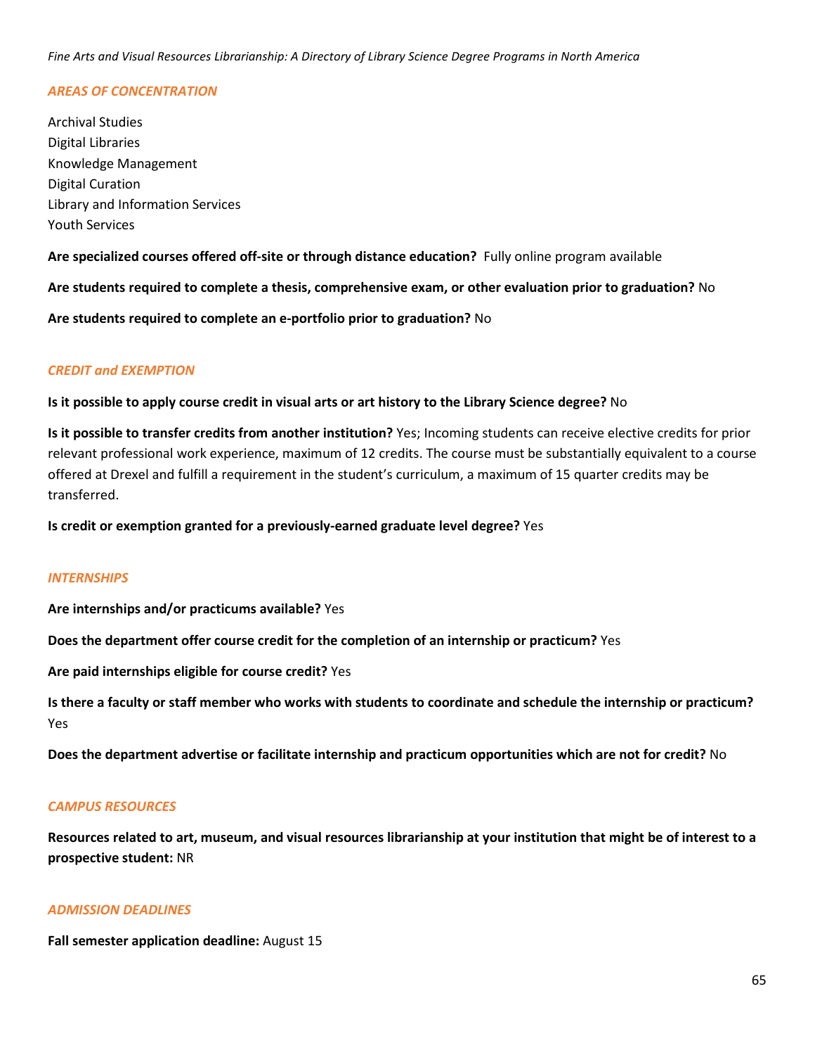### *AREAS OF CONCENTRATION*

Archival Studies
Digital Libraries
Knowledge Management
Digital Curation
Library and Information Services
Youth Services

**Are specialized courses offered off-site or through distance education?** Fully online program available

**Are students required to complete a thesis, comprehensive exam, or other evaluation prior to graduation?** No

**Are students required to complete an e-portfolio prior to graduation?** No

### *CREDIT and EXEMPTION*

**Is it possible to apply course credit in visual arts or art history to the Library Science degree?** No

**Is it possible to transfer credits from another institution?** Yes; Incoming students can receive elective credits for prior relevant professional work experience, maximum of 12 credits. The course must be substantially equivalent to a course offered at Drexel and fulfill a requirement in the student's curriculum, a maximum of 15 quarter credits may be transferred.

**Is credit or exemption granted for a previously-earned graduate level degree?** Yes

### *INTERNSHIPS*

**Are internships and/or practicums available?** Yes

**Does the department offer course credit for the completion of an internship or practicum?** Yes

**Are paid internships eligible for course credit?** Yes

**Is there a faculty or staff member who works with students to coordinate and schedule the internship or practicum?** Yes

**Does the department advertise or facilitate internship and practicum opportunities which are not for credit?** No

### *CAMPUS RESOURCES*

**Resources related to art, museum, and visual resources librarianship at your institution that might be of interest to a prospective student:** NR

### *ADMISSION DEADLINES*

**Fall semester application deadline:** August 15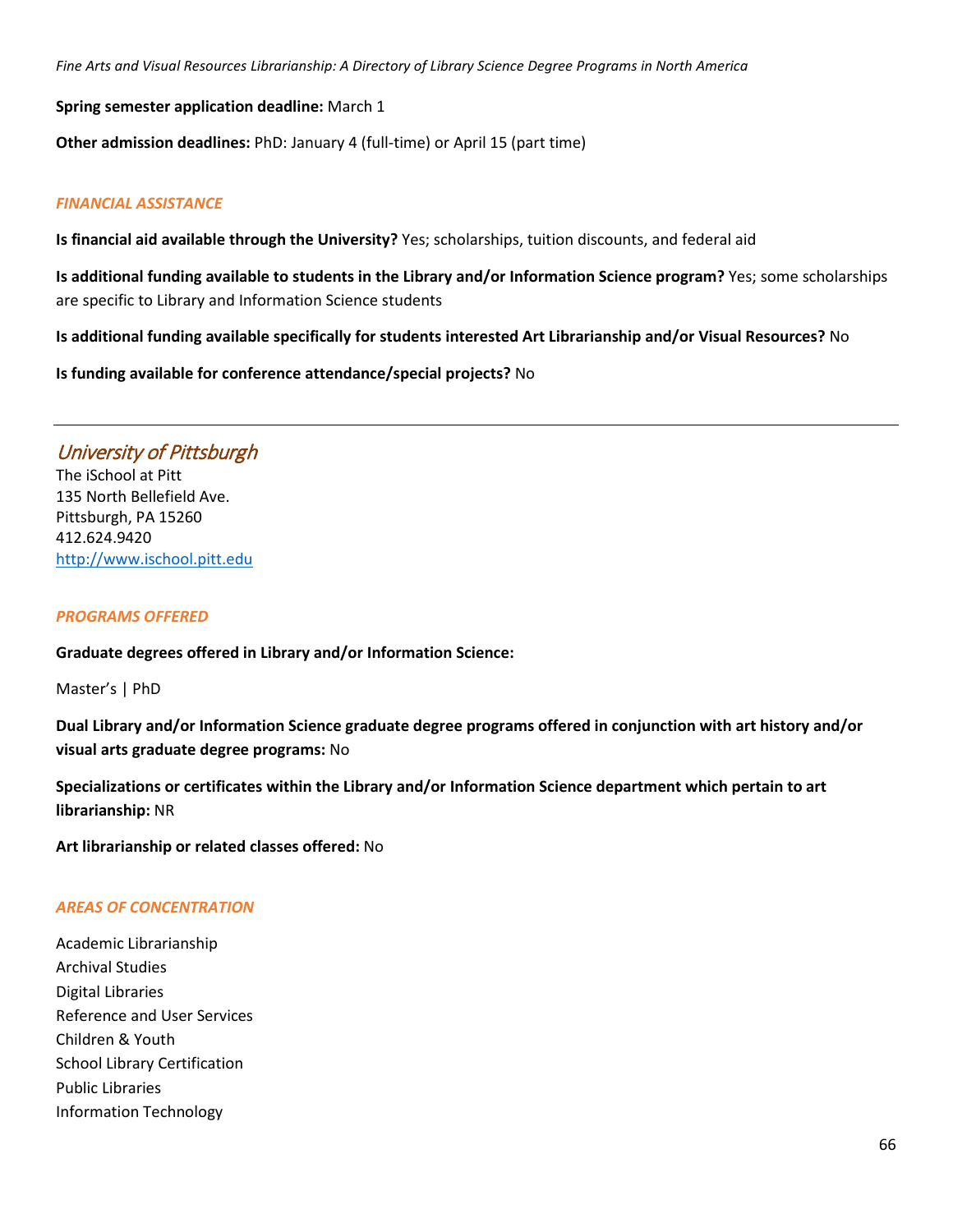**Spring semester application deadline:** March 1

**Other admission deadlines:** PhD: January 4 (full-time) or April 15 (part time)

### *FINANCIAL ASSISTANCE*

**Is financial aid available through the University?** Yes; scholarships, tuition discounts, and federal aid

**Is additional funding available to students in the Library and/or Information Science program?** Yes; some scholarships are specific to Library and Information Science students

**Is additional funding available specifically for students interested Art Librarianship and/or Visual Resources?** No

**Is funding available for conference attendance/special projects?** No

---

## *University of Pittsburgh*

The iSchool at Pitt
135 North Bellefield Ave.
Pittsburgh, PA 15260
412.624.9420
http://www.ischool.pitt.edu

### *PROGRAMS OFFERED*

**Graduate degrees offered in Library and/or Information Science:**

Master's | PhD

**Dual Library and/or Information Science graduate degree programs offered in conjunction with art history and/or visual arts graduate degree programs:** No

**Specializations or certificates within the Library and/or Information Science department which pertain to art librarianship:** NR

**Art librarianship or related classes offered:** No

### *AREAS OF CONCENTRATION*

Academic Librarianship
Archival Studies
Digital Libraries
Reference and User Services
Children & Youth
School Library Certification
Public Libraries
Information Technology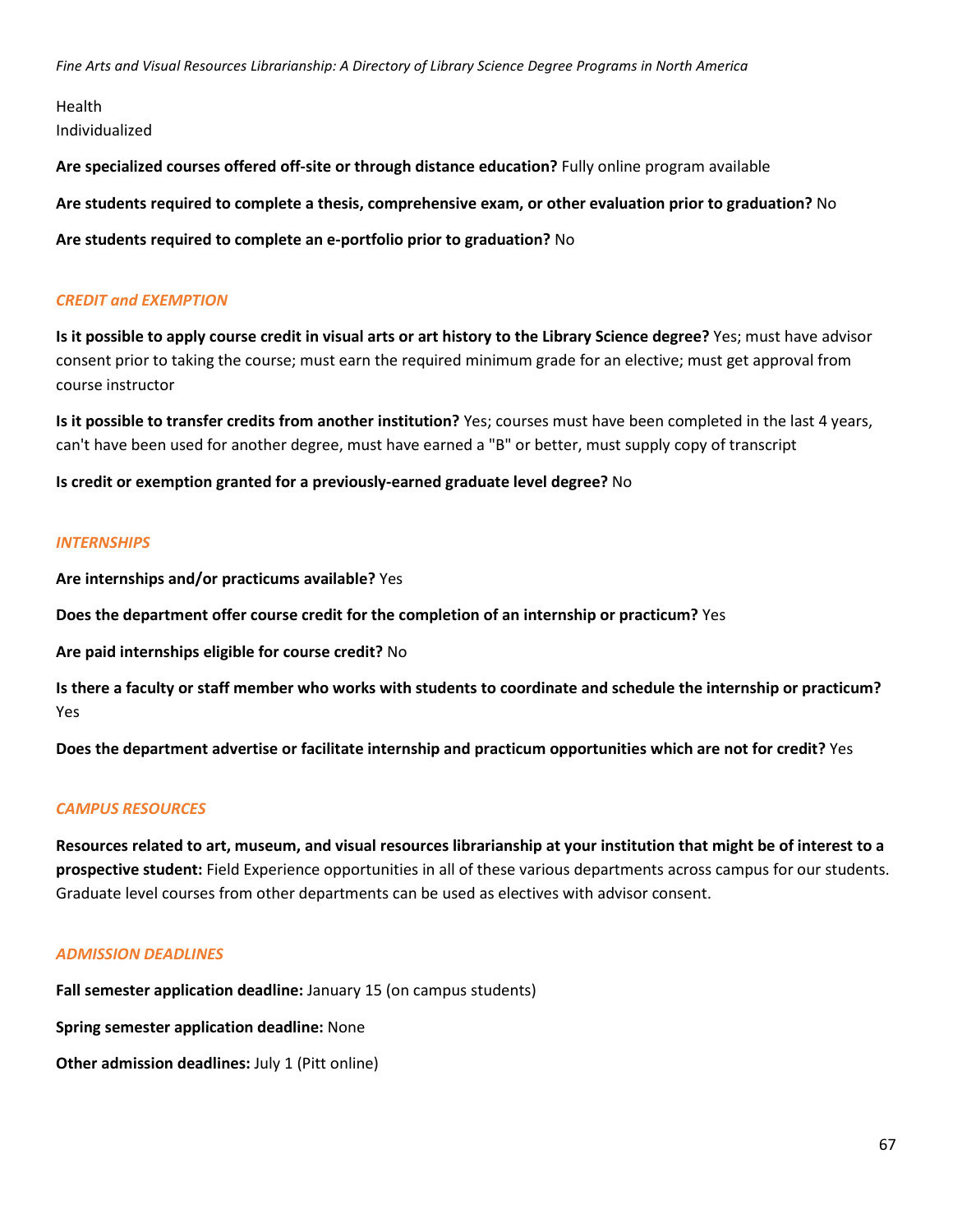Health
Individualized

**Are specialized courses offered off-site or through distance education?** Fully online program available

**Are students required to complete a thesis, comprehensive exam, or other evaluation prior to graduation?** No

**Are students required to complete an e-portfolio prior to graduation?** No

## *CREDIT and EXEMPTION*

**Is it possible to apply course credit in visual arts or art history to the Library Science degree?** Yes; must have advisor consent prior to taking the course; must earn the required minimum grade for an elective; must get approval from course instructor

**Is it possible to transfer credits from another institution?** Yes; courses must have been completed in the last 4 years, can't have been used for another degree, must have earned a "B" or better, must supply copy of transcript

**Is credit or exemption granted for a previously-earned graduate level degree?** No

## *INTERNSHIPS*

**Are internships and/or practicums available?** Yes

**Does the department offer course credit for the completion of an internship or practicum?** Yes

**Are paid internships eligible for course credit?** No

**Is there a faculty or staff member who works with students to coordinate and schedule the internship or practicum?** Yes

**Does the department advertise or facilitate internship and practicum opportunities which are not for credit?** Yes

## *CAMPUS RESOURCES*

**Resources related to art, museum, and visual resources librarianship at your institution that might be of interest to a prospective student:** Field Experience opportunities in all of these various departments across campus for our students. Graduate level courses from other departments can be used as electives with advisor consent.

## *ADMISSION DEADLINES*

**Fall semester application deadline:** January 15 (on campus students)

**Spring semester application deadline:** None

**Other admission deadlines:** July 1 (Pitt online)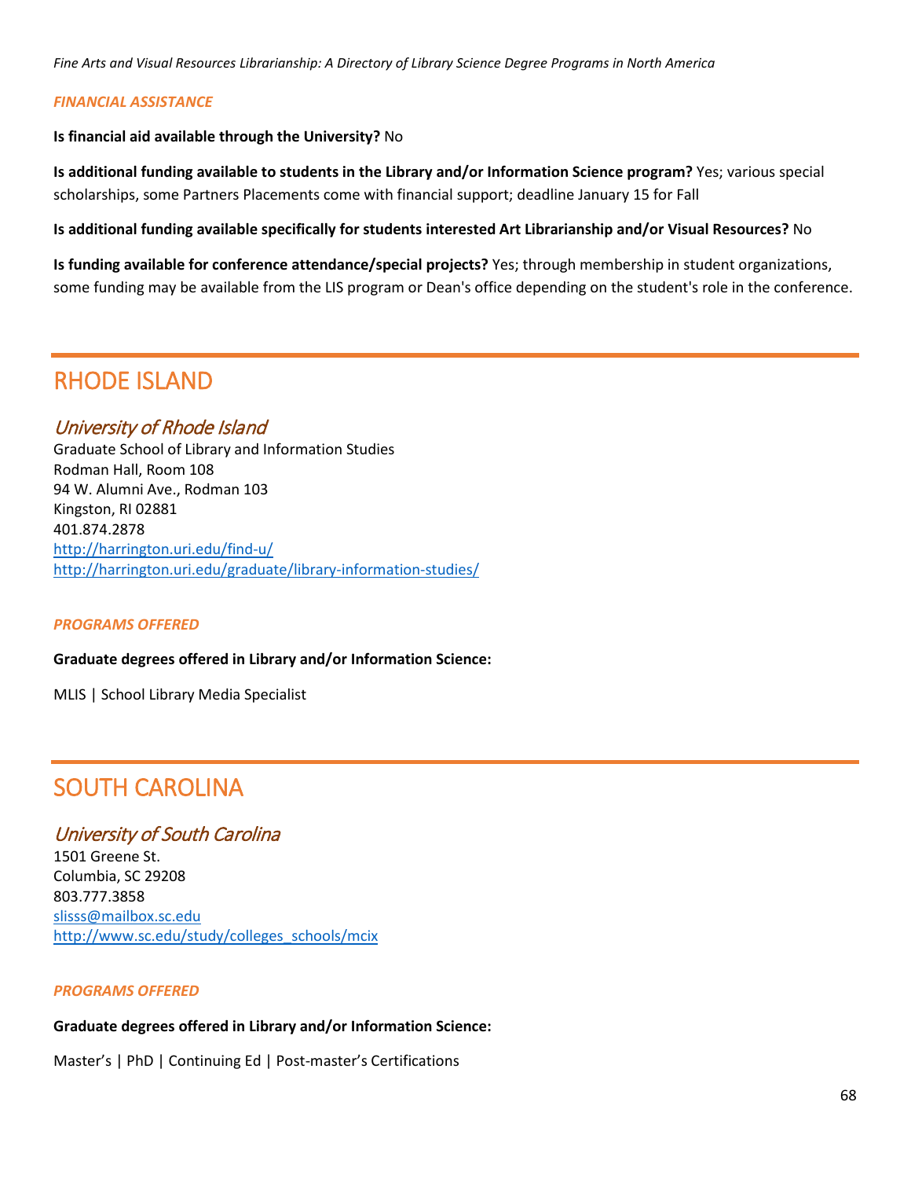### *FINANCIAL ASSISTANCE*

**Is financial aid available through the University?** No

**Is additional funding available to students in the Library and/or Information Science program?** Yes; various special scholarships, some Partners Placements come with financial support; deadline January 15 for Fall

**Is additional funding available specifically for students interested Art Librarianship and/or Visual Resources?** No

**Is funding available for conference attendance/special projects?** Yes; through membership in student organizations, some funding may be available from the LIS program or Dean's office depending on the student's role in the conference.

# RHODE ISLAND

## *University of Rhode Island*

Graduate School of Library and Information Studies
Rodman Hall, Room 108
94 W. Alumni Ave., Rodman 103
Kingston, RI 02881
401.874.2878
http://harrington.uri.edu/find-u/
http://harrington.uri.edu/graduate/library-information-studies/

### *PROGRAMS OFFERED*

**Graduate degrees offered in Library and/or Information Science:**

MLIS | School Library Media Specialist

# SOUTH CAROLINA

## *University of South Carolina*

1501 Greene St.
Columbia, SC 29208
803.777.3858
slisss@mailbox.sc.edu
http://www.sc.edu/study/colleges_schools/mcix

### *PROGRAMS OFFERED*

**Graduate degrees offered in Library and/or Information Science:**

Master's | PhD | Continuing Ed | Post-master's Certifications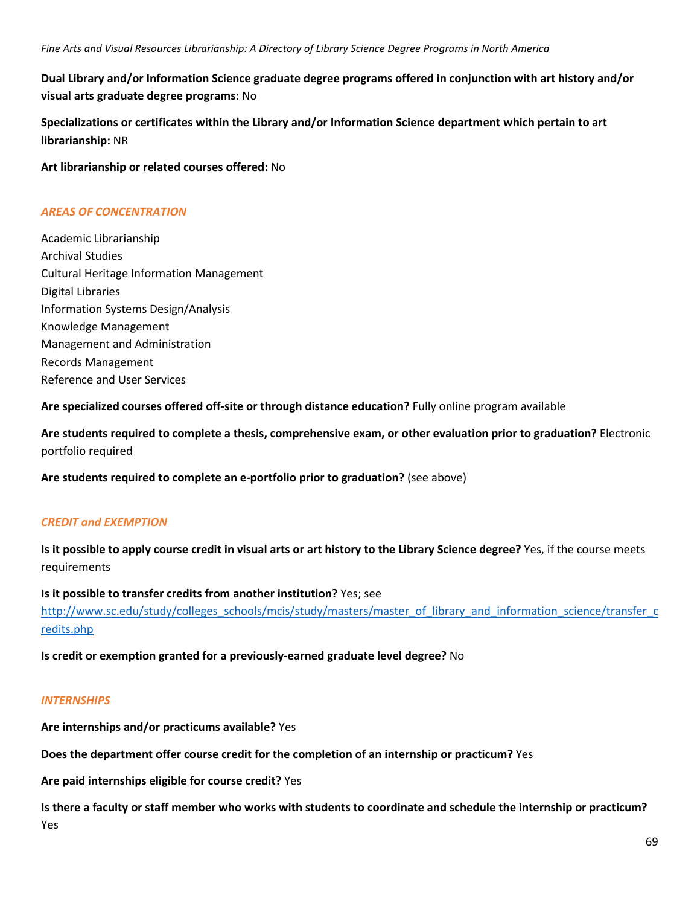**Dual Library and/or Information Science graduate degree programs offered in conjunction with art history and/or visual arts graduate degree programs:** No

**Specializations or certificates within the Library and/or Information Science department which pertain to art librarianship:** NR

**Art librarianship or related courses offered:** No

### *AREAS OF CONCENTRATION*

Academic Librarianship
Archival Studies
Cultural Heritage Information Management
Digital Libraries
Information Systems Design/Analysis
Knowledge Management
Management and Administration
Records Management
Reference and User Services

**Are specialized courses offered off-site or through distance education?** Fully online program available

**Are students required to complete a thesis, comprehensive exam, or other evaluation prior to graduation?** Electronic portfolio required

**Are students required to complete an e-portfolio prior to graduation?** (see above)

### *CREDIT and EXEMPTION*

**Is it possible to apply course credit in visual arts or art history to the Library Science degree?** Yes, if the course meets requirements

**Is it possible to transfer credits from another institution?** Yes; see http://www.sc.edu/study/colleges_schools/mcis/study/masters/master_of_library_and_information_science/transfer_credits.php

**Is credit or exemption granted for a previously-earned graduate level degree?** No

### *INTERNSHIPS*

**Are internships and/or practicums available?** Yes

**Does the department offer course credit for the completion of an internship or practicum?** Yes

**Are paid internships eligible for course credit?** Yes

**Is there a faculty or staff member who works with students to coordinate and schedule the internship or practicum?** Yes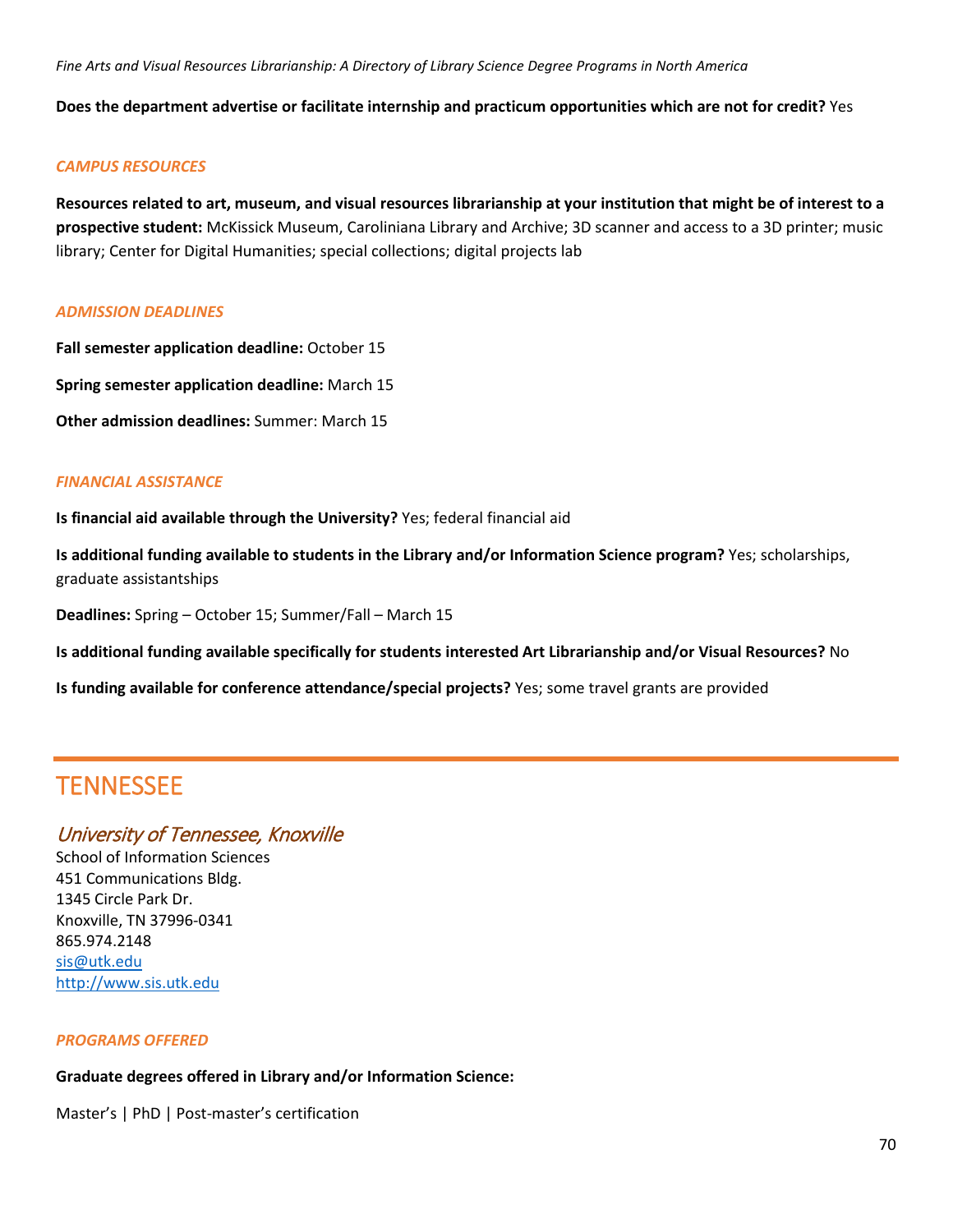**Does the department advertise or facilitate internship and practicum opportunities which are not for credit?** Yes

### *CAMPUS RESOURCES*

**Resources related to art, museum, and visual resources librarianship at your institution that might be of interest to a prospective student:** McKissick Museum, Caroliniana Library and Archive; 3D scanner and access to a 3D printer; music library; Center for Digital Humanities; special collections; digital projects lab

### *ADMISSION DEADLINES*

**Fall semester application deadline:** October 15

**Spring semester application deadline:** March 15

**Other admission deadlines:** Summer: March 15

### *FINANCIAL ASSISTANCE*

**Is financial aid available through the University?** Yes; federal financial aid

**Is additional funding available to students in the Library and/or Information Science program?** Yes; scholarships, graduate assistantships

**Deadlines:** Spring – October 15; Summer/Fall – March 15

**Is additional funding available specifically for students interested Art Librarianship and/or Visual Resources?** No

**Is funding available for conference attendance/special projects?** Yes; some travel grants are provided

# TENNESSEE

## *University of Tennessee, Knoxville*

School of Information Sciences
451 Communications Bldg.
1345 Circle Park Dr.
Knoxville, TN 37996-0341
865.974.2148
sis@utk.edu
http://www.sis.utk.edu

### *PROGRAMS OFFERED*

**Graduate degrees offered in Library and/or Information Science:**

Master's | PhD | Post-master's certification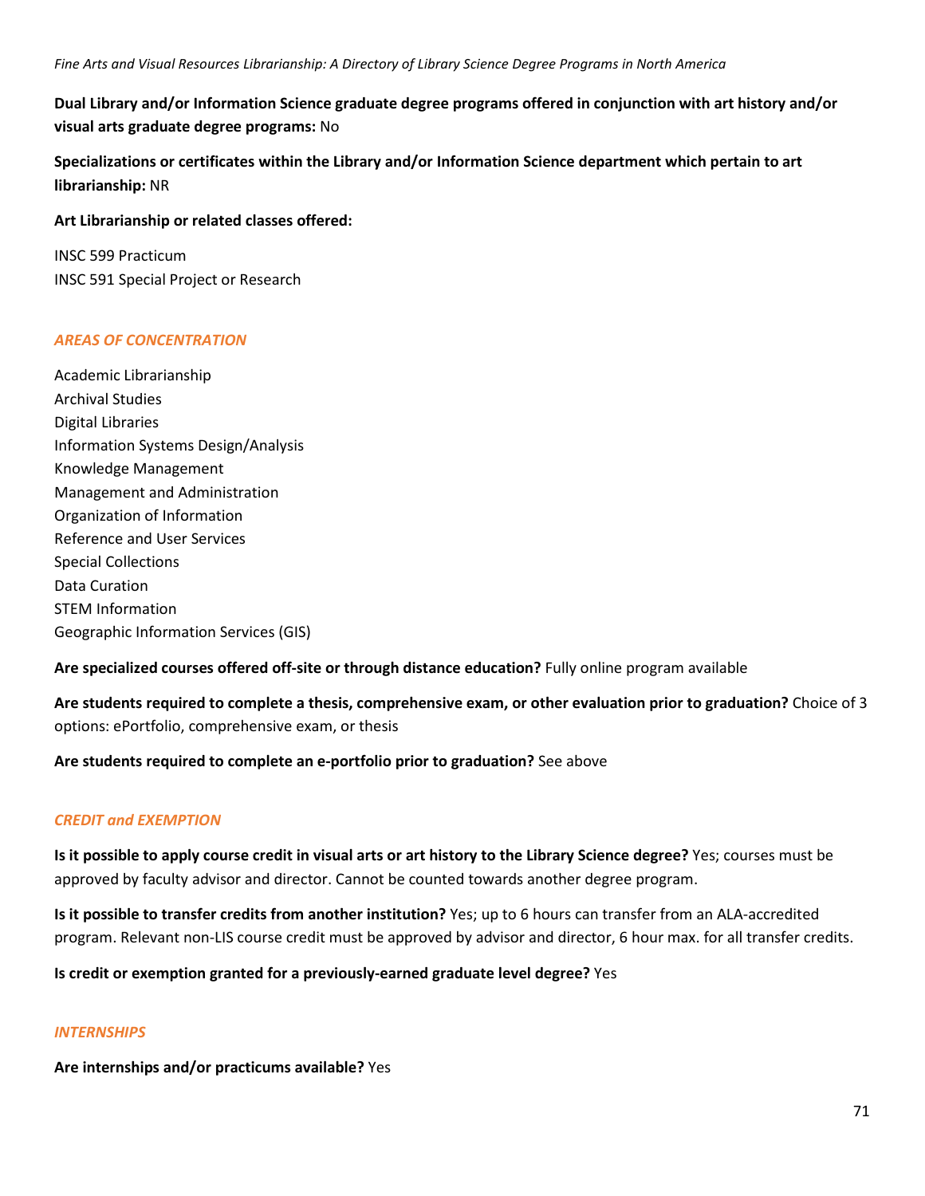**Dual Library and/or Information Science graduate degree programs offered in conjunction with art history and/or visual arts graduate degree programs:** No

**Specializations or certificates within the Library and/or Information Science department which pertain to art librarianship:** NR

**Art Librarianship or related classes offered:**

INSC 599 Practicum
INSC 591 Special Project or Research

### *AREAS OF CONCENTRATION*

Academic Librarianship
Archival Studies
Digital Libraries
Information Systems Design/Analysis
Knowledge Management
Management and Administration
Organization of Information
Reference and User Services
Special Collections
Data Curation
STEM Information
Geographic Information Services (GIS)

**Are specialized courses offered off-site or through distance education?** Fully online program available

**Are students required to complete a thesis, comprehensive exam, or other evaluation prior to graduation?** Choice of 3 options: ePortfolio, comprehensive exam, or thesis

**Are students required to complete an e-portfolio prior to graduation?** See above

### *CREDIT and EXEMPTION*

**Is it possible to apply course credit in visual arts or art history to the Library Science degree?** Yes; courses must be approved by faculty advisor and director. Cannot be counted towards another degree program.

**Is it possible to transfer credits from another institution?** Yes; up to 6 hours can transfer from an ALA-accredited program. Relevant non-LIS course credit must be approved by advisor and director, 6 hour max. for all transfer credits.

**Is credit or exemption granted for a previously-earned graduate level degree?** Yes

### *INTERNSHIPS*

**Are internships and/or practicums available?** Yes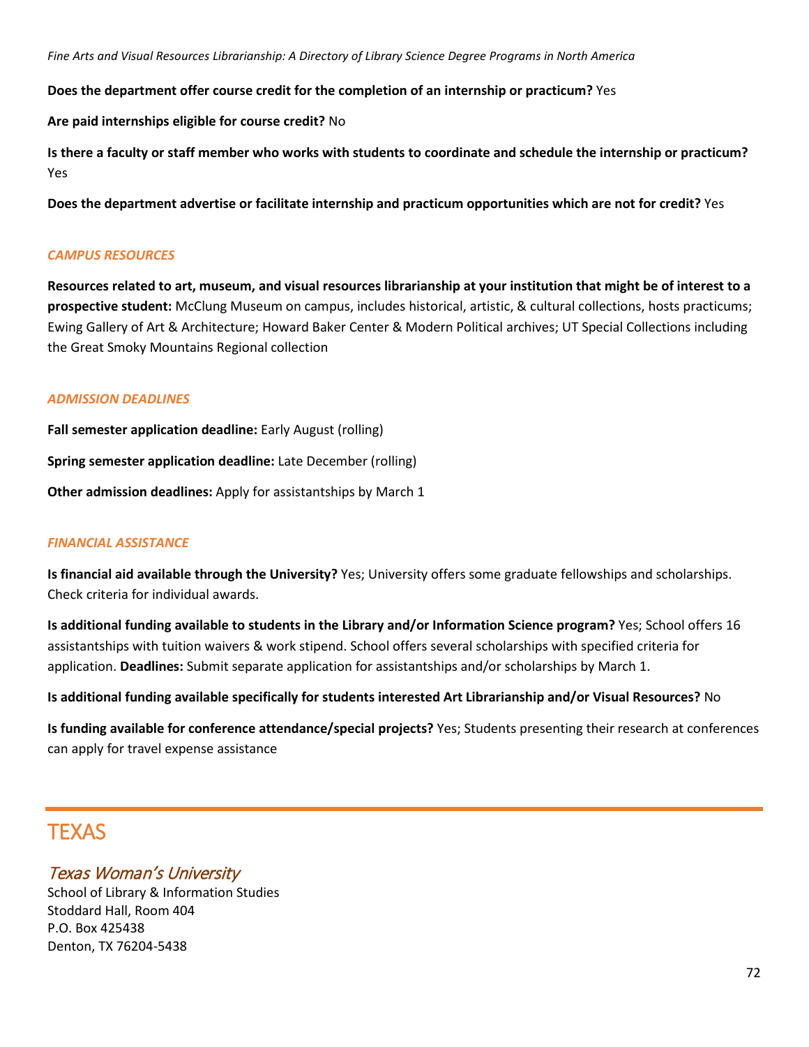**Does the department offer course credit for the completion of an internship or practicum?** Yes

**Are paid internships eligible for course credit?** No

**Is there a faculty or staff member who works with students to coordinate and schedule the internship or practicum?** Yes

**Does the department advertise or facilitate internship and practicum opportunities which are not for credit?** Yes

### *CAMPUS RESOURCES*

**Resources related to art, museum, and visual resources librarianship at your institution that might be of interest to a prospective student:** McClung Museum on campus, includes historical, artistic, & cultural collections, hosts practicums; Ewing Gallery of Art & Architecture; Howard Baker Center & Modern Political archives; UT Special Collections including the Great Smoky Mountains Regional collection

### *ADMISSION DEADLINES*

**Fall semester application deadline:** Early August (rolling)

**Spring semester application deadline:** Late December (rolling)

**Other admission deadlines:** Apply for assistantships by March 1

### *FINANCIAL ASSISTANCE*

**Is financial aid available through the University?** Yes; University offers some graduate fellowships and scholarships. Check criteria for individual awards.

**Is additional funding available to students in the Library and/or Information Science program?** Yes; School offers 16 assistantships with tuition waivers & work stipend. School offers several scholarships with specified criteria for application. **Deadlines:** Submit separate application for assistantships and/or scholarships by March 1.

**Is additional funding available specifically for students interested Art Librarianship and/or Visual Resources?** No

**Is funding available for conference attendance/special projects?** Yes; Students presenting their research at conferences can apply for travel expense assistance

# TEXAS

## *Texas Woman's University*

School of Library & Information Studies
Stoddard Hall, Room 404
P.O. Box 425438
Denton, TX 76204-5438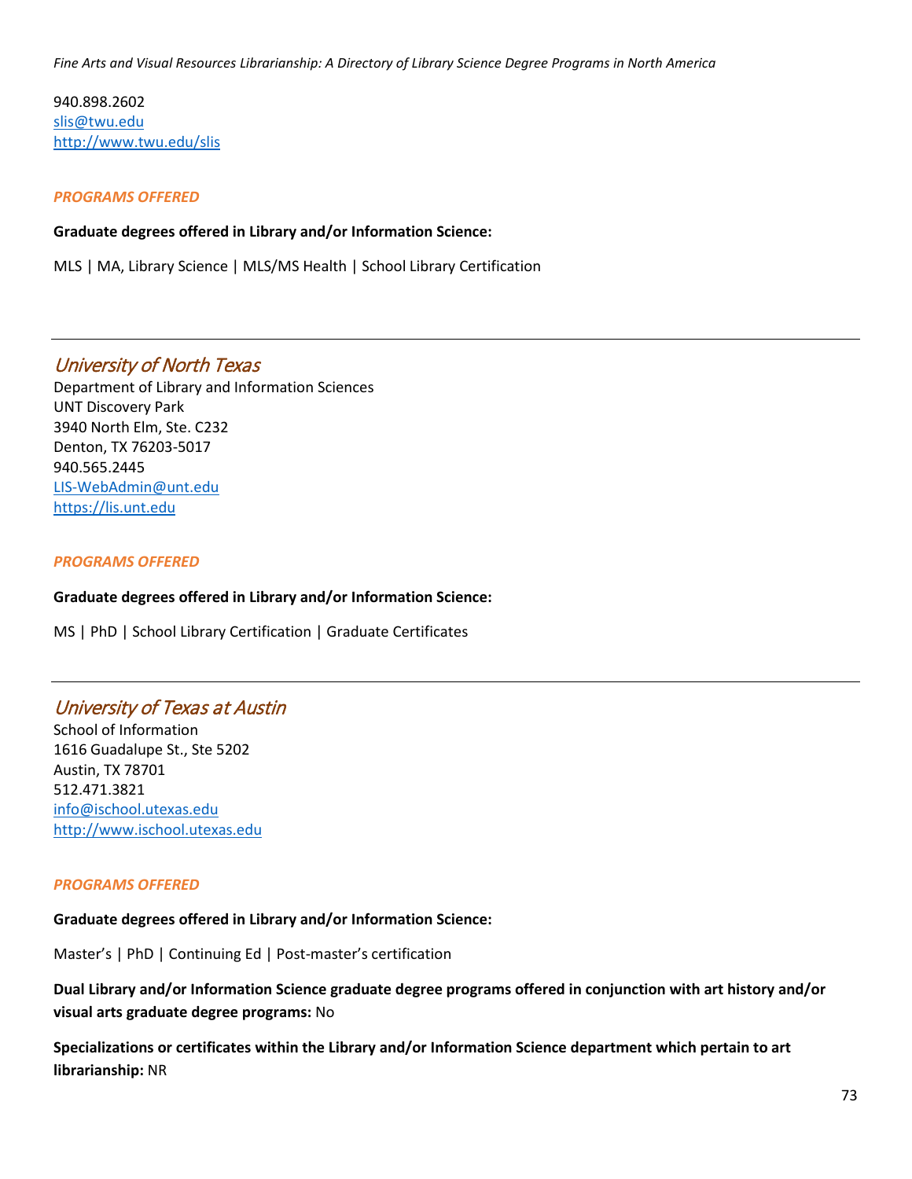940.898.2602
[slis@twu.edu](mailto:slis@twu.edu)
[http://www.twu.edu/slis](http://www.twu.edu/slis)

***PROGRAMS OFFERED***

**Graduate degrees offered in Library and/or Information Science:**

MLS | MA, Library Science | MLS/MS Health | School Library Certification

---

## *University of North Texas*

Department of Library and Information Sciences
UNT Discovery Park
3940 North Elm, Ste. C232
Denton, TX 76203-5017
940.565.2445
[LIS-WebAdmin@unt.edu](mailto:LIS-WebAdmin@unt.edu)
[https://lis.unt.edu](https://lis.unt.edu)

***PROGRAMS OFFERED***

**Graduate degrees offered in Library and/or Information Science:**

MS | PhD | School Library Certification | Graduate Certificates

---

## *University of Texas at Austin*

School of Information
1616 Guadalupe St., Ste 5202
Austin, TX 78701
512.471.3821
[info@ischool.utexas.edu](mailto:info@ischool.utexas.edu)
[http://www.ischool.utexas.edu](http://www.ischool.utexas.edu)

***PROGRAMS OFFERED***

**Graduate degrees offered in Library and/or Information Science:**

Master's | PhD | Continuing Ed | Post-master's certification

**Dual Library and/or Information Science graduate degree programs offered in conjunction with art history and/or visual arts graduate degree programs:** No

**Specializations or certificates within the Library and/or Information Science department which pertain to art librarianship:** NR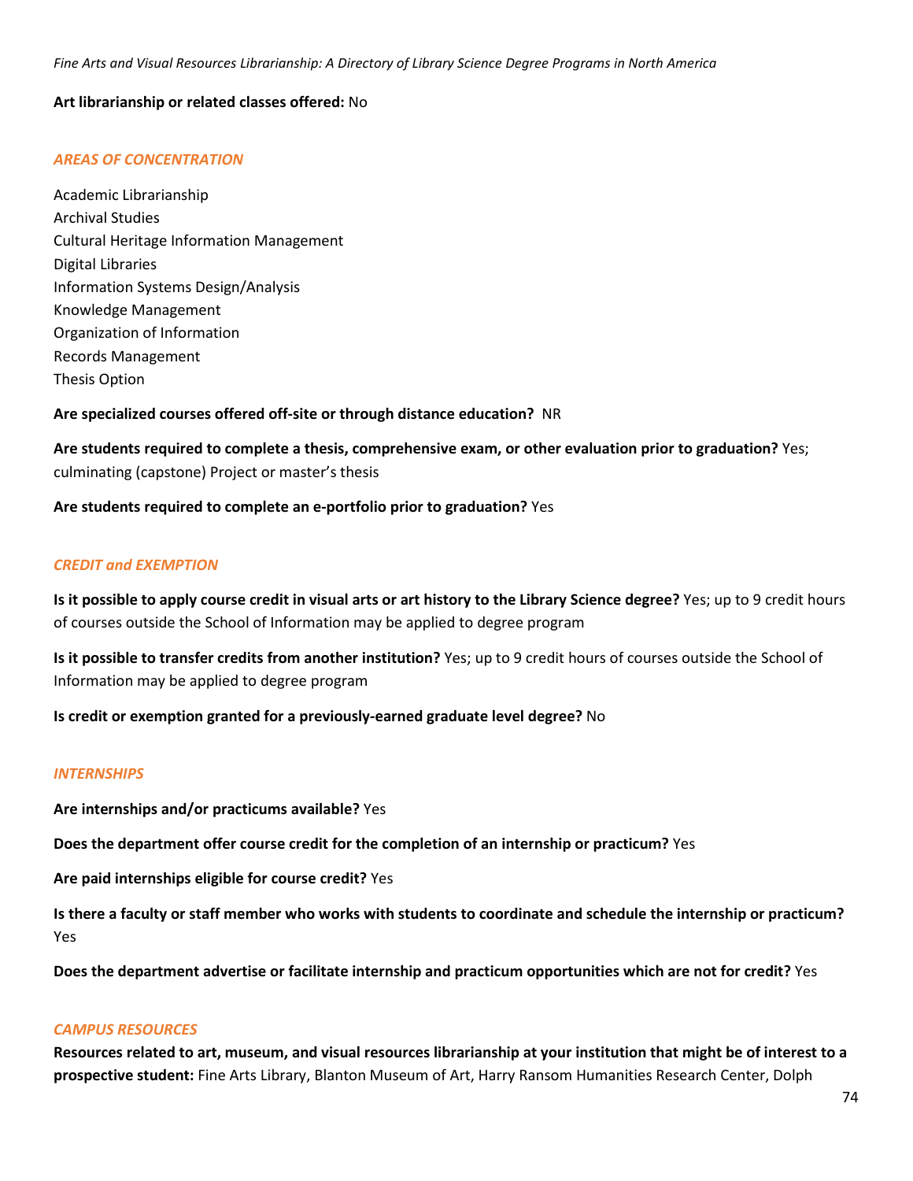**Art librarianship or related classes offered:** No

### *AREAS OF CONCENTRATION*

Academic Librarianship
Archival Studies
Cultural Heritage Information Management
Digital Libraries
Information Systems Design/Analysis
Knowledge Management
Organization of Information
Records Management
Thesis Option

**Are specialized courses offered off-site or through distance education?** NR

**Are students required to complete a thesis, comprehensive exam, or other evaluation prior to graduation?** Yes; culminating (capstone) Project or master's thesis

**Are students required to complete an e-portfolio prior to graduation?** Yes

### *CREDIT and EXEMPTION*

**Is it possible to apply course credit in visual arts or art history to the Library Science degree?** Yes; up to 9 credit hours of courses outside the School of Information may be applied to degree program

**Is it possible to transfer credits from another institution?** Yes; up to 9 credit hours of courses outside the School of Information may be applied to degree program

**Is credit or exemption granted for a previously-earned graduate level degree?** No

### *INTERNSHIPS*

**Are internships and/or practicums available?** Yes

**Does the department offer course credit for the completion of an internship or practicum?** Yes

**Are paid internships eligible for course credit?** Yes

**Is there a faculty or staff member who works with students to coordinate and schedule the internship or practicum?** Yes

**Does the department advertise or facilitate internship and practicum opportunities which are not for credit?** Yes

### *CAMPUS RESOURCES*

**Resources related to art, museum, and visual resources librarianship at your institution that might be of interest to a prospective student:** Fine Arts Library, Blanton Museum of Art, Harry Ransom Humanities Research Center, Dolph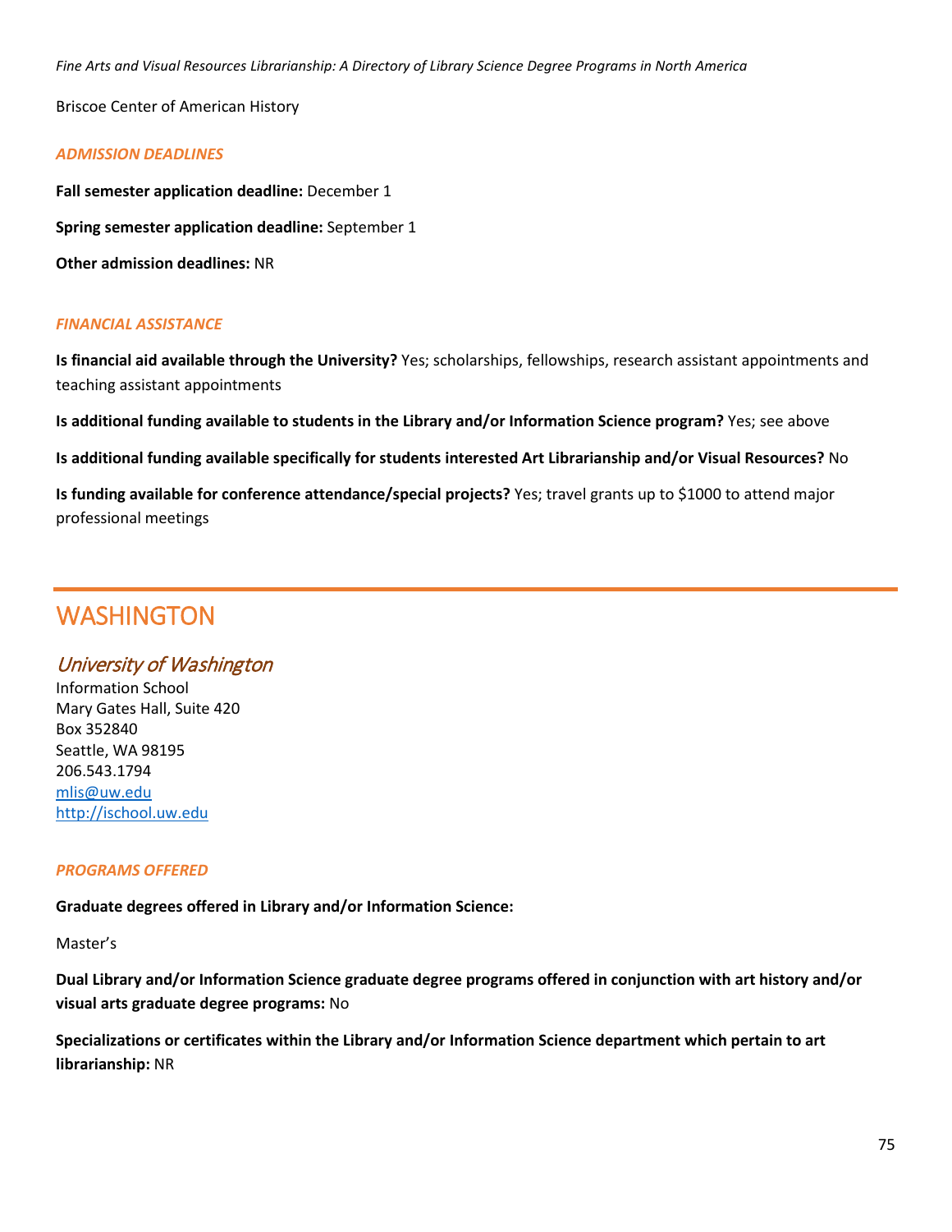Briscoe Center of American History

### *ADMISSION DEADLINES*

**Fall semester application deadline:** December 1

**Spring semester application deadline:** September 1

**Other admission deadlines:** NR

### *FINANCIAL ASSISTANCE*

**Is financial aid available through the University?** Yes; scholarships, fellowships, research assistant appointments and teaching assistant appointments

**Is additional funding available to students in the Library and/or Information Science program?** Yes; see above

**Is additional funding available specifically for students interested Art Librarianship and/or Visual Resources?** No

**Is funding available for conference attendance/special projects?** Yes; travel grants up to $1000 to attend major professional meetings

# WASHINGTON

## *University of Washington*

Information School
Mary Gates Hall, Suite 420
Box 352840
Seattle, WA 98195
206.543.1794
mlis@uw.edu
http://ischool.uw.edu

### *PROGRAMS OFFERED*

**Graduate degrees offered in Library and/or Information Science:**

Master's

**Dual Library and/or Information Science graduate degree programs offered in conjunction with art history and/or visual arts graduate degree programs:** No

**Specializations or certificates within the Library and/or Information Science department which pertain to art librarianship:** NR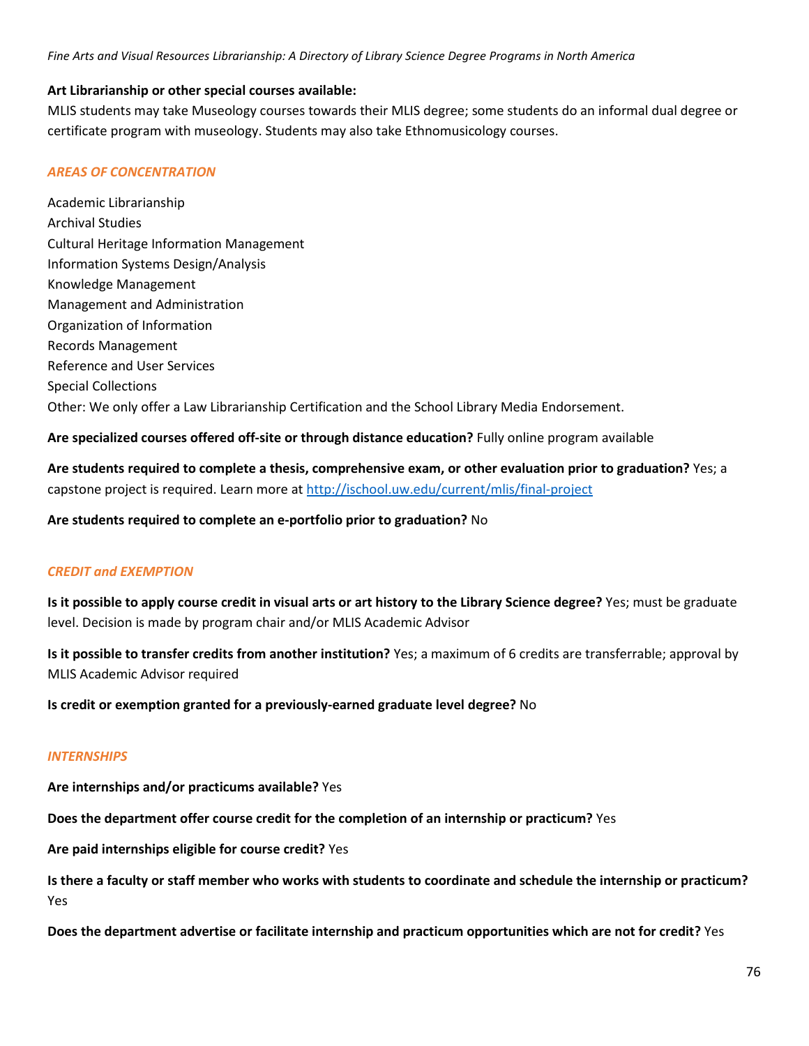**Art Librarianship or other special courses available:**
MLIS students may take Museology courses towards their MLIS degree; some students do an informal dual degree or certificate program with museology. Students may also take Ethnomusicology courses.

### *AREAS OF CONCENTRATION*

Academic Librarianship
Archival Studies
Cultural Heritage Information Management
Information Systems Design/Analysis
Knowledge Management
Management and Administration
Organization of Information
Records Management
Reference and User Services
Special Collections
Other: We only offer a Law Librarianship Certification and the School Library Media Endorsement.

**Are specialized courses offered off-site or through distance education?** Fully online program available

**Are students required to complete a thesis, comprehensive exam, or other evaluation prior to graduation?** Yes; a capstone project is required. Learn more at [http://ischool.uw.edu/current/mlis/final-project](http://ischool.uw.edu/current/mlis/final-project)

**Are students required to complete an e-portfolio prior to graduation?** No

### *CREDIT and EXEMPTION*

**Is it possible to apply course credit in visual arts or art history to the Library Science degree?** Yes; must be graduate level. Decision is made by program chair and/or MLIS Academic Advisor

**Is it possible to transfer credits from another institution?** Yes; a maximum of 6 credits are transferrable; approval by MLIS Academic Advisor required

**Is credit or exemption granted for a previously-earned graduate level degree?** No

### *INTERNSHIPS*

**Are internships and/or practicums available?** Yes

**Does the department offer course credit for the completion of an internship or practicum?** Yes

**Are paid internships eligible for course credit?** Yes

**Is there a faculty or staff member who works with students to coordinate and schedule the internship or practicum?** Yes

**Does the department advertise or facilitate internship and practicum opportunities which are not for credit?** Yes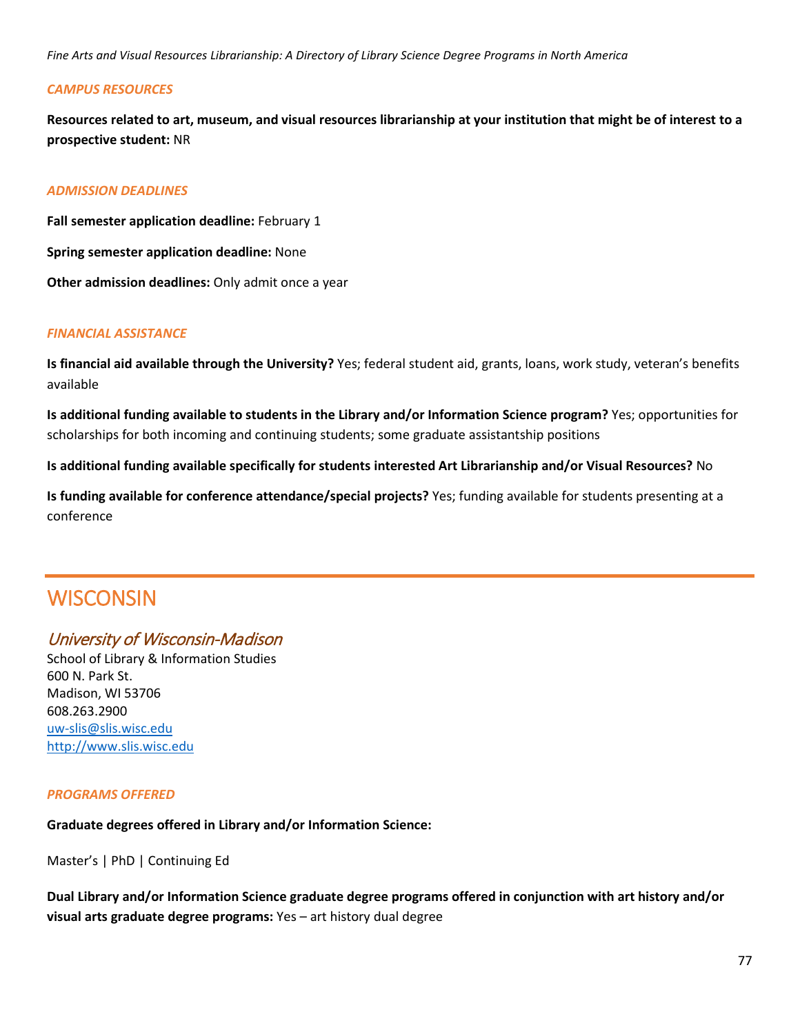### *CAMPUS RESOURCES*

**Resources related to art, museum, and visual resources librarianship at your institution that might be of interest to a prospective student:** NR

### *ADMISSION DEADLINES*

**Fall semester application deadline:** February 1

**Spring semester application deadline:** None

**Other admission deadlines:** Only admit once a year

### *FINANCIAL ASSISTANCE*

**Is financial aid available through the University?** Yes; federal student aid, grants, loans, work study, veteran's benefits available

**Is additional funding available to students in the Library and/or Information Science program?** Yes; opportunities for scholarships for both incoming and continuing students; some graduate assistantship positions

**Is additional funding available specifically for students interested Art Librarianship and/or Visual Resources?** No

**Is funding available for conference attendance/special projects?** Yes; funding available for students presenting at a conference

# WISCONSIN

## *University of Wisconsin-Madison*

School of Library & Information Studies
600 N. Park St.
Madison, WI 53706
608.263.2900
uw-slis@slis.wisc.edu
http://www.slis.wisc.edu

### *PROGRAMS OFFERED*

**Graduate degrees offered in Library and/or Information Science:**

Master's | PhD | Continuing Ed

**Dual Library and/or Information Science graduate degree programs offered in conjunction with art history and/or visual arts graduate degree programs:** Yes – art history dual degree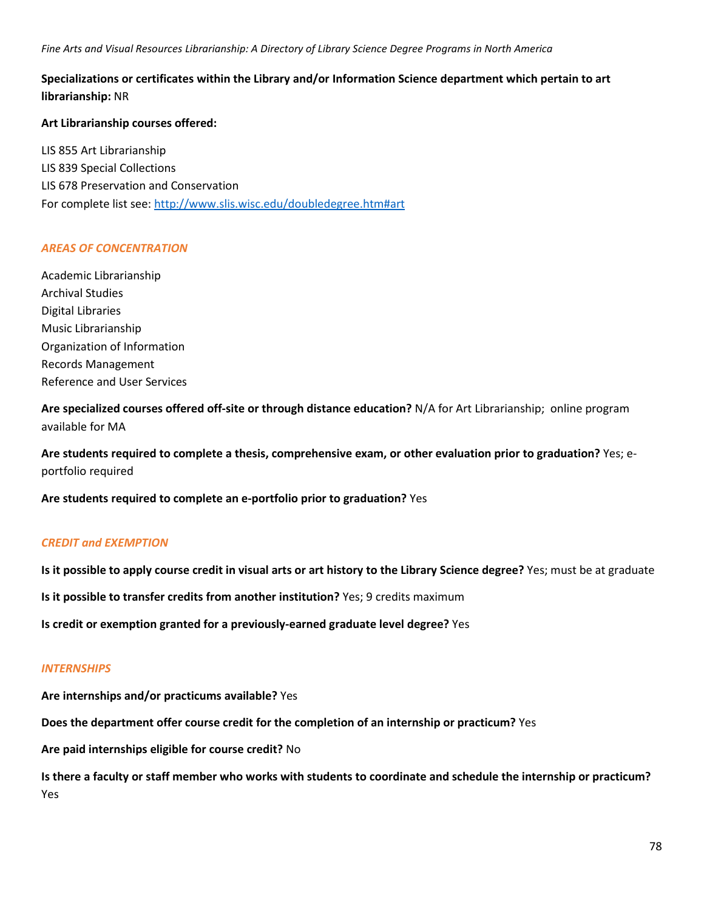**Specializations or certificates within the Library and/or Information Science department which pertain to art librarianship:** NR

**Art Librarianship courses offered:**

LIS 855 Art Librarianship
LIS 839 Special Collections
LIS 678 Preservation and Conservation
For complete list see: http://www.slis.wisc.edu/doubledegree.htm#art

### *AREAS OF CONCENTRATION*

Academic Librarianship
Archival Studies
Digital Libraries
Music Librarianship
Organization of Information
Records Management
Reference and User Services

**Are specialized courses offered off-site or through distance education?** N/A for Art Librarianship; online program available for MA

**Are students required to complete a thesis, comprehensive exam, or other evaluation prior to graduation?** Yes; e-portfolio required

**Are students required to complete an e-portfolio prior to graduation?** Yes

### *CREDIT and EXEMPTION*

**Is it possible to apply course credit in visual arts or art history to the Library Science degree?** Yes; must be at graduate

**Is it possible to transfer credits from another institution?** Yes; 9 credits maximum

**Is credit or exemption granted for a previously-earned graduate level degree?** Yes

### *INTERNSHIPS*

**Are internships and/or practicums available?** Yes

**Does the department offer course credit for the completion of an internship or practicum?** Yes

**Are paid internships eligible for course credit?** No

**Is there a faculty or staff member who works with students to coordinate and schedule the internship or practicum?** Yes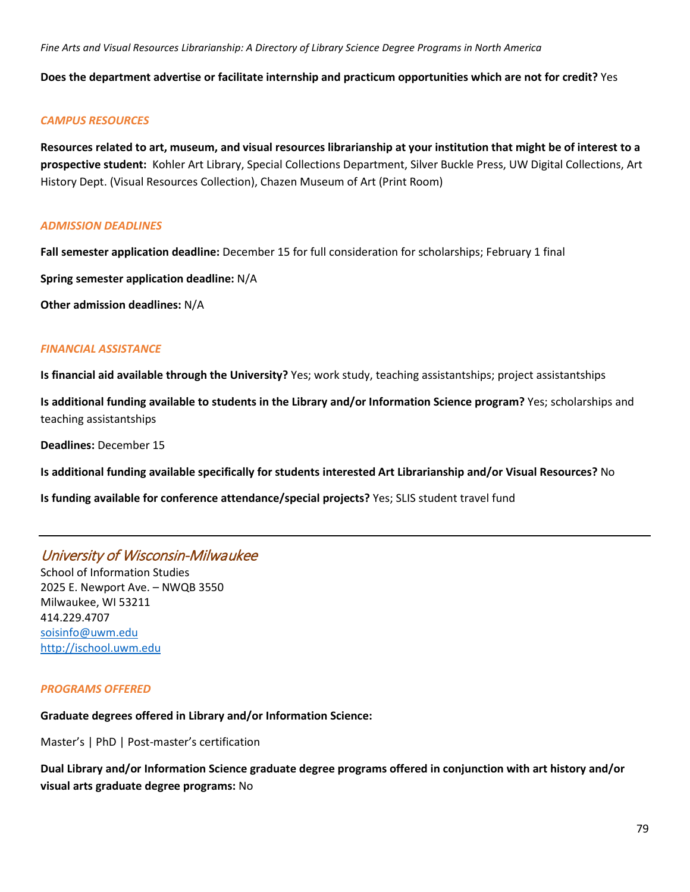**Does the department advertise or facilitate internship and practicum opportunities which are not for credit?** Yes

### *CAMPUS RESOURCES*

**Resources related to art, museum, and visual resources librarianship at your institution that might be of interest to a prospective student:** Kohler Art Library, Special Collections Department, Silver Buckle Press, UW Digital Collections, Art History Dept. (Visual Resources Collection), Chazen Museum of Art (Print Room)

### *ADMISSION DEADLINES*

**Fall semester application deadline:** December 15 for full consideration for scholarships; February 1 final

**Spring semester application deadline:** N/A

**Other admission deadlines:** N/A

### *FINANCIAL ASSISTANCE*

**Is financial aid available through the University?** Yes; work study, teaching assistantships; project assistantships

**Is additional funding available to students in the Library and/or Information Science program?** Yes; scholarships and teaching assistantships

**Deadlines:** December 15

**Is additional funding available specifically for students interested Art Librarianship and/or Visual Resources?** No

**Is funding available for conference attendance/special projects?** Yes; SLIS student travel fund

---

## University of Wisconsin-Milwaukee

School of Information Studies
2025 E. Newport Ave. – NWQB 3550
Milwaukee, WI 53211
414.229.4707
soisinfo@uwm.edu
http://ischool.uwm.edu

### *PROGRAMS OFFERED*

**Graduate degrees offered in Library and/or Information Science:**

Master's | PhD | Post-master's certification

**Dual Library and/or Information Science graduate degree programs offered in conjunction with art history and/or visual arts graduate degree programs:** No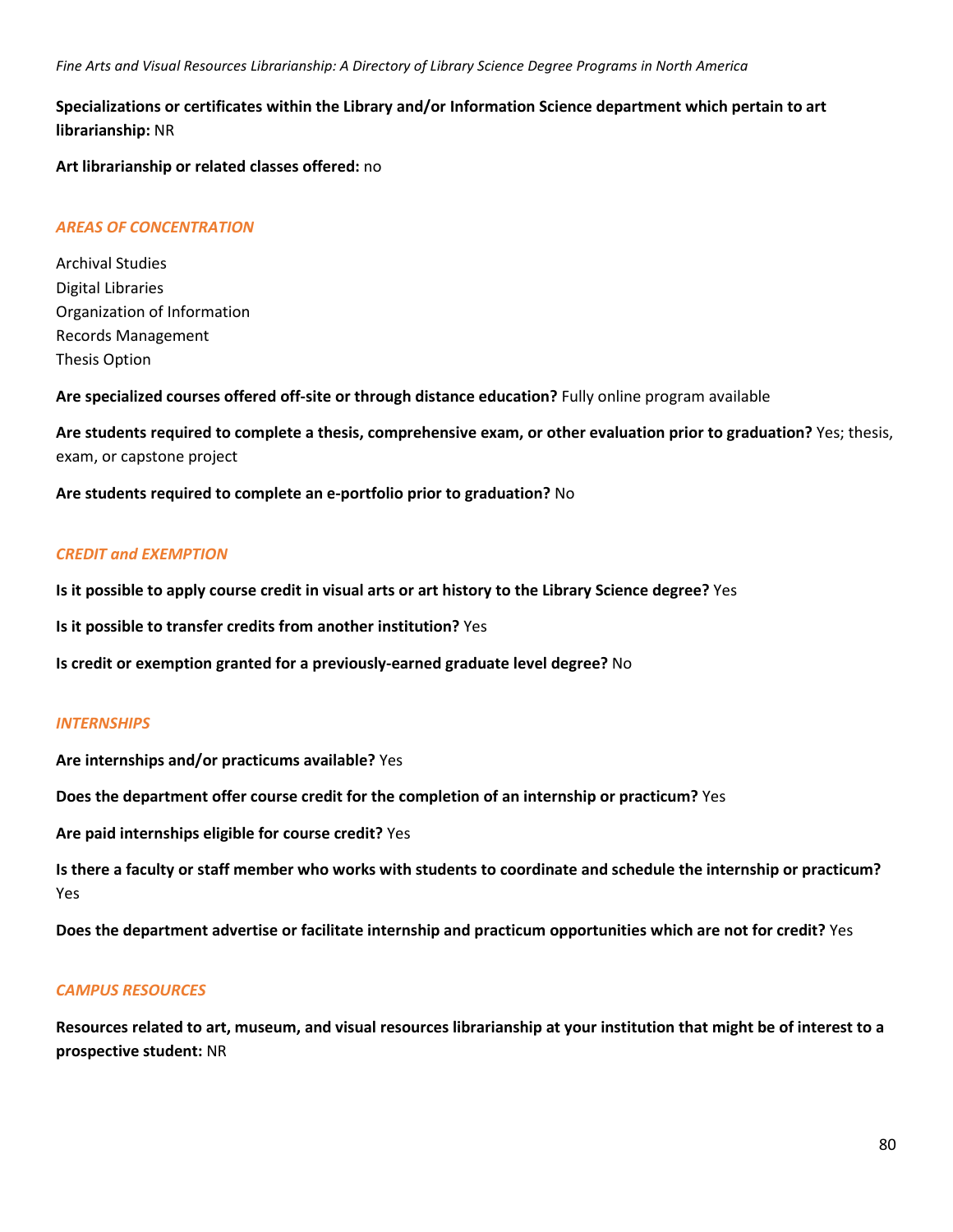**Specializations or certificates within the Library and/or Information Science department which pertain to art librarianship:** NR

**Art librarianship or related classes offered:** no

### *AREAS OF CONCENTRATION*

Archival Studies
Digital Libraries
Organization of Information
Records Management
Thesis Option

**Are specialized courses offered off-site or through distance education?** Fully online program available

**Are students required to complete a thesis, comprehensive exam, or other evaluation prior to graduation?** Yes; thesis, exam, or capstone project

**Are students required to complete an e-portfolio prior to graduation?** No

### *CREDIT and EXEMPTION*

**Is it possible to apply course credit in visual arts or art history to the Library Science degree?** Yes

**Is it possible to transfer credits from another institution?** Yes

**Is credit or exemption granted for a previously-earned graduate level degree?** No

### *INTERNSHIPS*

**Are internships and/or practicums available?** Yes

**Does the department offer course credit for the completion of an internship or practicum?** Yes

**Are paid internships eligible for course credit?** Yes

**Is there a faculty or staff member who works with students to coordinate and schedule the internship or practicum?** Yes

**Does the department advertise or facilitate internship and practicum opportunities which are not for credit?** Yes

### *CAMPUS RESOURCES*

**Resources related to art, museum, and visual resources librarianship at your institution that might be of interest to a prospective student:** NR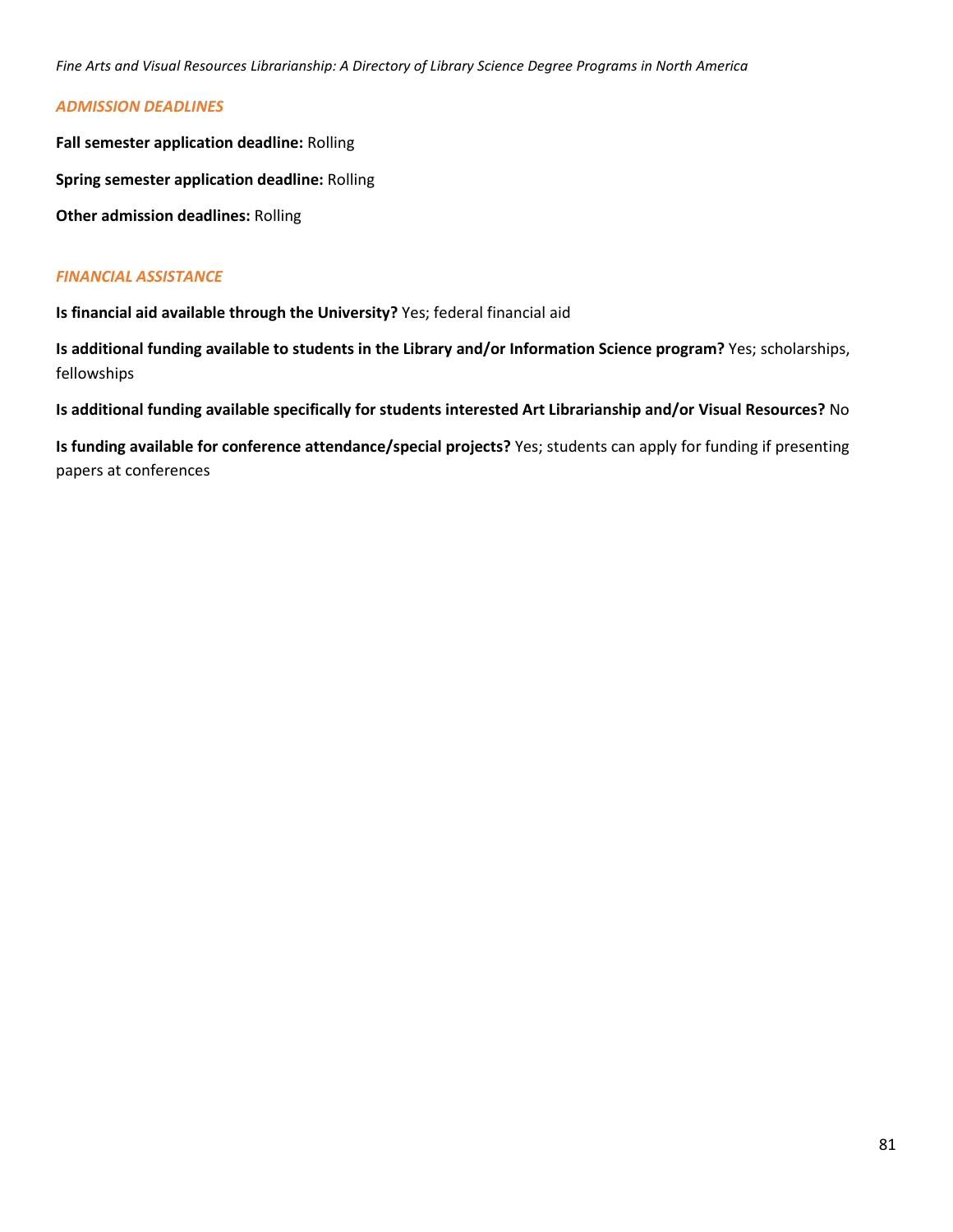### *ADMISSION DEADLINES*

**Fall semester application deadline:** Rolling

**Spring semester application deadline:** Rolling

**Other admission deadlines:** Rolling

### *FINANCIAL ASSISTANCE*

**Is financial aid available through the University?** Yes; federal financial aid

**Is additional funding available to students in the Library and/or Information Science program?** Yes; scholarships, fellowships

**Is additional funding available specifically for students interested Art Librarianship and/or Visual Resources?** No

**Is funding available for conference attendance/special projects?** Yes; students can apply for funding if presenting papers at conferences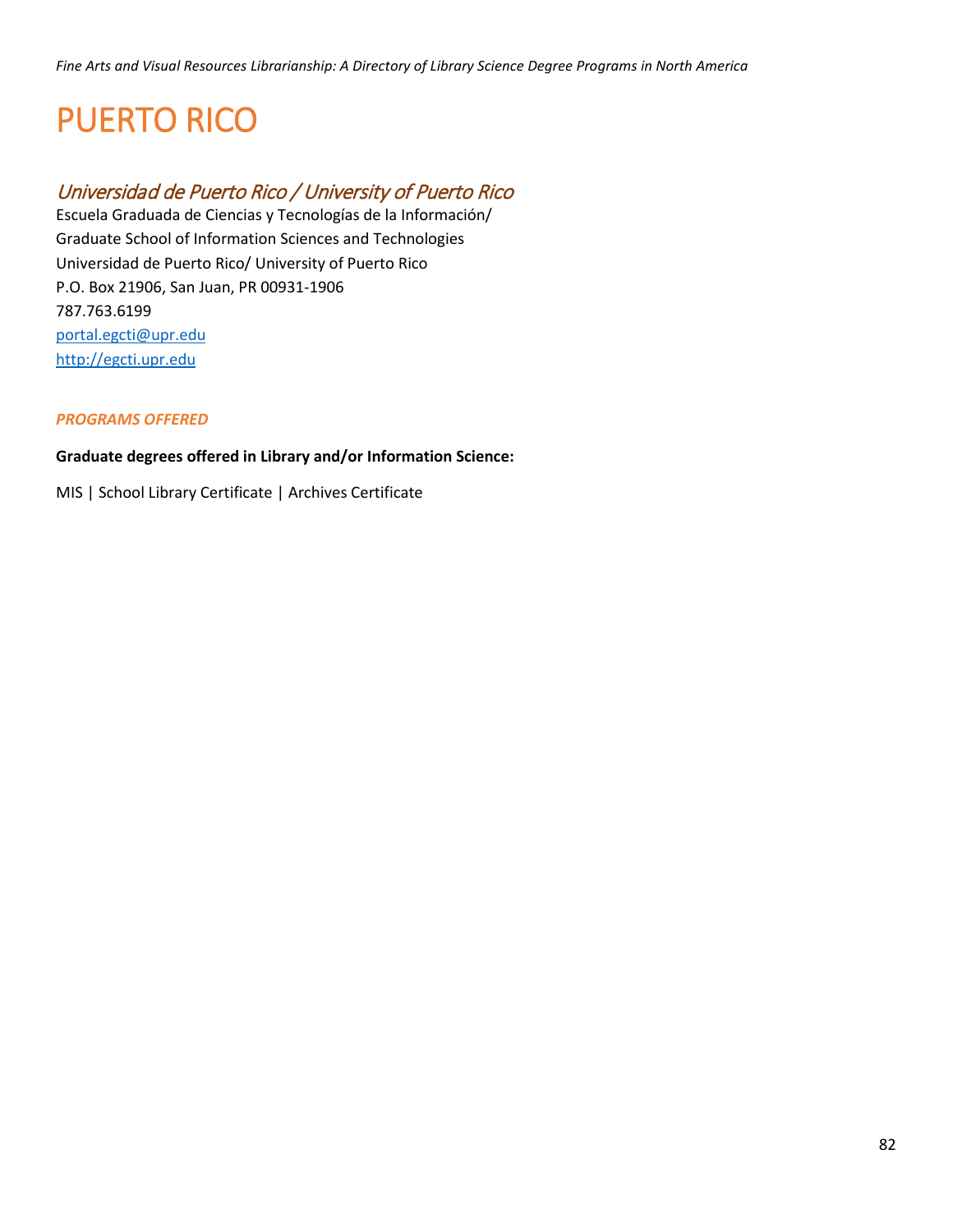# PUERTO RICO

## *Universidad de Puerto Rico / University of Puerto Rico*

Escuela Graduada de Ciencias y Tecnologías de la Información/
Graduate School of Information Sciences and Technologies
Universidad de Puerto Rico/ University of Puerto Rico
P.O. Box 21906, San Juan, PR 00931-1906
787.763.6199
portal.egcti@upr.edu
http://egcti.upr.edu

### *PROGRAMS OFFERED*

**Graduate degrees offered in Library and/or Information Science:**

MIS | School Library Certificate | Archives Certificate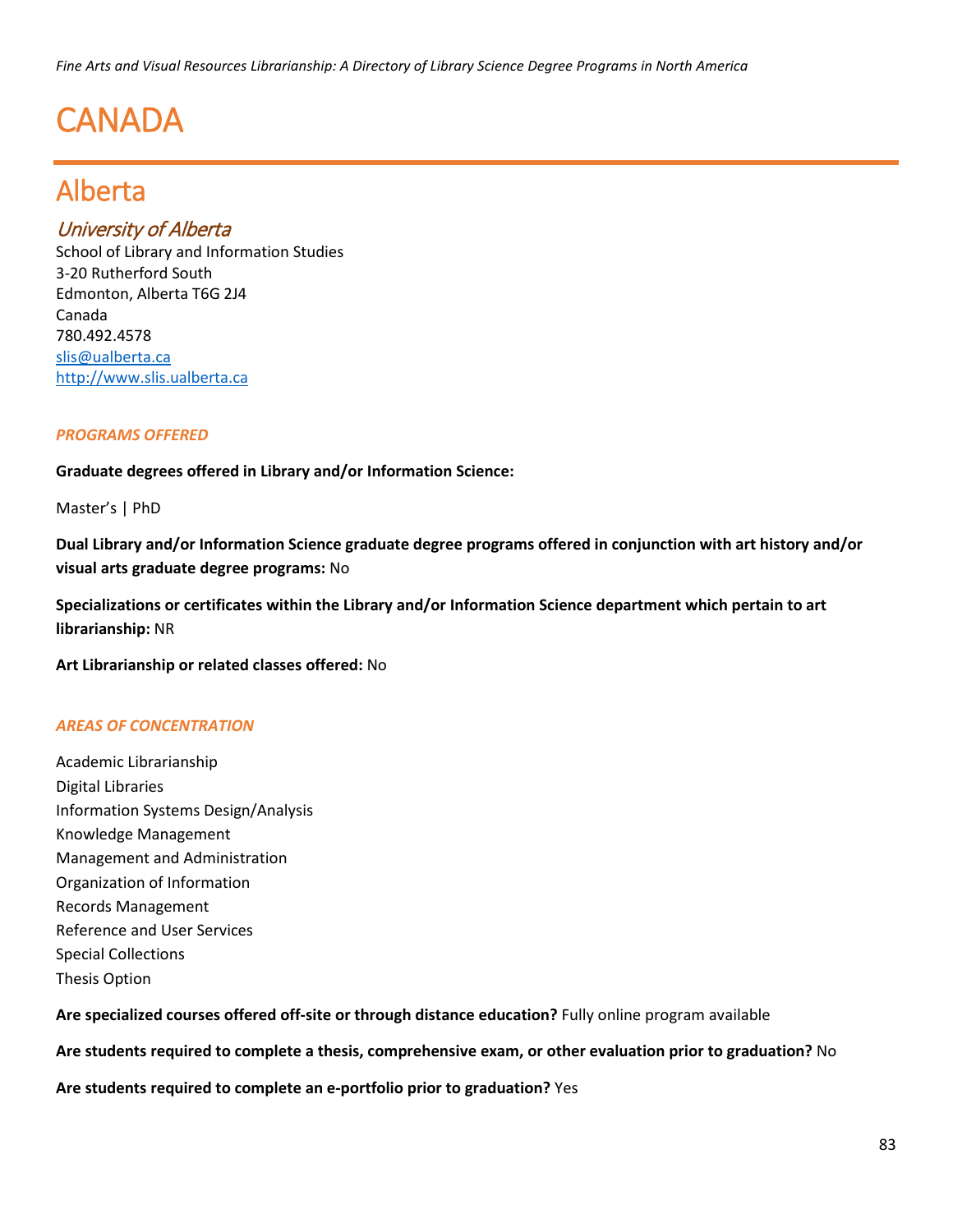# CANADA

## Alberta

### *University of Alberta*

School of Library and Information Studies
3-20 Rutherford South
Edmonton, Alberta T6G 2J4
Canada
780.492.4578
slis@ualberta.ca
http://www.slis.ualberta.ca

***PROGRAMS OFFERED***

**Graduate degrees offered in Library and/or Information Science:**

Master's | PhD

**Dual Library and/or Information Science graduate degree programs offered in conjunction with art history and/or visual arts graduate degree programs:** No

**Specializations or certificates within the Library and/or Information Science department which pertain to art librarianship:** NR

**Art Librarianship or related classes offered:** No

***AREAS OF CONCENTRATION***

Academic Librarianship
Digital Libraries
Information Systems Design/Analysis
Knowledge Management
Management and Administration
Organization of Information
Records Management
Reference and User Services
Special Collections
Thesis Option

**Are specialized courses offered off-site or through distance education?** Fully online program available

**Are students required to complete a thesis, comprehensive exam, or other evaluation prior to graduation?** No

**Are students required to complete an e-portfolio prior to graduation?** Yes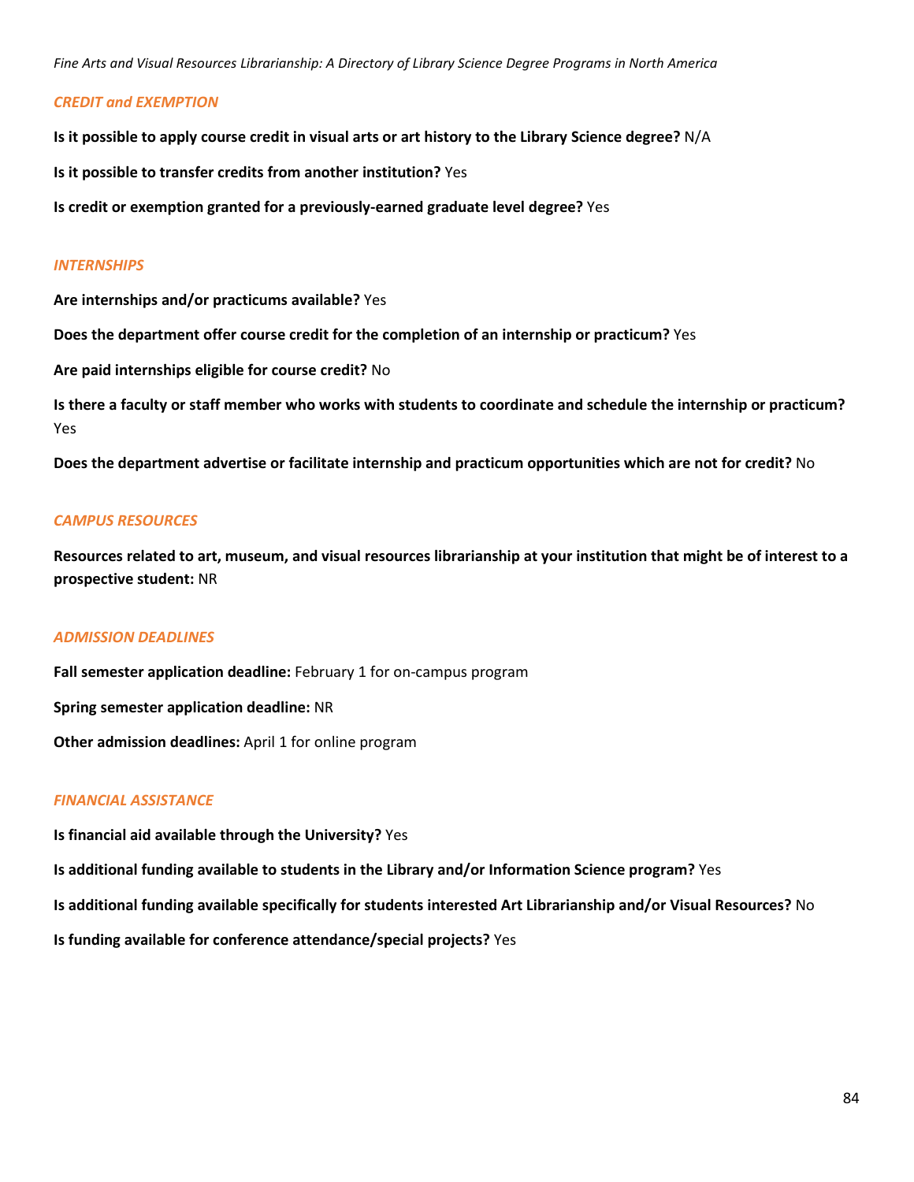### *CREDIT and EXEMPTION*

**Is it possible to apply course credit in visual arts or art history to the Library Science degree?** N/A

**Is it possible to transfer credits from another institution?** Yes

**Is credit or exemption granted for a previously-earned graduate level degree?** Yes

### *INTERNSHIPS*

**Are internships and/or practicums available?** Yes

**Does the department offer course credit for the completion of an internship or practicum?** Yes

**Are paid internships eligible for course credit?** No

**Is there a faculty or staff member who works with students to coordinate and schedule the internship or practicum?** Yes

**Does the department advertise or facilitate internship and practicum opportunities which are not for credit?** No

### *CAMPUS RESOURCES*

**Resources related to art, museum, and visual resources librarianship at your institution that might be of interest to a prospective student:** NR

### *ADMISSION DEADLINES*

**Fall semester application deadline:** February 1 for on-campus program

**Spring semester application deadline:** NR

**Other admission deadlines:** April 1 for online program

### *FINANCIAL ASSISTANCE*

**Is financial aid available through the University?** Yes

**Is additional funding available to students in the Library and/or Information Science program?** Yes

**Is additional funding available specifically for students interested Art Librarianship and/or Visual Resources?** No

**Is funding available for conference attendance/special projects?** Yes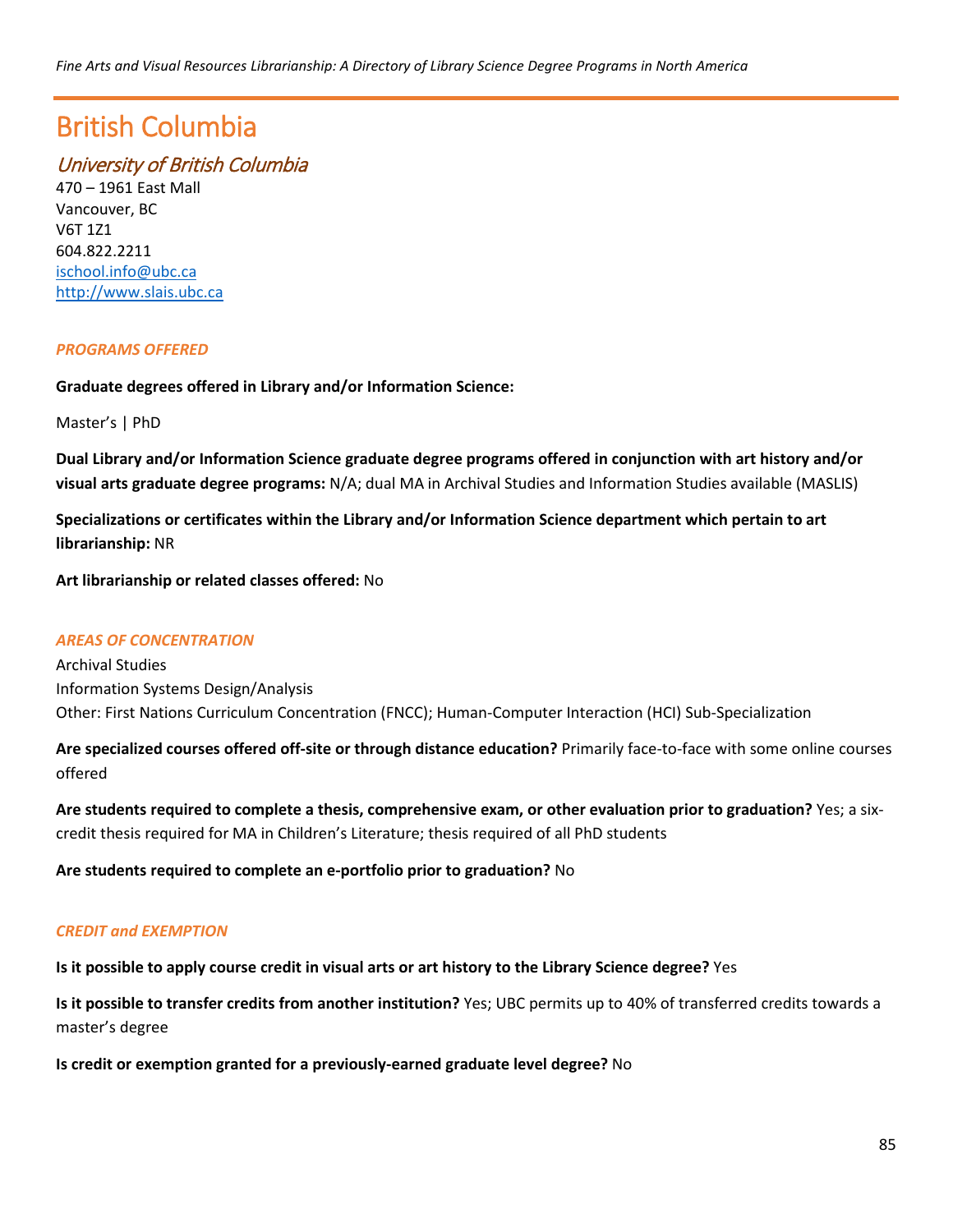# British Columbia

## *University of British Columbia*

470 – 1961 East Mall
Vancouver, BC
V6T 1Z1
604.822.2211
ischool.info@ubc.ca
http://www.slais.ubc.ca

### *PROGRAMS OFFERED*

**Graduate degrees offered in Library and/or Information Science:**

Master's | PhD

**Dual Library and/or Information Science graduate degree programs offered in conjunction with art history and/or visual arts graduate degree programs:** N/A; dual MA in Archival Studies and Information Studies available (MASLIS)

**Specializations or certificates within the Library and/or Information Science department which pertain to art librarianship:** NR

**Art librarianship or related classes offered:** No

### *AREAS OF CONCENTRATION*

Archival Studies
Information Systems Design/Analysis
Other: First Nations Curriculum Concentration (FNCC); Human-Computer Interaction (HCI) Sub-Specialization

**Are specialized courses offered off-site or through distance education?** Primarily face-to-face with some online courses offered

**Are students required to complete a thesis, comprehensive exam, or other evaluation prior to graduation?** Yes; a six-credit thesis required for MA in Children's Literature; thesis required of all PhD students

**Are students required to complete an e-portfolio prior to graduation?** No

### *CREDIT and EXEMPTION*

**Is it possible to apply course credit in visual arts or art history to the Library Science degree?** Yes

**Is it possible to transfer credits from another institution?** Yes; UBC permits up to 40% of transferred credits towards a master's degree

**Is credit or exemption granted for a previously-earned graduate level degree?** No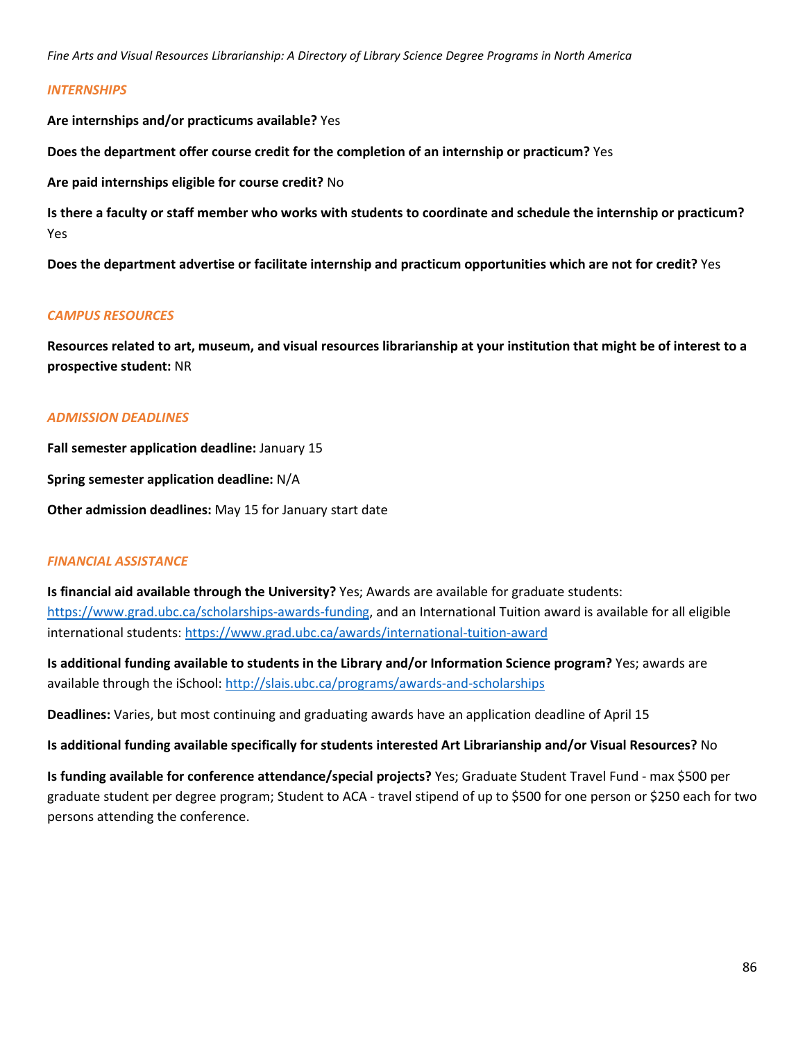## *INTERNSHIPS*

**Are internships and/or practicums available?** Yes

**Does the department offer course credit for the completion of an internship or practicum?** Yes

**Are paid internships eligible for course credit?** No

**Is there a faculty or staff member who works with students to coordinate and schedule the internship or practicum?** Yes

**Does the department advertise or facilitate internship and practicum opportunities which are not for credit?** Yes

## *CAMPUS RESOURCES*

**Resources related to art, museum, and visual resources librarianship at your institution that might be of interest to a prospective student:** NR

## *ADMISSION DEADLINES*

**Fall semester application deadline:** January 15

**Spring semester application deadline:** N/A

**Other admission deadlines:** May 15 for January start date

## *FINANCIAL ASSISTANCE*

**Is financial aid available through the University?** Yes; Awards are available for graduate students: https://www.grad.ubc.ca/scholarships-awards-funding, and an International Tuition award is available for all eligible international students: https://www.grad.ubc.ca/awards/international-tuition-award

**Is additional funding available to students in the Library and/or Information Science program?** Yes; awards are available through the iSchool: http://slais.ubc.ca/programs/awards-and-scholarships

**Deadlines:** Varies, but most continuing and graduating awards have an application deadline of April 15

**Is additional funding available specifically for students interested Art Librarianship and/or Visual Resources?** No

**Is funding available for conference attendance/special projects?** Yes; Graduate Student Travel Fund - max $500 per graduate student per degree program; Student to ACA - travel stipend of up to $500 for one person or $250 each for two persons attending the conference.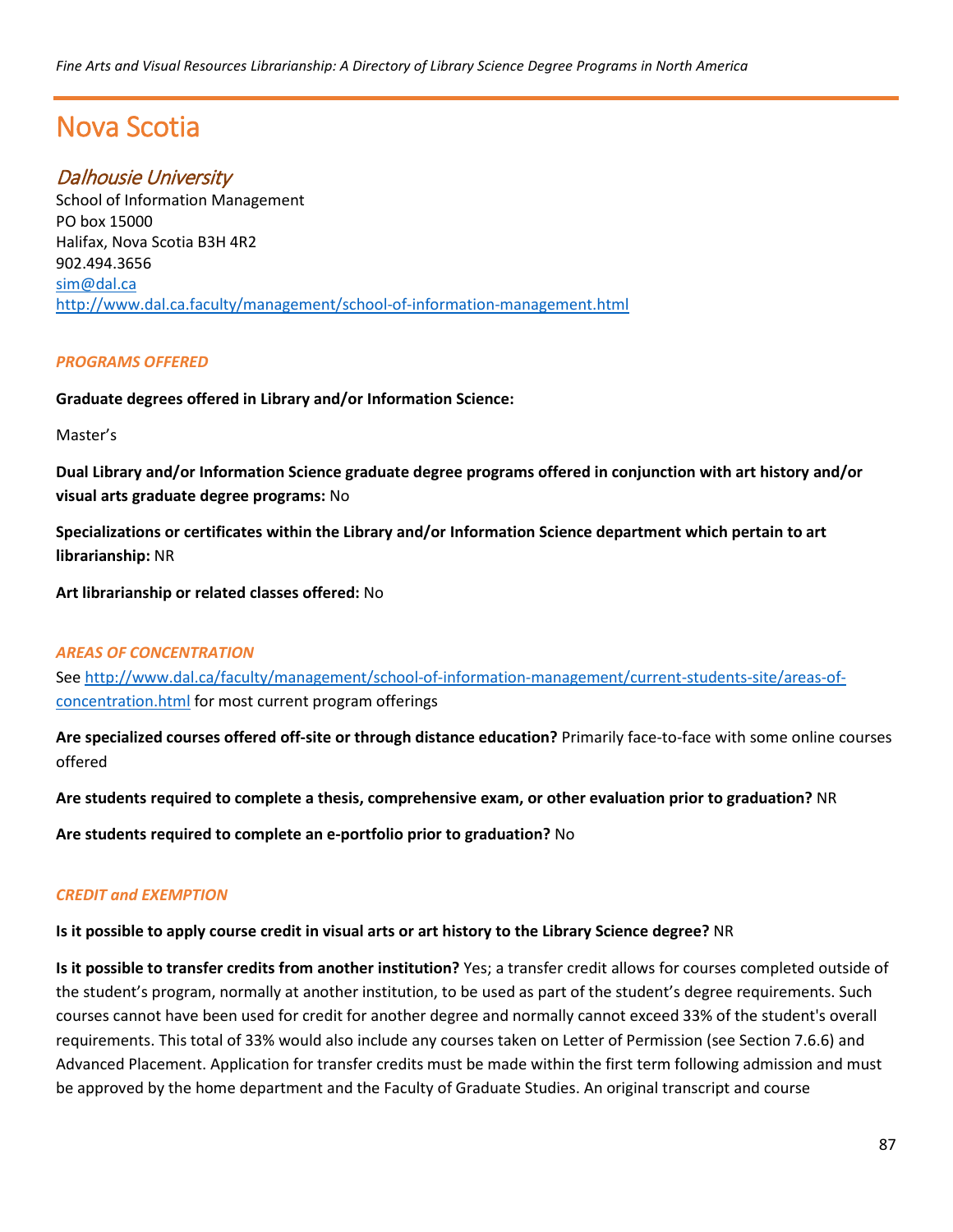# Nova Scotia

## *Dalhousie University*

School of Information Management
PO box 15000
Halifax, Nova Scotia B3H 4R2
902.494.3656
sim@dal.ca
http://www.dal.ca.faculty/management/school-of-information-management.html

### *PROGRAMS OFFERED*

**Graduate degrees offered in Library and/or Information Science:**

Master's

**Dual Library and/or Information Science graduate degree programs offered in conjunction with art history and/or visual arts graduate degree programs:** No

**Specializations or certificates within the Library and/or Information Science department which pertain to art librarianship:** NR

**Art librarianship or related classes offered:** No

### *AREAS OF CONCENTRATION*

See http://www.dal.ca/faculty/management/school-of-information-management/current-students-site/areas-of-concentration.html for most current program offerings

**Are specialized courses offered off-site or through distance education?** Primarily face-to-face with some online courses offered

**Are students required to complete a thesis, comprehensive exam, or other evaluation prior to graduation?** NR

**Are students required to complete an e-portfolio prior to graduation?** No

### *CREDIT and EXEMPTION*

**Is it possible to apply course credit in visual arts or art history to the Library Science degree?** NR

**Is it possible to transfer credits from another institution?** Yes; a transfer credit allows for courses completed outside of the student's program, normally at another institution, to be used as part of the student's degree requirements. Such courses cannot have been used for credit for another degree and normally cannot exceed 33% of the student's overall requirements. This total of 33% would also include any courses taken on Letter of Permission (see Section 7.6.6) and Advanced Placement. Application for transfer credits must be made within the first term following admission and must be approved by the home department and the Faculty of Graduate Studies. An original transcript and course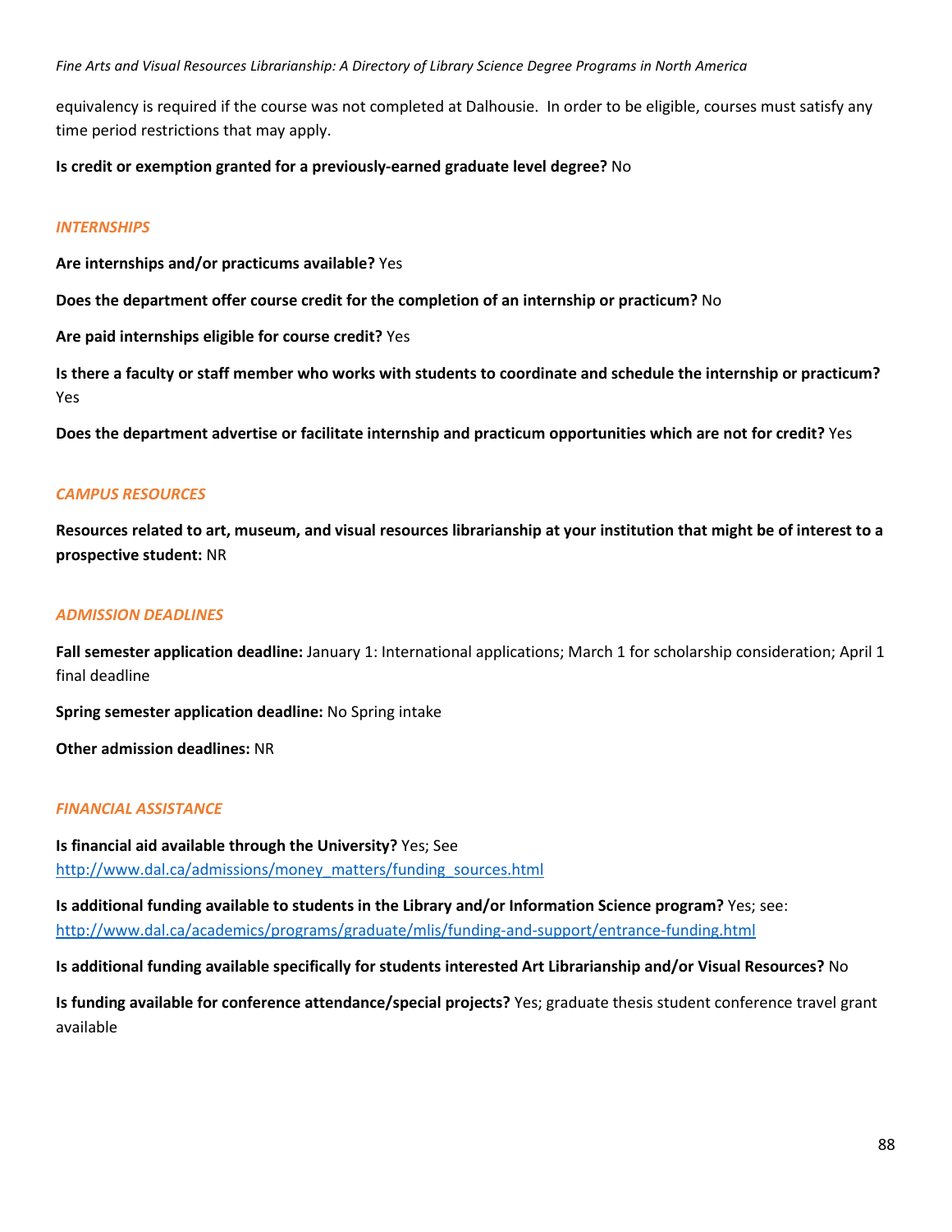equivalency is required if the course was not completed at Dalhousie. In order to be eligible, courses must satisfy any time period restrictions that may apply.

**Is credit or exemption granted for a previously-earned graduate level degree?** No

### *INTERNSHIPS*

**Are internships and/or practicums available?** Yes

**Does the department offer course credit for the completion of an internship or practicum?** No

**Are paid internships eligible for course credit?** Yes

**Is there a faculty or staff member who works with students to coordinate and schedule the internship or practicum?** Yes

**Does the department advertise or facilitate internship and practicum opportunities which are not for credit?** Yes

### *CAMPUS RESOURCES*

**Resources related to art, museum, and visual resources librarianship at your institution that might be of interest to a prospective student:** NR

### *ADMISSION DEADLINES*

**Fall semester application deadline:** January 1: International applications; March 1 for scholarship consideration; April 1 final deadline

**Spring semester application deadline:** No Spring intake

**Other admission deadlines:** NR

### *FINANCIAL ASSISTANCE*

**Is financial aid available through the University?** Yes; See http://www.dal.ca/admissions/money_matters/funding_sources.html

**Is additional funding available to students in the Library and/or Information Science program?** Yes; see: http://www.dal.ca/academics/programs/graduate/mlis/funding-and-support/entrance-funding.html

**Is additional funding available specifically for students interested Art Librarianship and/or Visual Resources?** No

**Is funding available for conference attendance/special projects?** Yes; graduate thesis student conference travel grant available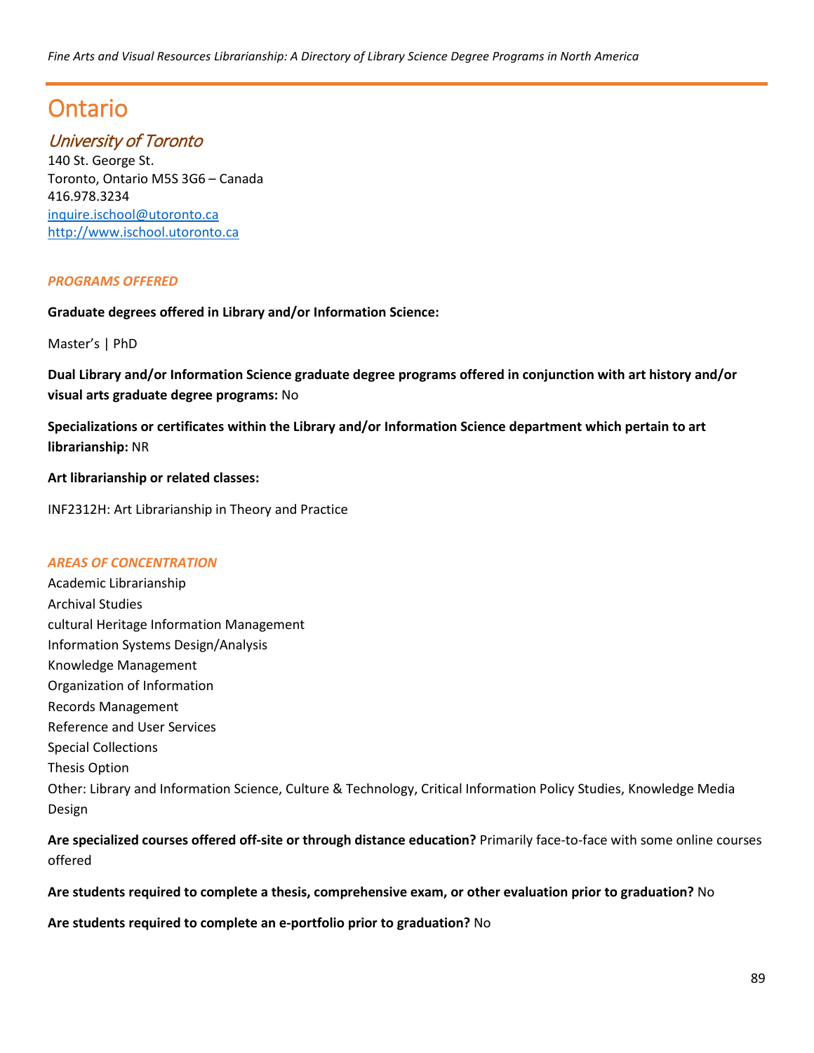# Ontario

## *University of Toronto*

140 St. George St.
Toronto, Ontario M5S 3G6 – Canada
416.978.3234
[inquire.ischool@utoronto.ca](mailto:inquire.ischool@utoronto.ca)
[http://www.ischool.utoronto.ca](http://www.ischool.utoronto.ca)

### *PROGRAMS OFFERED*

**Graduate degrees offered in Library and/or Information Science:**

Master's | PhD

**Dual Library and/or Information Science graduate degree programs offered in conjunction with art history and/or visual arts graduate degree programs:** No

**Specializations or certificates within the Library and/or Information Science department which pertain to art librarianship:** NR

**Art librarianship or related classes:**

INF2312H: Art Librarianship in Theory and Practice

### *AREAS OF CONCENTRATION*

Academic Librarianship
Archival Studies
cultural Heritage Information Management
Information Systems Design/Analysis
Knowledge Management
Organization of Information
Records Management
Reference and User Services
Special Collections
Thesis Option
Other: Library and Information Science, Culture & Technology, Critical Information Policy Studies, Knowledge Media Design

**Are specialized courses offered off-site or through distance education?** Primarily face-to-face with some online courses offered

**Are students required to complete a thesis, comprehensive exam, or other evaluation prior to graduation?** No

**Are students required to complete an e-portfolio prior to graduation?** No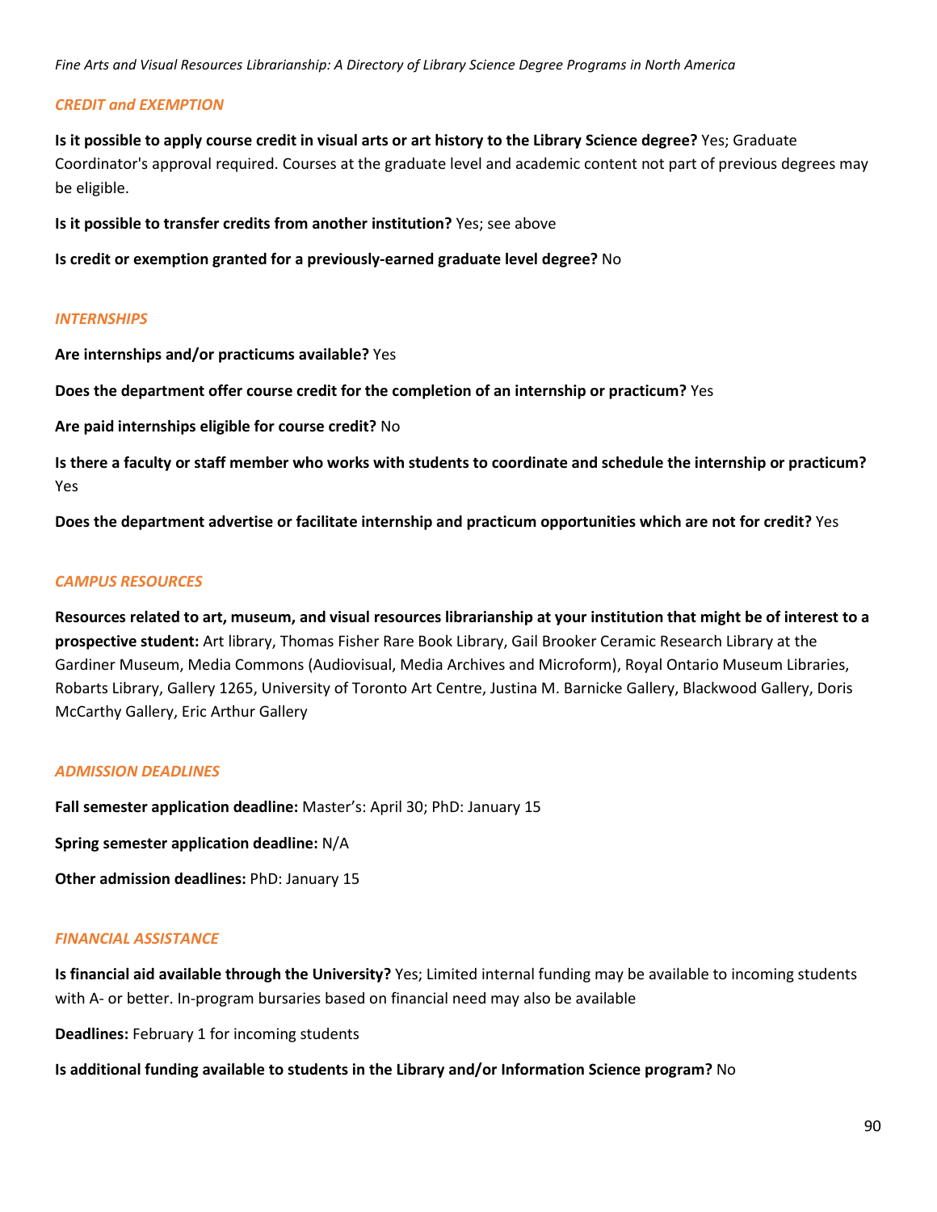### *CREDIT and EXEMPTION*

**Is it possible to apply course credit in visual arts or art history to the Library Science degree?** Yes; Graduate Coordinator's approval required. Courses at the graduate level and academic content not part of previous degrees may be eligible.

**Is it possible to transfer credits from another institution?** Yes; see above

**Is credit or exemption granted for a previously-earned graduate level degree?** No

### *INTERNSHIPS*

**Are internships and/or practicums available?** Yes

**Does the department offer course credit for the completion of an internship or practicum?** Yes

**Are paid internships eligible for course credit?** No

**Is there a faculty or staff member who works with students to coordinate and schedule the internship or practicum?** Yes

**Does the department advertise or facilitate internship and practicum opportunities which are not for credit?** Yes

### *CAMPUS RESOURCES*

**Resources related to art, museum, and visual resources librarianship at your institution that might be of interest to a prospective student:** Art library, Thomas Fisher Rare Book Library, Gail Brooker Ceramic Research Library at the Gardiner Museum, Media Commons (Audiovisual, Media Archives and Microform), Royal Ontario Museum Libraries, Robarts Library, Gallery 1265, University of Toronto Art Centre, Justina M. Barnicke Gallery, Blackwood Gallery, Doris McCarthy Gallery, Eric Arthur Gallery

### *ADMISSION DEADLINES*

**Fall semester application deadline:** Master's: April 30; PhD: January 15

**Spring semester application deadline:** N/A

**Other admission deadlines:** PhD: January 15

### *FINANCIAL ASSISTANCE*

**Is financial aid available through the University?** Yes; Limited internal funding may be available to incoming students with A- or better. In-program bursaries based on financial need may also be available

**Deadlines:** February 1 for incoming students

**Is additional funding available to students in the Library and/or Information Science program?** No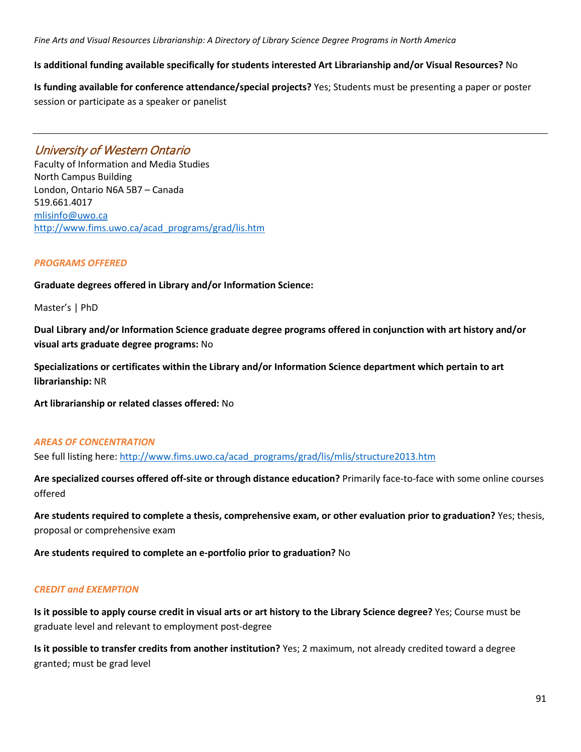**Is additional funding available specifically for students interested Art Librarianship and/or Visual Resources?** No

**Is funding available for conference attendance/special projects?** Yes; Students must be presenting a paper or poster session or participate as a speaker or panelist

---

## *University of Western Ontario*

Faculty of Information and Media Studies
North Campus Building
London, Ontario N6A 5B7 – Canada
519.661.4017
mlisinfo@uwo.ca
http://www.fims.uwo.ca/acad_programs/grad/lis.htm

### *PROGRAMS OFFERED*

**Graduate degrees offered in Library and/or Information Science:**

Master's | PhD

**Dual Library and/or Information Science graduate degree programs offered in conjunction with art history and/or visual arts graduate degree programs:** No

**Specializations or certificates within the Library and/or Information Science department which pertain to art librarianship:** NR

**Art librarianship or related classes offered:** No

### *AREAS OF CONCENTRATION*

See full listing here: http://www.fims.uwo.ca/acad_programs/grad/lis/mlis/structure2013.htm

**Are specialized courses offered off-site or through distance education?** Primarily face-to-face with some online courses offered

**Are students required to complete a thesis, comprehensive exam, or other evaluation prior to graduation?** Yes; thesis, proposal or comprehensive exam

**Are students required to complete an e-portfolio prior to graduation?** No

### *CREDIT and EXEMPTION*

**Is it possible to apply course credit in visual arts or art history to the Library Science degree?** Yes; Course must be graduate level and relevant to employment post-degree

**Is it possible to transfer credits from another institution?** Yes; 2 maximum, not already credited toward a degree granted; must be grad level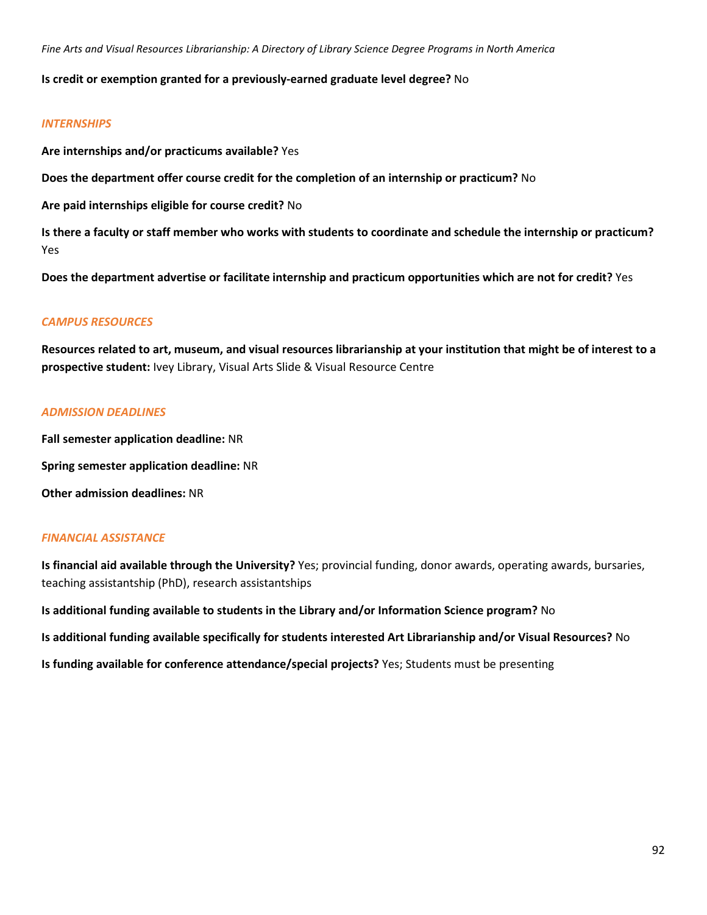**Is credit or exemption granted for a previously-earned graduate level degree?** No

### *INTERNSHIPS*

**Are internships and/or practicums available?** Yes

**Does the department offer course credit for the completion of an internship or practicum?** No

**Are paid internships eligible for course credit?** No

**Is there a faculty or staff member who works with students to coordinate and schedule the internship or practicum?** Yes

**Does the department advertise or facilitate internship and practicum opportunities which are not for credit?** Yes

### *CAMPUS RESOURCES*

**Resources related to art, museum, and visual resources librarianship at your institution that might be of interest to a prospective student:** Ivey Library, Visual Arts Slide & Visual Resource Centre

### *ADMISSION DEADLINES*

**Fall semester application deadline:** NR

**Spring semester application deadline:** NR

**Other admission deadlines:** NR

### *FINANCIAL ASSISTANCE*

**Is financial aid available through the University?** Yes; provincial funding, donor awards, operating awards, bursaries, teaching assistantship (PhD), research assistantships

**Is additional funding available to students in the Library and/or Information Science program?** No

**Is additional funding available specifically for students interested Art Librarianship and/or Visual Resources?** No

**Is funding available for conference attendance/special projects?** Yes; Students must be presenting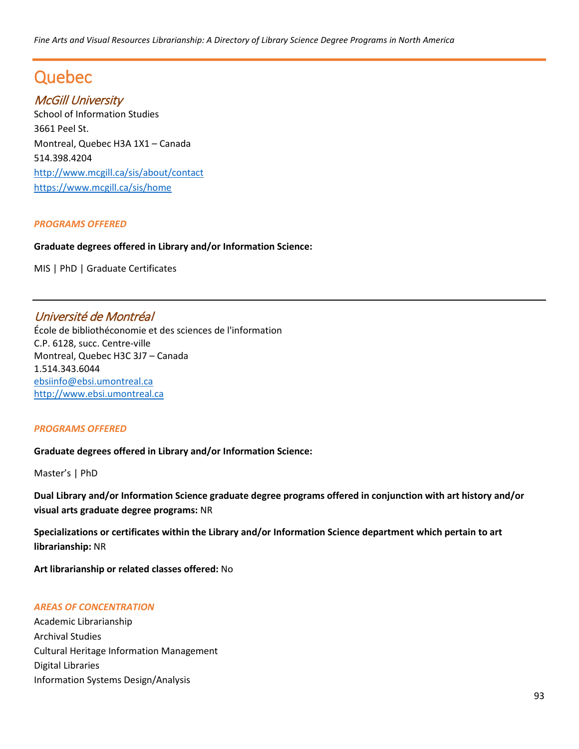# Quebec

## *McGill University*

School of Information Studies
3661 Peel St.
Montreal, Quebec H3A 1X1 – Canada
514.398.4204
http://www.mcgill.ca/sis/about/contact
https://www.mcgill.ca/sis/home

### *PROGRAMS OFFERED*

**Graduate degrees offered in Library and/or Information Science:**

MIS | PhD | Graduate Certificates

---

## *Université de Montréal*

École de bibliothéconomie et des sciences de l'information
C.P. 6128, succ. Centre-ville
Montreal, Quebec H3C 3J7 – Canada
1.514.343.6044
ebsiinfo@ebsi.umontreal.ca
http://www.ebsi.umontreal.ca

### *PROGRAMS OFFERED*

**Graduate degrees offered in Library and/or Information Science:**

Master's | PhD

**Dual Library and/or Information Science graduate degree programs offered in conjunction with art history and/or visual arts graduate degree programs:** NR

**Specializations or certificates within the Library and/or Information Science department which pertain to art librarianship:** NR

**Art librarianship or related classes offered:** No

### *AREAS OF CONCENTRATION*

Academic Librarianship
Archival Studies
Cultural Heritage Information Management
Digital Libraries
Information Systems Design/Analysis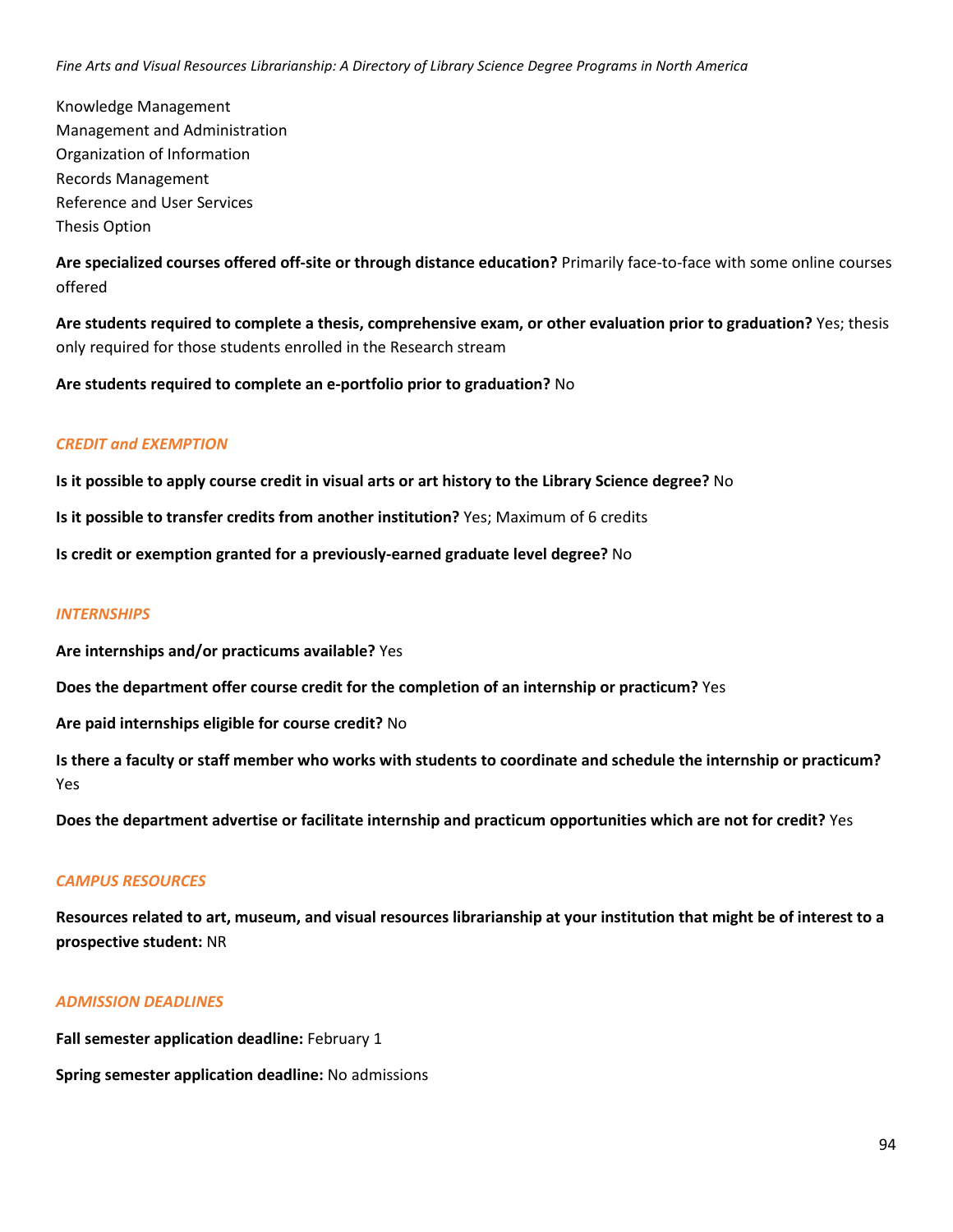Knowledge Management
Management and Administration
Organization of Information
Records Management
Reference and User Services
Thesis Option

**Are specialized courses offered off-site or through distance education?** Primarily face-to-face with some online courses offered

**Are students required to complete a thesis, comprehensive exam, or other evaluation prior to graduation?** Yes; thesis only required for those students enrolled in the Research stream

**Are students required to complete an e-portfolio prior to graduation?** No

### *CREDIT and EXEMPTION*

**Is it possible to apply course credit in visual arts or art history to the Library Science degree?** No

**Is it possible to transfer credits from another institution?** Yes; Maximum of 6 credits

**Is credit or exemption granted for a previously-earned graduate level degree?** No

### *INTERNSHIPS*

**Are internships and/or practicums available?** Yes

**Does the department offer course credit for the completion of an internship or practicum?** Yes

**Are paid internships eligible for course credit?** No

**Is there a faculty or staff member who works with students to coordinate and schedule the internship or practicum?** Yes

**Does the department advertise or facilitate internship and practicum opportunities which are not for credit?** Yes

### *CAMPUS RESOURCES*

**Resources related to art, museum, and visual resources librarianship at your institution that might be of interest to a prospective student:** NR

### *ADMISSION DEADLINES*

**Fall semester application deadline:** February 1

**Spring semester application deadline:** No admissions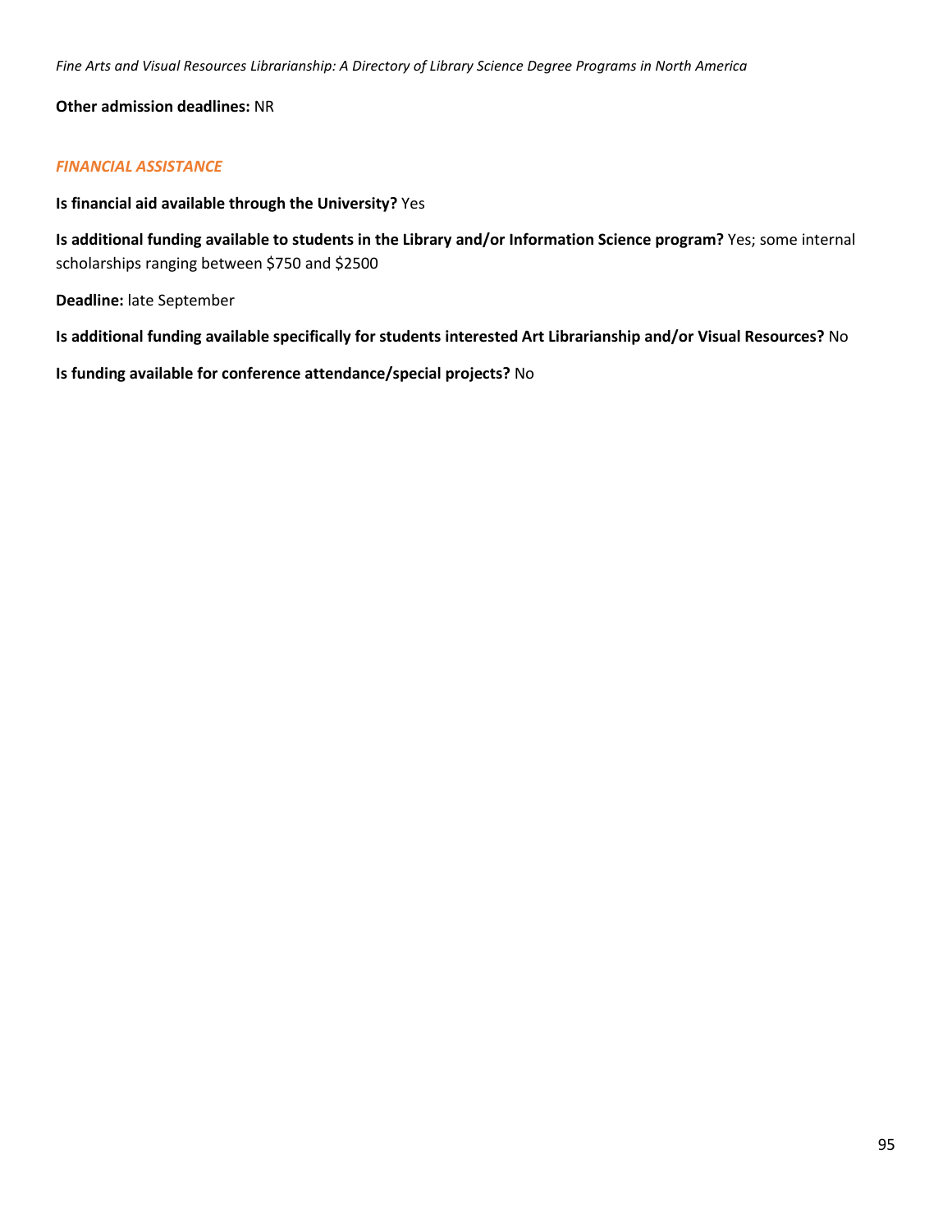**Other admission deadlines:** NR

### *FINANCIAL ASSISTANCE*

**Is financial aid available through the University?** Yes

**Is additional funding available to students in the Library and/or Information Science program?** Yes; some internal scholarships ranging between $750 and $2500

**Deadline:** late September

**Is additional funding available specifically for students interested Art Librarianship and/or Visual Resources?** No

**Is funding available for conference attendance/special projects?** No